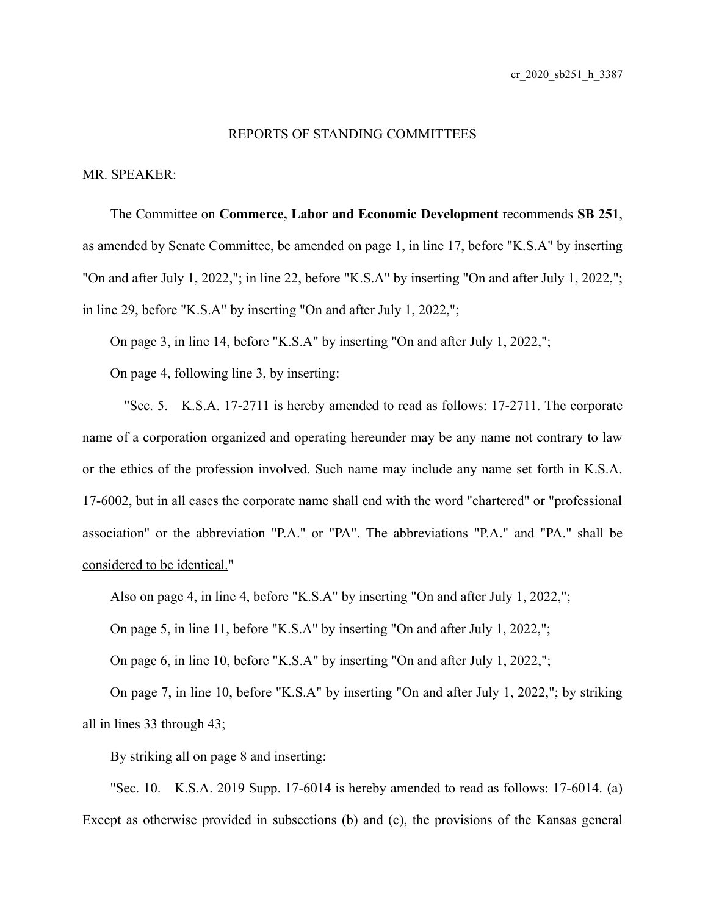cr_2020_sb251_h_3387

REPORTS OF STANDING COMMITTEES

MR. SPEAKER:

The Committee on **Commerce, Labor and Economic Development** recommends **SB 251**, as amended by Senate Committee, be amended on page 1, in line 17, before "K.S.A" by inserting "On and after July 1, 2022,"; in line 22, before "K.S.A" by inserting "On and after July 1, 2022,"; in line 29, before "K.S.A" by inserting "On and after July 1, 2022,";

On page 3, in line 14, before "K.S.A" by inserting "On and after July 1, 2022,";

On page 4, following line 3, by inserting:

"Sec. 5. K.S.A. 17-2711 is hereby amended to read as follows: 17-2711. The corporate name of a corporation organized and operating hereunder may be any name not contrary to law or the ethics of the profession involved. Such name may include any name set forth in K.S.A. 17-6002, but in all cases the corporate name shall end with the word "chartered" or "professional association" or the abbreviation "P.A." <u>or "PA". The abbreviations "P.A." and "PA." shall be considered to be identical.</u>"

Also on page 4, in line 4, before "K.S.A" by inserting "On and after July 1, 2022,";

On page 5, in line 11, before "K.S.A" by inserting "On and after July 1, 2022,";

On page 6, in line 10, before "K.S.A" by inserting "On and after July 1, 2022,";

On page 7, in line 10, before "K.S.A" by inserting "On and after July 1, 2022,"; by striking all in lines 33 through 43;

By striking all on page 8 and inserting:

"Sec. 10. K.S.A. 2019 Supp. 17-6014 is hereby amended to read as follows: 17-6014. (a) Except as otherwise provided in subsections (b) and (c), the provisions of the Kansas general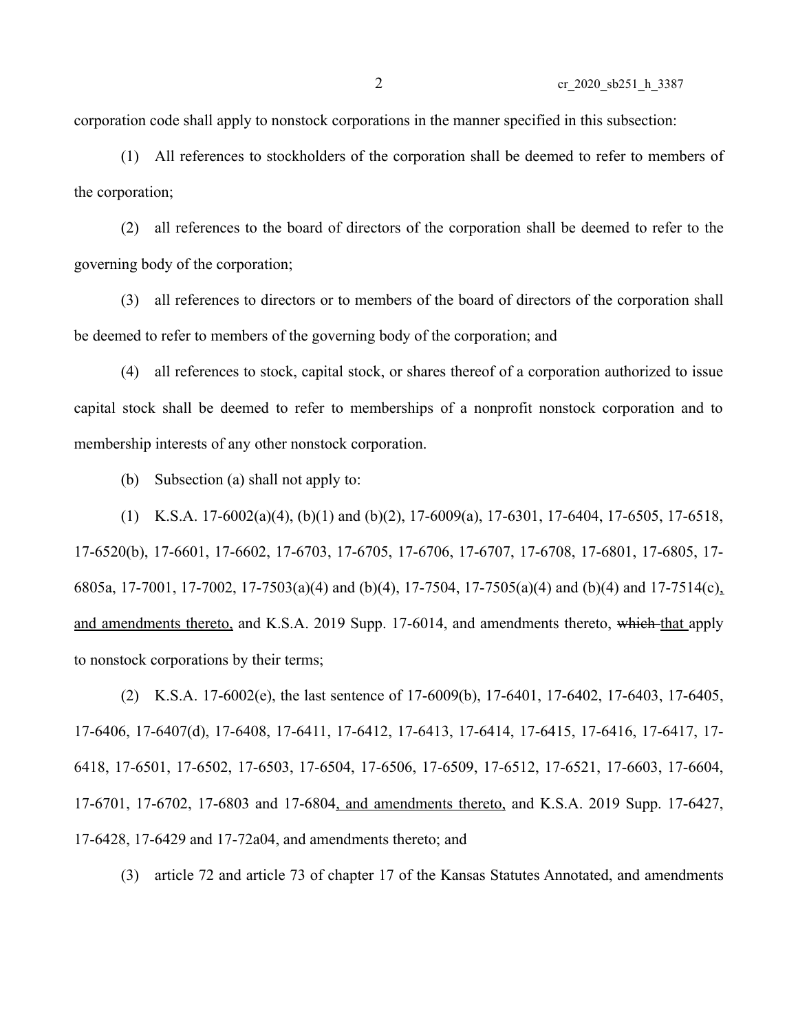corporation code shall apply to nonstock corporations in the manner specified in this subsection:

(1) All references to stockholders of the corporation shall be deemed to refer to members of the corporation;

(2) all references to the board of directors of the corporation shall be deemed to refer to the governing body of the corporation;

(3) all references to directors or to members of the board of directors of the corporation shall be deemed to refer to members of the governing body of the corporation; and

(4) all references to stock, capital stock, or shares thereof of a corporation authorized to issue capital stock shall be deemed to refer to memberships of a nonprofit nonstock corporation and to membership interests of any other nonstock corporation.

(b) Subsection (a) shall not apply to:

(1) K.S.A. 17-6002(a)(4), (b)(1) and (b)(2), 17-6009(a), 17-6301, 17-6404, 17-6505, 17-6518, 17-6520(b), 17-6601, 17-6602, 17-6703, 17-6705, 17-6706, 17-6707, 17-6708, 17-6801, 17-6805, 17-6805a, 17-7001, 17-7002, 17-7503(a)(4) and (b)(4), 17-7504, 17-7505(a)(4) and (b)(4) and 17-7514(c), and amendments thereto, and K.S.A. 2019 Supp. 17-6014, and amendments thereto, ~~which~~ that apply to nonstock corporations by their terms;

(2) K.S.A. 17-6002(e), the last sentence of 17-6009(b), 17-6401, 17-6402, 17-6403, 17-6405, 17-6406, 17-6407(d), 17-6408, 17-6411, 17-6412, 17-6413, 17-6414, 17-6415, 17-6416, 17-6417, 17-6418, 17-6501, 17-6502, 17-6503, 17-6504, 17-6506, 17-6509, 17-6512, 17-6521, 17-6603, 17-6604, 17-6701, 17-6702, 17-6803 and 17-6804, and amendments thereto, and K.S.A. 2019 Supp. 17-6427, 17-6428, 17-6429 and 17-72a04, and amendments thereto; and

(3) article 72 and article 73 of chapter 17 of the Kansas Statutes Annotated, and amendments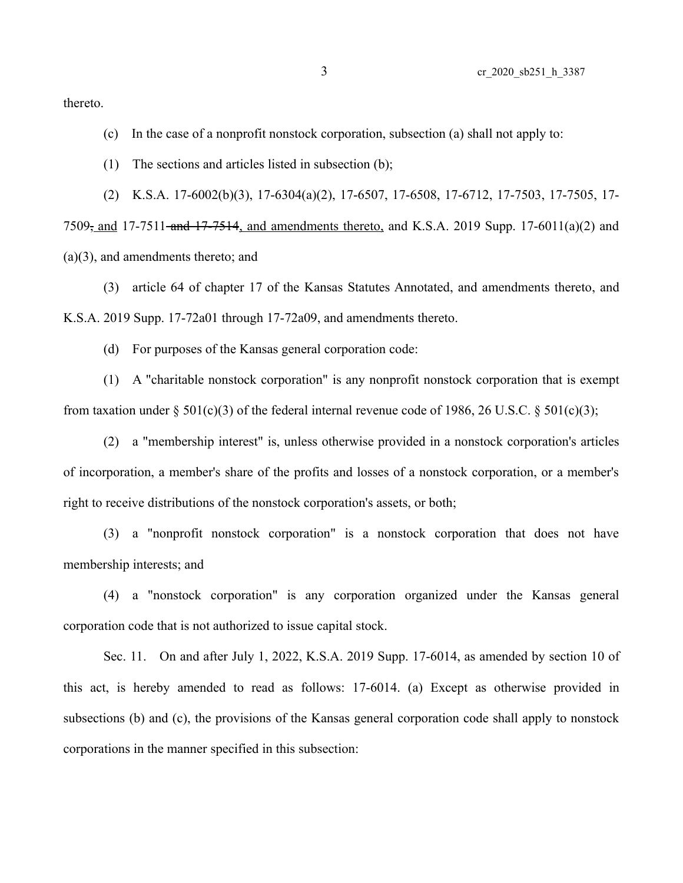thereto.

(c) In the case of a nonprofit nonstock corporation, subsection (a) shall not apply to:

(1) The sections and articles listed in subsection (b);

(2) K.S.A. 17-6002(b)(3), 17-6304(a)(2), 17-6507, 17-6508, 17-6712, 17-7503, 17-7505, 17-7509~~,~~ <u>, and</u> 17-7511 ~~and 17-7514~~<u>, and amendments thereto,</u> and K.S.A. 2019 Supp. 17-6011(a)(2) and (a)(3), and amendments thereto; and

(3) article 64 of chapter 17 of the Kansas Statutes Annotated, and amendments thereto, and K.S.A. 2019 Supp. 17-72a01 through 17-72a09, and amendments thereto.

(d) For purposes of the Kansas general corporation code:

(1) A "charitable nonstock corporation" is any nonprofit nonstock corporation that is exempt from taxation under § 501(c)(3) of the federal internal revenue code of 1986, 26 U.S.C. § 501(c)(3);

(2) a "membership interest" is, unless otherwise provided in a nonstock corporation's articles of incorporation, a member's share of the profits and losses of a nonstock corporation, or a member's right to receive distributions of the nonstock corporation's assets, or both;

(3) a "nonprofit nonstock corporation" is a nonstock corporation that does not have membership interests; and

(4) a "nonstock corporation" is any corporation organized under the Kansas general corporation code that is not authorized to issue capital stock.

Sec. 11. On and after July 1, 2022, K.S.A. 2019 Supp. 17-6014, as amended by section 10 of this act, is hereby amended to read as follows: 17-6014. (a) Except as otherwise provided in subsections (b) and (c), the provisions of the Kansas general corporation code shall apply to nonstock corporations in the manner specified in this subsection: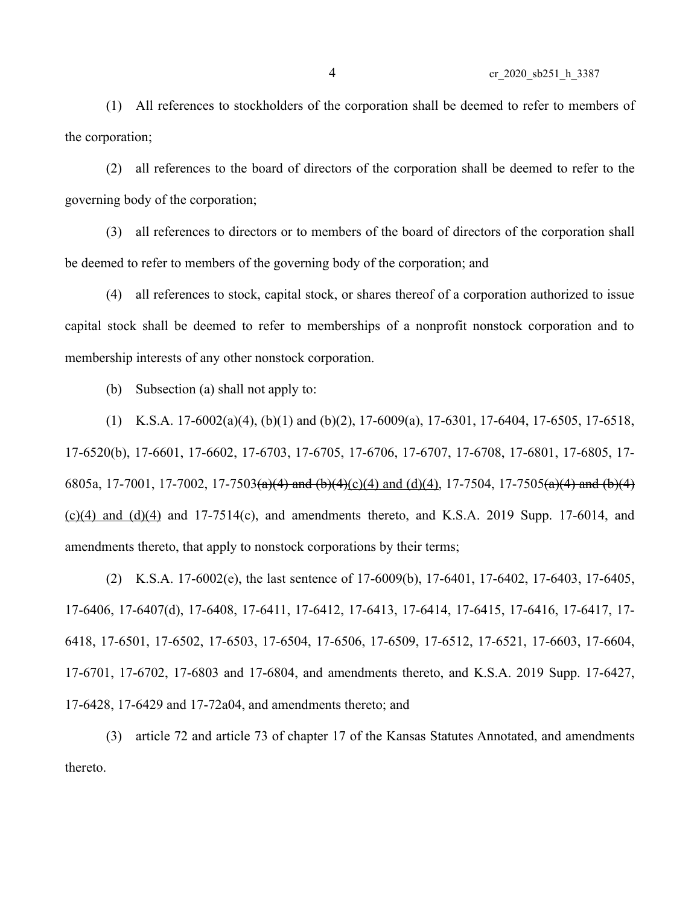(1) All references to stockholders of the corporation shall be deemed to refer to members of the corporation;

(2) all references to the board of directors of the corporation shall be deemed to refer to the governing body of the corporation;

(3) all references to directors or to members of the board of directors of the corporation shall be deemed to refer to members of the governing body of the corporation; and

(4) all references to stock, capital stock, or shares thereof of a corporation authorized to issue capital stock shall be deemed to refer to memberships of a nonprofit nonstock corporation and to membership interests of any other nonstock corporation.

(b) Subsection (a) shall not apply to:

(1) K.S.A. 17-6002(a)(4), (b)(1) and (b)(2), 17-6009(a), 17-6301, 17-6404, 17-6505, 17-6518, 17-6520(b), 17-6601, 17-6602, 17-6703, 17-6705, 17-6706, 17-6707, 17-6708, 17-6801, 17-6805, 17-6805a, 17-7001, 17-7002, 17-7503~~(a)(4) and (b)(4)~~(c)(4) and (d)(4), 17-7504, 17-7505~~(a)(4) and (b)(4)~~ (c)(4) and (d)(4) and 17-7514(c), and amendments thereto, and K.S.A. 2019 Supp. 17-6014, and amendments thereto, that apply to nonstock corporations by their terms;

(2) K.S.A. 17-6002(e), the last sentence of 17-6009(b), 17-6401, 17-6402, 17-6403, 17-6405, 17-6406, 17-6407(d), 17-6408, 17-6411, 17-6412, 17-6413, 17-6414, 17-6415, 17-6416, 17-6417, 17-6418, 17-6501, 17-6502, 17-6503, 17-6504, 17-6506, 17-6509, 17-6512, 17-6521, 17-6603, 17-6604, 17-6701, 17-6702, 17-6803 and 17-6804, and amendments thereto, and K.S.A. 2019 Supp. 17-6427, 17-6428, 17-6429 and 17-72a04, and amendments thereto; and

(3) article 72 and article 73 of chapter 17 of the Kansas Statutes Annotated, and amendments thereto.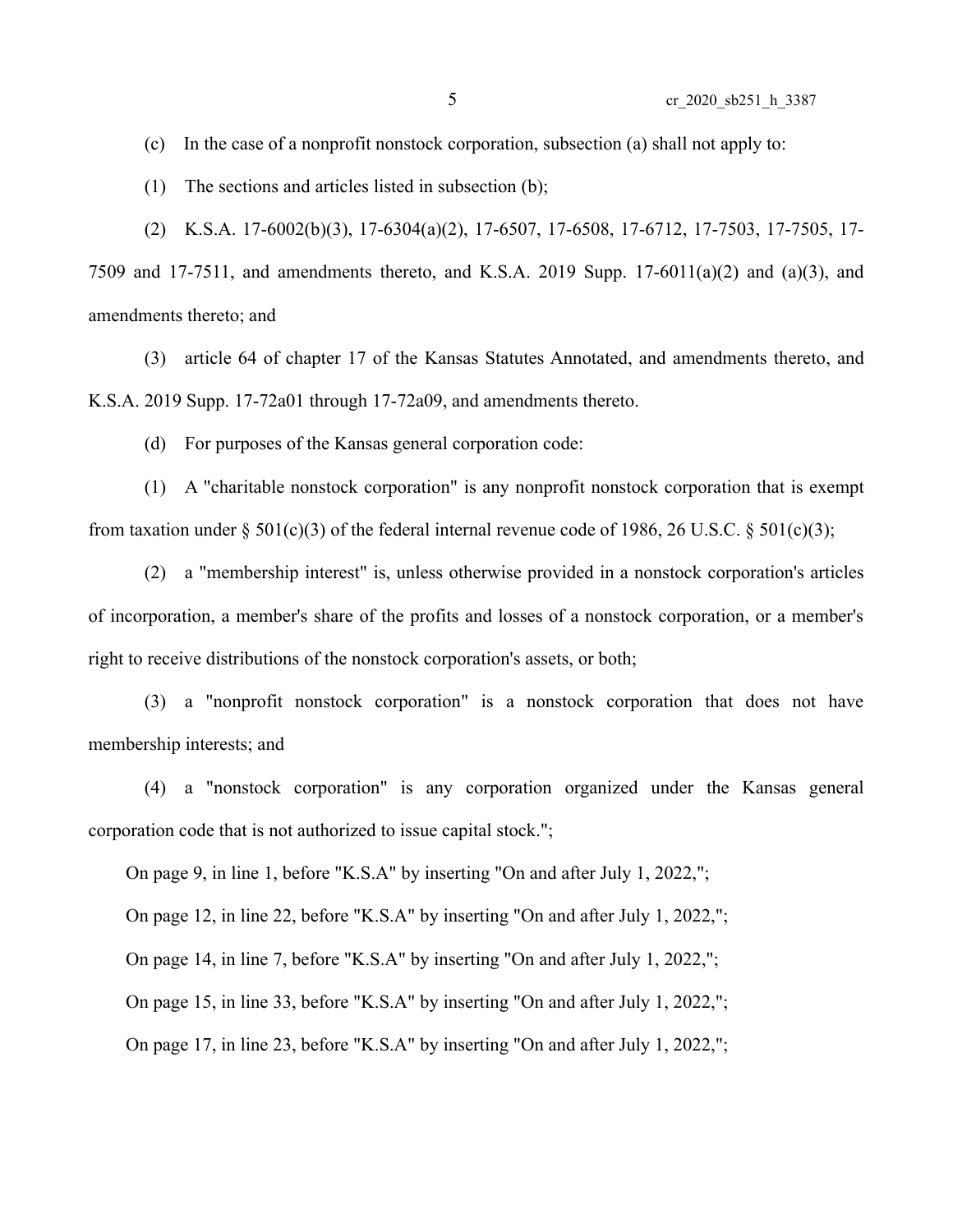(c) In the case of a nonprofit nonstock corporation, subsection (a) shall not apply to:

(1) The sections and articles listed in subsection (b);

(2) K.S.A. 17-6002(b)(3), 17-6304(a)(2), 17-6507, 17-6508, 17-6712, 17-7503, 17-7505, 17-7509 and 17-7511, and amendments thereto, and K.S.A. 2019 Supp. 17-6011(a)(2) and (a)(3), and amendments thereto; and

(3) article 64 of chapter 17 of the Kansas Statutes Annotated, and amendments thereto, and K.S.A. 2019 Supp. 17-72a01 through 17-72a09, and amendments thereto.

(d) For purposes of the Kansas general corporation code:

(1) A "charitable nonstock corporation" is any nonprofit nonstock corporation that is exempt from taxation under § 501(c)(3) of the federal internal revenue code of 1986, 26 U.S.C. § 501(c)(3);

(2) a "membership interest" is, unless otherwise provided in a nonstock corporation's articles of incorporation, a member's share of the profits and losses of a nonstock corporation, or a member's right to receive distributions of the nonstock corporation's assets, or both;

(3) a "nonprofit nonstock corporation" is a nonstock corporation that does not have membership interests; and

(4) a "nonstock corporation" is any corporation organized under the Kansas general corporation code that is not authorized to issue capital stock.";

On page 9, in line 1, before "K.S.A" by inserting "On and after July 1, 2022,";

On page 12, in line 22, before "K.S.A" by inserting "On and after July 1, 2022,";

On page 14, in line 7, before "K.S.A" by inserting "On and after July 1, 2022,";

On page 15, in line 33, before "K.S.A" by inserting "On and after July 1, 2022,";

On page 17, in line 23, before "K.S.A" by inserting "On and after July 1, 2022,";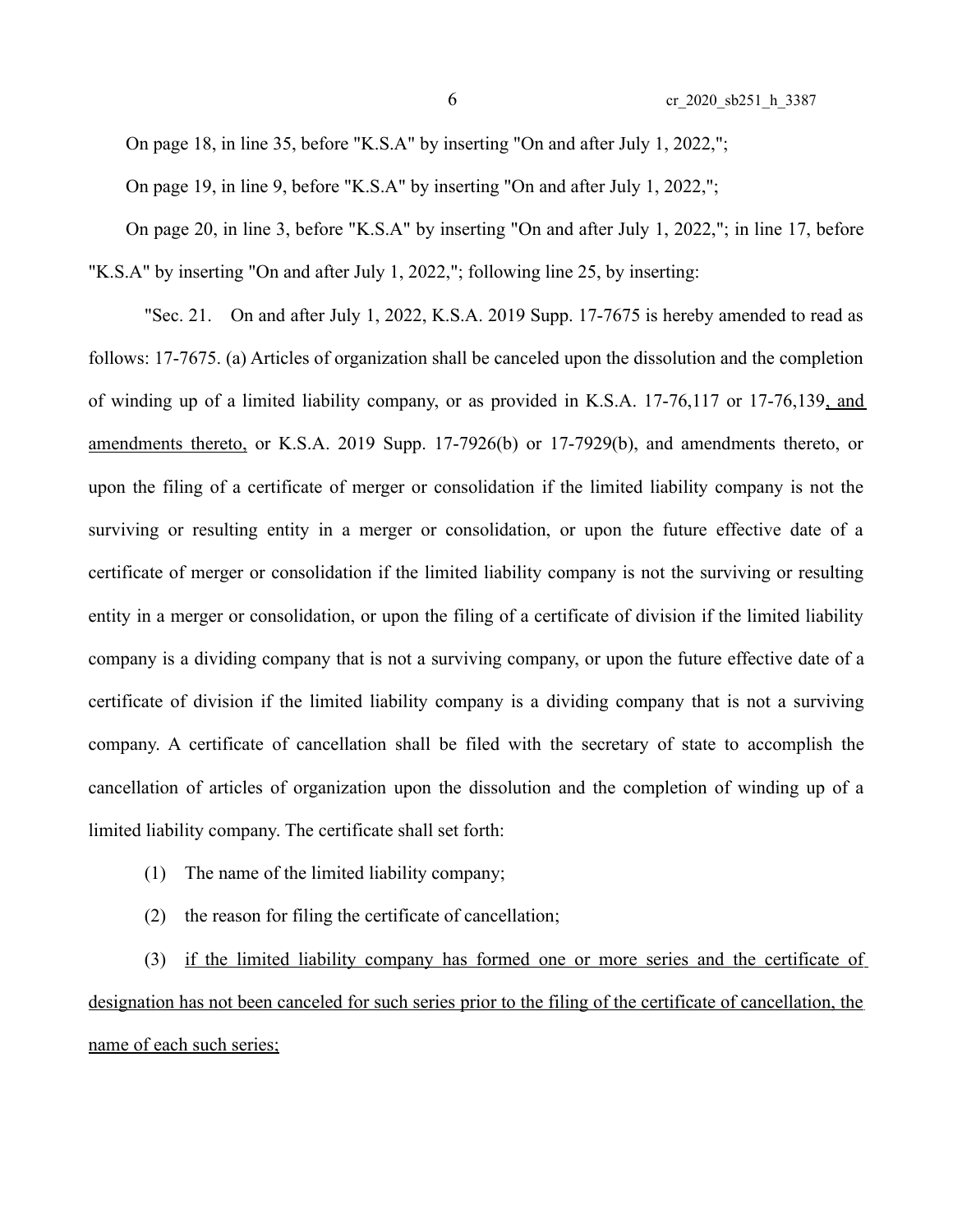On page 18, in line 35, before "K.S.A" by inserting "On and after July 1, 2022,";

On page 19, in line 9, before "K.S.A" by inserting "On and after July 1, 2022,";

On page 20, in line 3, before "K.S.A" by inserting "On and after July 1, 2022,"; in line 17, before "K.S.A" by inserting "On and after July 1, 2022,"; following line 25, by inserting:

"Sec. 21. On and after July 1, 2022, K.S.A. 2019 Supp. 17-7675 is hereby amended to read as follows: 17-7675. (a) Articles of organization shall be canceled upon the dissolution and the completion of winding up of a limited liability company, or as provided in K.S.A. 17-76,117 or 17-76,139, and amendments thereto, or K.S.A. 2019 Supp. 17-7926(b) or 17-7929(b), and amendments thereto, or upon the filing of a certificate of merger or consolidation if the limited liability company is not the surviving or resulting entity in a merger or consolidation, or upon the future effective date of a certificate of merger or consolidation if the limited liability company is not the surviving or resulting entity in a merger or consolidation, or upon the filing of a certificate of division if the limited liability company is a dividing company that is not a surviving company, or upon the future effective date of a certificate of division if the limited liability company is a dividing company that is not a surviving company. A certificate of cancellation shall be filed with the secretary of state to accomplish the cancellation of articles of organization upon the dissolution and the completion of winding up of a limited liability company. The certificate shall set forth:

(1) The name of the limited liability company;

(2) the reason for filing the certificate of cancellation;

(3) if the limited liability company has formed one or more series and the certificate of designation has not been canceled for such series prior to the filing of the certificate of cancellation, the name of each such series;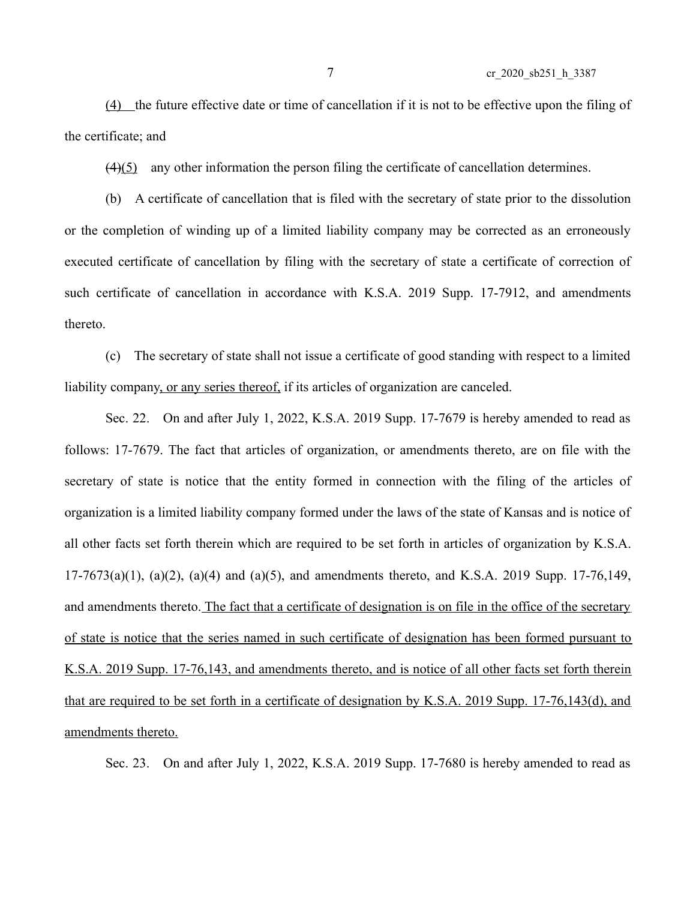(4) the future effective date or time of cancellation if it is not to be effective upon the filing of the certificate; and

~~(4)~~(5) any other information the person filing the certificate of cancellation determines.

(b) A certificate of cancellation that is filed with the secretary of state prior to the dissolution or the completion of winding up of a limited liability company may be corrected as an erroneously executed certificate of cancellation by filing with the secretary of state a certificate of correction of such certificate of cancellation in accordance with K.S.A. 2019 Supp. 17-7912, and amendments thereto.

(c) The secretary of state shall not issue a certificate of good standing with respect to a limited liability company, or any series thereof, if its articles of organization are canceled.

Sec. 22. On and after July 1, 2022, K.S.A. 2019 Supp. 17-7679 is hereby amended to read as follows: 17-7679. The fact that articles of organization, or amendments thereto, are on file with the secretary of state is notice that the entity formed in connection with the filing of the articles of organization is a limited liability company formed under the laws of the state of Kansas and is notice of all other facts set forth therein which are required to be set forth in articles of organization by K.S.A. 17-7673(a)(1), (a)(2), (a)(4) and (a)(5), and amendments thereto, and K.S.A. 2019 Supp. 17-76,149, and amendments thereto. The fact that a certificate of designation is on file in the office of the secretary of state is notice that the series named in such certificate of designation has been formed pursuant to K.S.A. 2019 Supp. 17-76,143, and amendments thereto, and is notice of all other facts set forth therein that are required to be set forth in a certificate of designation by K.S.A. 2019 Supp. 17-76,143(d), and amendments thereto.

Sec. 23. On and after July 1, 2022, K.S.A. 2019 Supp. 17-7680 is hereby amended to read as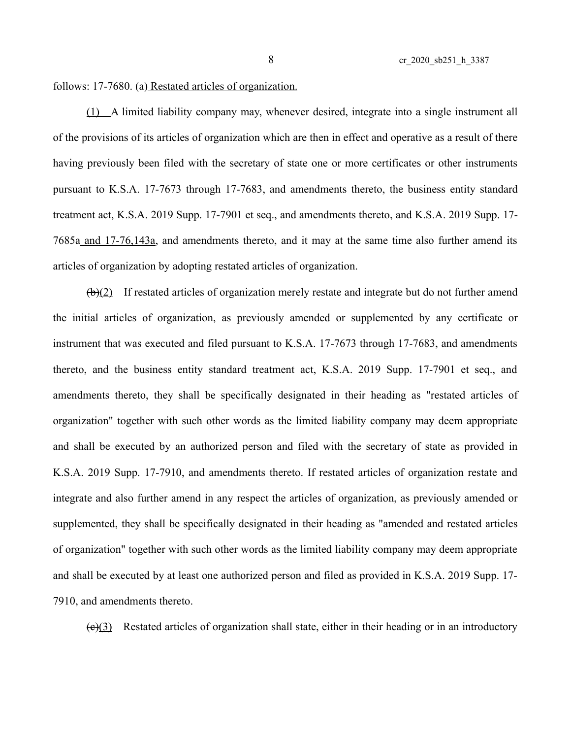follows: 17-7680. (a) Restated articles of organization.

(1) A limited liability company may, whenever desired, integrate into a single instrument all of the provisions of its articles of organization which are then in effect and operative as a result of there having previously been filed with the secretary of state one or more certificates or other instruments pursuant to K.S.A. 17-7673 through 17-7683, and amendments thereto, the business entity standard treatment act, K.S.A. 2019 Supp. 17-7901 et seq., and amendments thereto, and K.S.A. 2019 Supp. 17-7685a and 17-76,143a, and amendments thereto, and it may at the same time also further amend its articles of organization by adopting restated articles of organization.

~~(b)~~(2) If restated articles of organization merely restate and integrate but do not further amend the initial articles of organization, as previously amended or supplemented by any certificate or instrument that was executed and filed pursuant to K.S.A. 17-7673 through 17-7683, and amendments thereto, and the business entity standard treatment act, K.S.A. 2019 Supp. 17-7901 et seq., and amendments thereto, they shall be specifically designated in their heading as "restated articles of organization" together with such other words as the limited liability company may deem appropriate and shall be executed by an authorized person and filed with the secretary of state as provided in K.S.A. 2019 Supp. 17-7910, and amendments thereto. If restated articles of organization restate and integrate and also further amend in any respect the articles of organization, as previously amended or supplemented, they shall be specifically designated in their heading as "amended and restated articles of organization" together with such other words as the limited liability company may deem appropriate and shall be executed by at least one authorized person and filed as provided in K.S.A. 2019 Supp. 17-7910, and amendments thereto.

~~(c)~~(3) Restated articles of organization shall state, either in their heading or in an introductory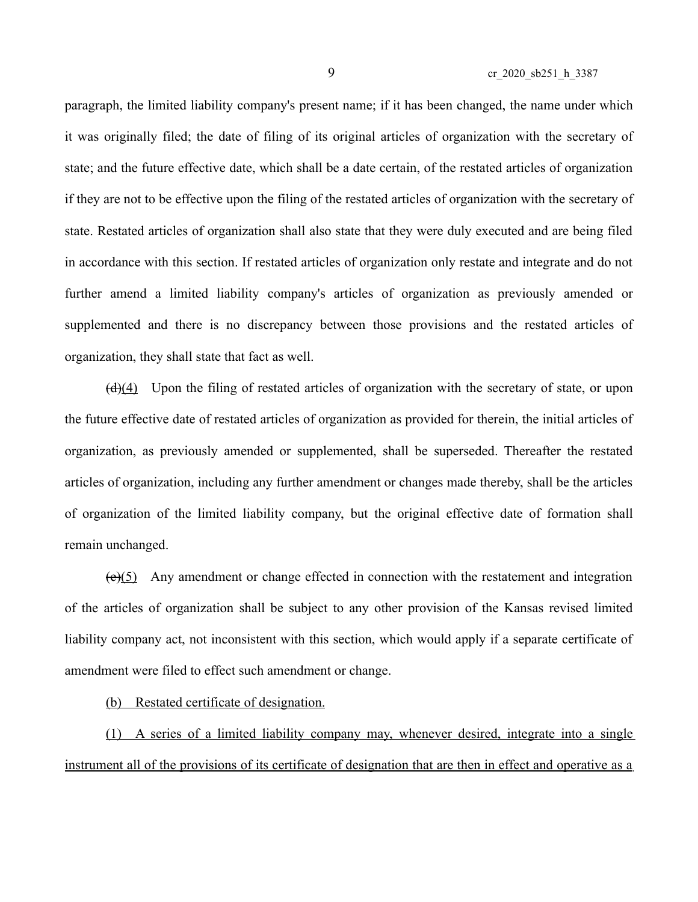paragraph, the limited liability company's present name; if it has been changed, the name under which it was originally filed; the date of filing of its original articles of organization with the secretary of state; and the future effective date, which shall be a date certain, of the restated articles of organization if they are not to be effective upon the filing of the restated articles of organization with the secretary of state. Restated articles of organization shall also state that they were duly executed and are being filed in accordance with this section. If restated articles of organization only restate and integrate and do not further amend a limited liability company's articles of organization as previously amended or supplemented and there is no discrepancy between those provisions and the restated articles of organization, they shall state that fact as well.

~~(d)~~(4) Upon the filing of restated articles of organization with the secretary of state, or upon the future effective date of restated articles of organization as provided for therein, the initial articles of organization, as previously amended or supplemented, shall be superseded. Thereafter the restated articles of organization, including any further amendment or changes made thereby, shall be the articles of organization of the limited liability company, but the original effective date of formation shall remain unchanged.

~~(e)~~(5) Any amendment or change effected in connection with the restatement and integration of the articles of organization shall be subject to any other provision of the Kansas revised limited liability company act, not inconsistent with this section, which would apply if a separate certificate of amendment were filed to effect such amendment or change.

<u>(b) Restated certificate of designation.</u>

<u>(1) A series of a limited liability company may, whenever desired, integrate into a single instrument all of the provisions of its certificate of designation that are then in effect and operative as a</u>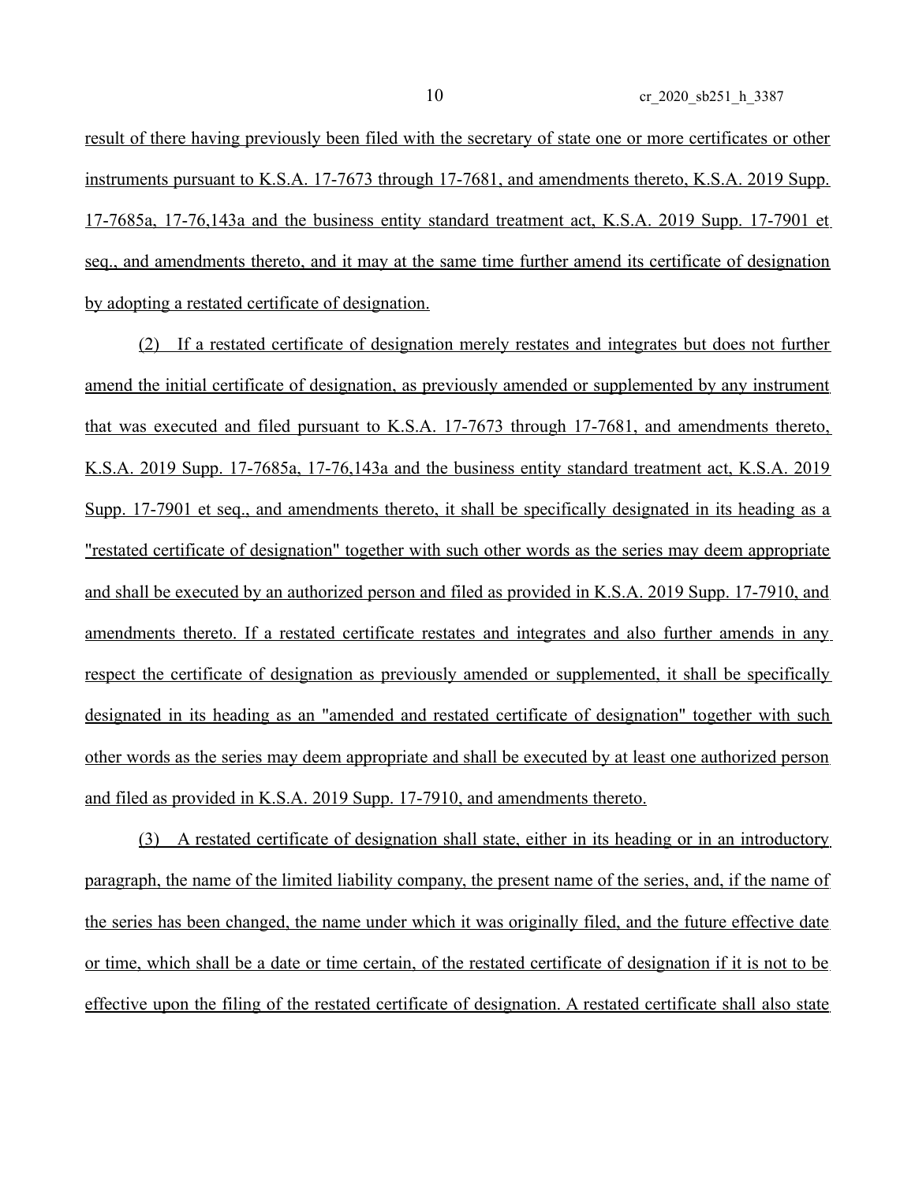result of there having previously been filed with the secretary of state one or more certificates or other instruments pursuant to K.S.A. 17-7673 through 17-7681, and amendments thereto, K.S.A. 2019 Supp. 17-7685a, 17-76,143a and the business entity standard treatment act, K.S.A. 2019 Supp. 17-7901 et seq., and amendments thereto, and it may at the same time further amend its certificate of designation by adopting a restated certificate of designation.

(2) If a restated certificate of designation merely restates and integrates but does not further amend the initial certificate of designation, as previously amended or supplemented by any instrument that was executed and filed pursuant to K.S.A. 17-7673 through 17-7681, and amendments thereto, K.S.A. 2019 Supp. 17-7685a, 17-76,143a and the business entity standard treatment act, K.S.A. 2019 Supp. 17-7901 et seq., and amendments thereto, it shall be specifically designated in its heading as a "restated certificate of designation" together with such other words as the series may deem appropriate and shall be executed by an authorized person and filed as provided in K.S.A. 2019 Supp. 17-7910, and amendments thereto. If a restated certificate restates and integrates and also further amends in any respect the certificate of designation as previously amended or supplemented, it shall be specifically designated in its heading as an "amended and restated certificate of designation" together with such other words as the series may deem appropriate and shall be executed by at least one authorized person and filed as provided in K.S.A. 2019 Supp. 17-7910, and amendments thereto.

(3) A restated certificate of designation shall state, either in its heading or in an introductory paragraph, the name of the limited liability company, the present name of the series, and, if the name of the series has been changed, the name under which it was originally filed, and the future effective date or time, which shall be a date or time certain, of the restated certificate of designation if it is not to be effective upon the filing of the restated certificate of designation. A restated certificate shall also state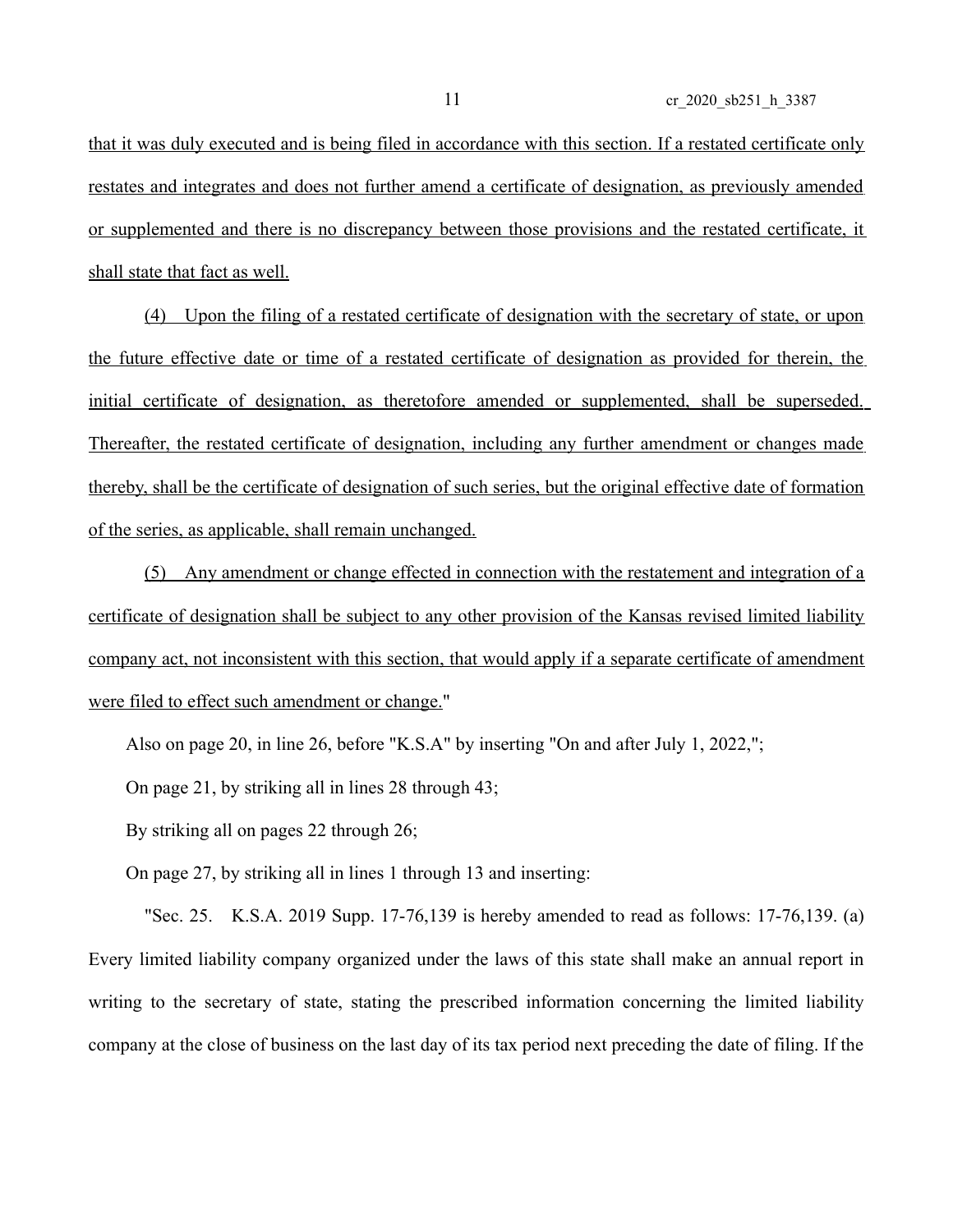that it was duly executed and is being filed in accordance with this section. If a restated certificate only restates and integrates and does not further amend a certificate of designation, as previously amended or supplemented and there is no discrepancy between those provisions and the restated certificate, it shall state that fact as well.

(4) Upon the filing of a restated certificate of designation with the secretary of state, or upon the future effective date or time of a restated certificate of designation as provided for therein, the initial certificate of designation, as theretofore amended or supplemented, shall be superseded. Thereafter, the restated certificate of designation, including any further amendment or changes made thereby, shall be the certificate of designation of such series, but the original effective date of formation of the series, as applicable, shall remain unchanged.

(5) Any amendment or change effected in connection with the restatement and integration of a certificate of designation shall be subject to any other provision of the Kansas revised limited liability company act, not inconsistent with this section, that would apply if a separate certificate of amendment were filed to effect such amendment or change."

Also on page 20, in line 26, before "K.S.A" by inserting "On and after July 1, 2022,";

On page 21, by striking all in lines 28 through 43;

By striking all on pages 22 through 26;

On page 27, by striking all in lines 1 through 13 and inserting:

"Sec. 25. K.S.A. 2019 Supp. 17-76,139 is hereby amended to read as follows: 17-76,139. (a) Every limited liability company organized under the laws of this state shall make an annual report in writing to the secretary of state, stating the prescribed information concerning the limited liability company at the close of business on the last day of its tax period next preceding the date of filing. If the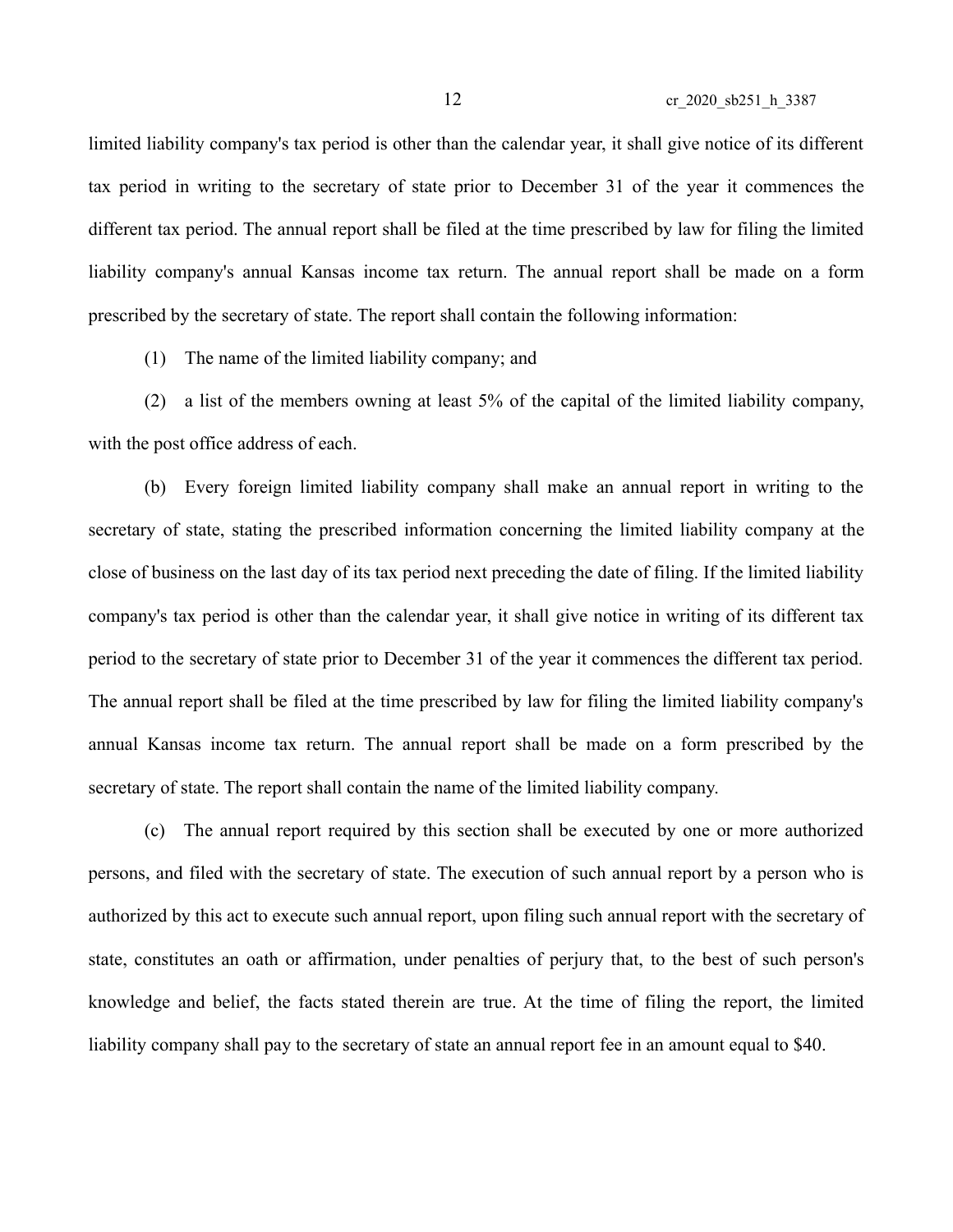limited liability company's tax period is other than the calendar year, it shall give notice of its different tax period in writing to the secretary of state prior to December 31 of the year it commences the different tax period. The annual report shall be filed at the time prescribed by law for filing the limited liability company's annual Kansas income tax return. The annual report shall be made on a form prescribed by the secretary of state. The report shall contain the following information:

(1) The name of the limited liability company; and

(2) a list of the members owning at least 5% of the capital of the limited liability company, with the post office address of each.

(b) Every foreign limited liability company shall make an annual report in writing to the secretary of state, stating the prescribed information concerning the limited liability company at the close of business on the last day of its tax period next preceding the date of filing. If the limited liability company's tax period is other than the calendar year, it shall give notice in writing of its different tax period to the secretary of state prior to December 31 of the year it commences the different tax period. The annual report shall be filed at the time prescribed by law for filing the limited liability company's annual Kansas income tax return. The annual report shall be made on a form prescribed by the secretary of state. The report shall contain the name of the limited liability company.

(c) The annual report required by this section shall be executed by one or more authorized persons, and filed with the secretary of state. The execution of such annual report by a person who is authorized by this act to execute such annual report, upon filing such annual report with the secretary of state, constitutes an oath or affirmation, under penalties of perjury that, to the best of such person's knowledge and belief, the facts stated therein are true. At the time of filing the report, the limited liability company shall pay to the secretary of state an annual report fee in an amount equal to $40.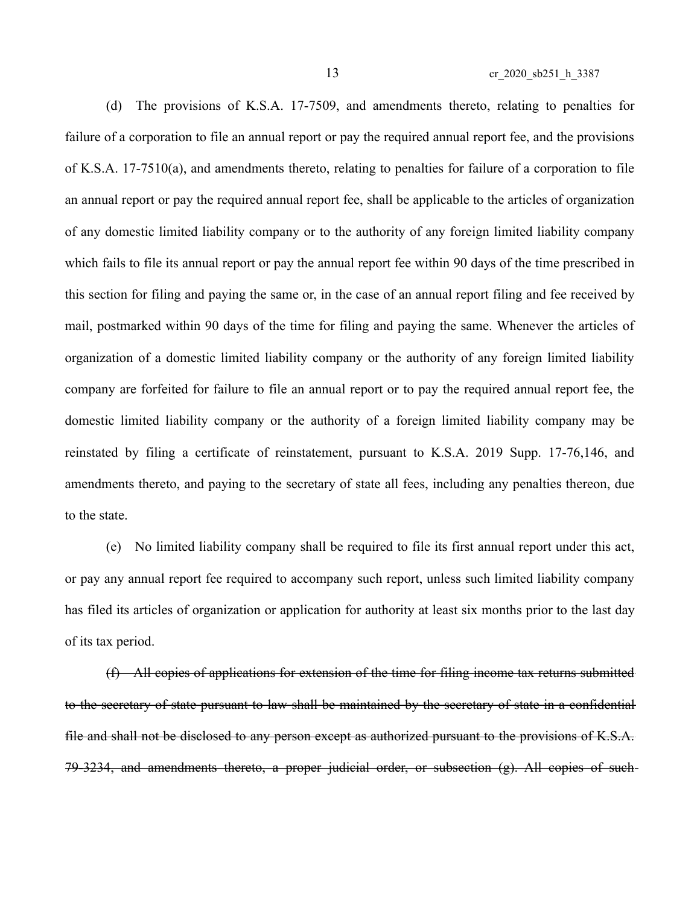(d) The provisions of K.S.A. 17-7509, and amendments thereto, relating to penalties for failure of a corporation to file an annual report or pay the required annual report fee, and the provisions of K.S.A. 17-7510(a), and amendments thereto, relating to penalties for failure of a corporation to file an annual report or pay the required annual report fee, shall be applicable to the articles of organization of any domestic limited liability company or to the authority of any foreign limited liability company which fails to file its annual report or pay the annual report fee within 90 days of the time prescribed in this section for filing and paying the same or, in the case of an annual report filing and fee received by mail, postmarked within 90 days of the time for filing and paying the same. Whenever the articles of organization of a domestic limited liability company or the authority of any foreign limited liability company are forfeited for failure to file an annual report or to pay the required annual report fee, the domestic limited liability company or the authority of a foreign limited liability company may be reinstated by filing a certificate of reinstatement, pursuant to K.S.A. 2019 Supp. 17-76,146, and amendments thereto, and paying to the secretary of state all fees, including any penalties thereon, due to the state.

(e) No limited liability company shall be required to file its first annual report under this act, or pay any annual report fee required to accompany such report, unless such limited liability company has filed its articles of organization or application for authority at least six months prior to the last day of its tax period.

~~(f) All copies of applications for extension of the time for filing income tax returns submitted to the secretary of state pursuant to law shall be maintained by the secretary of state in a confidential file and shall not be disclosed to any person except as authorized pursuant to the provisions of K.S.A. 79-3234, and amendments thereto, a proper judicial order, or subsection (g). All copies of such~~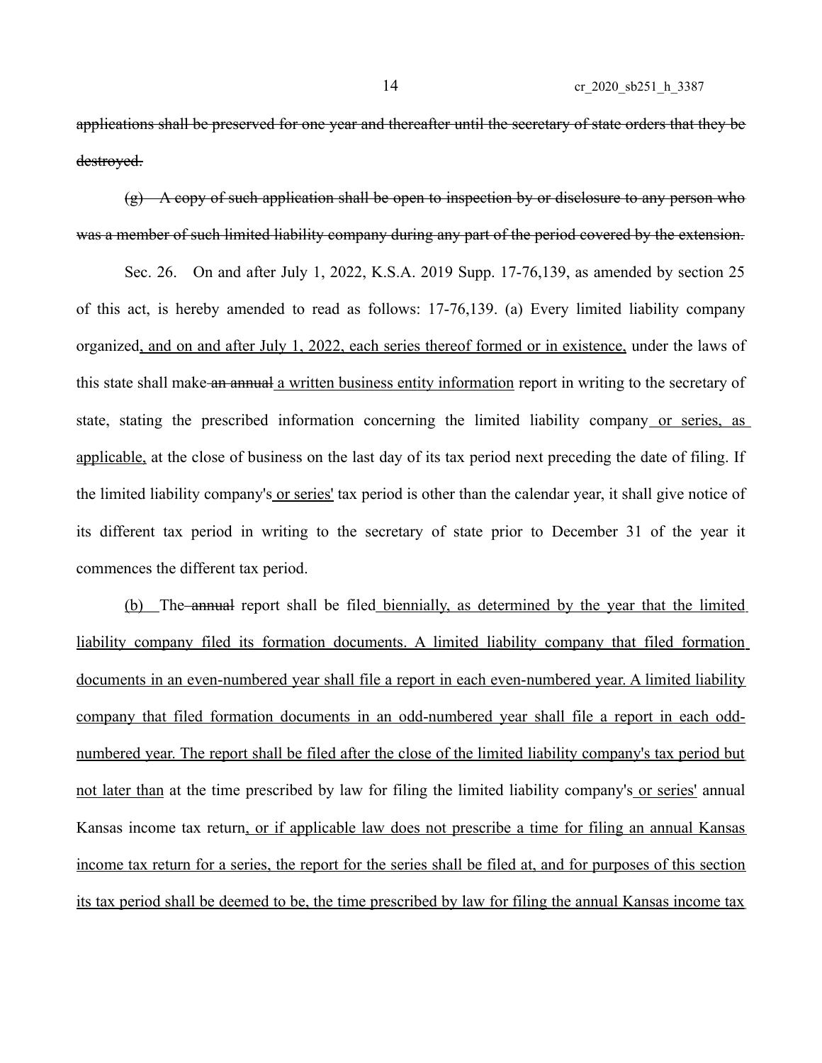~~applications shall be preserved for one year and thereafter until the secretary of state orders that they be destroyed.~~

~~(g) A copy of such application shall be open to inspection by or disclosure to any person who was a member of such limited liability company during any part of the period covered by the extension.~~

Sec. 26. On and after July 1, 2022, K.S.A. 2019 Supp. 17-76,139, as amended by section 25 of this act, is hereby amended to read as follows: 17-76,139. (a) Every limited liability company organized, and on and after July 1, 2022, each series thereof formed or in existence, under the laws of this state shall make ~~an annual~~ a written business entity information report in writing to the secretary of state, stating the prescribed information concerning the limited liability company or series, as applicable, at the close of business on the last day of its tax period next preceding the date of filing. If the limited liability company's or series' tax period is other than the calendar year, it shall give notice of its different tax period in writing to the secretary of state prior to December 31 of the year it commences the different tax period.

(b) The ~~annual~~ report shall be filed biennially, as determined by the year that the limited liability company filed its formation documents. A limited liability company that filed formation documents in an even-numbered year shall file a report in each even-numbered year. A limited liability company that filed formation documents in an odd-numbered year shall file a report in each odd-numbered year. The report shall be filed after the close of the limited liability company's tax period but not later than at the time prescribed by law for filing the limited liability company's or series' annual Kansas income tax return, or if applicable law does not prescribe a time for filing an annual Kansas income tax return for a series, the report for the series shall be filed at, and for purposes of this section its tax period shall be deemed to be, the time prescribed by law for filing the annual Kansas income tax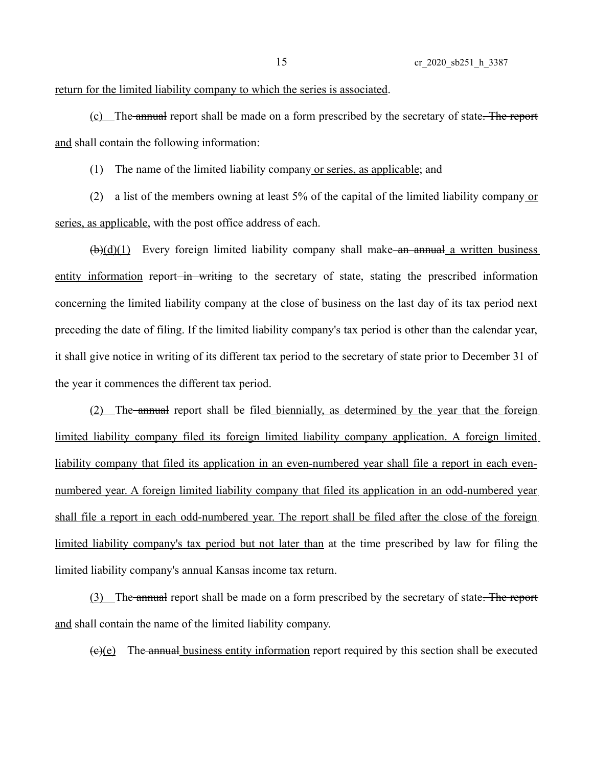return for the limited liability company to which the series is associated.

(c) The annual report shall be made on a form prescribed by the secretary of state. The report and shall contain the following information:

(1) The name of the limited liability company or series, as applicable; and

(2) a list of the members owning at least 5% of the capital of the limited liability company or series, as applicable, with the post office address of each.

(b)(d)(1) Every foreign limited liability company shall make an annual a written business entity information report in writing to the secretary of state, stating the prescribed information concerning the limited liability company at the close of business on the last day of its tax period next preceding the date of filing. If the limited liability company's tax period is other than the calendar year, it shall give notice in writing of its different tax period to the secretary of state prior to December 31 of the year it commences the different tax period.

(2) The annual report shall be filed biennially, as determined by the year that the foreign limited liability company filed its foreign limited liability company application. A foreign limited liability company that filed its application in an even-numbered year shall file a report in each even-numbered year. A foreign limited liability company that filed its application in an odd-numbered year shall file a report in each odd-numbered year. The report shall be filed after the close of the foreign limited liability company's tax period but not later than at the time prescribed by law for filing the limited liability company's annual Kansas income tax return.

(3) The annual report shall be made on a form prescribed by the secretary of state. The report and shall contain the name of the limited liability company.

(c)(e) The annual business entity information report required by this section shall be executed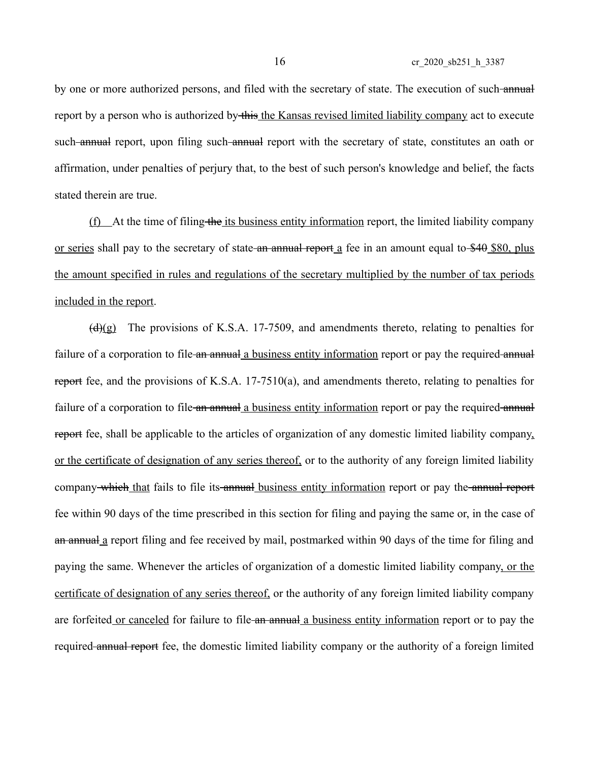by one or more authorized persons, and filed with the secretary of state. The execution of such ~~annual~~ report by a person who is authorized by ~~this~~ the Kansas revised limited liability company act to execute such ~~annual~~ report, upon filing such ~~annual~~ report with the secretary of state, constitutes an oath or affirmation, under penalties of perjury that, to the best of such person's knowledge and belief, the facts stated therein are true.

(f) At the time of filing ~~the~~ its business entity information report, the limited liability company or series shall pay to the secretary of state ~~an annual report~~ a fee in an amount equal to ~~$40~~ $80, plus the amount specified in rules and regulations of the secretary multiplied by the number of tax periods included in the report.

~~(d)~~(g) The provisions of K.S.A. 17-7509, and amendments thereto, relating to penalties for failure of a corporation to file ~~an annual~~ a business entity information report or pay the required ~~annual report~~ fee, and the provisions of K.S.A. 17-7510(a), and amendments thereto, relating to penalties for failure of a corporation to file ~~an annual~~ a business entity information report or pay the required ~~annual report~~ fee, shall be applicable to the articles of organization of any domestic limited liability company, or the certificate of designation of any series thereof, or to the authority of any foreign limited liability company ~~which~~ that fails to file its ~~annual~~ business entity information report or pay the ~~annual report~~ fee within 90 days of the time prescribed in this section for filing and paying the same or, in the case of ~~an annual~~ a report filing and fee received by mail, postmarked within 90 days of the time for filing and paying the same. Whenever the articles of organization of a domestic limited liability company, or the certificate of designation of any series thereof, or the authority of any foreign limited liability company are forfeited or canceled for failure to file ~~an annual~~ a business entity information report or to pay the required ~~annual report~~ fee, the domestic limited liability company or the authority of a foreign limited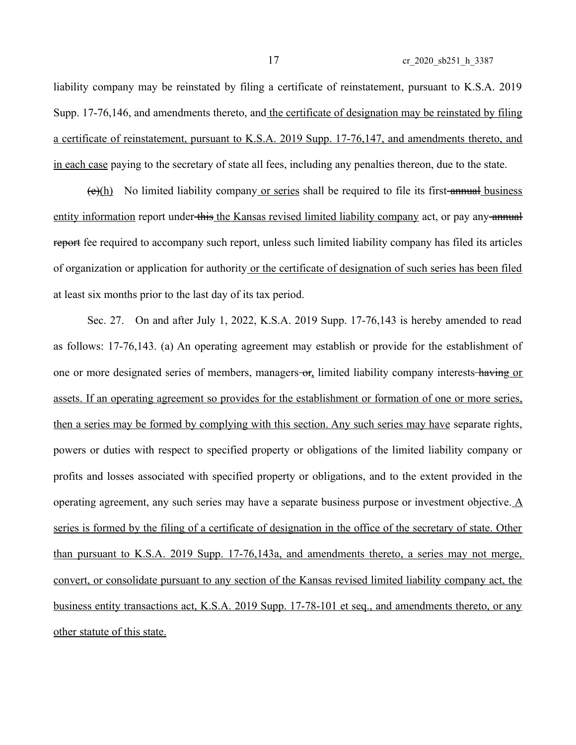liability company may be reinstated by filing a certificate of reinstatement, pursuant to K.S.A. 2019 Supp. 17-76,146, and amendments thereto, and the certificate of designation may be reinstated by filing a certificate of reinstatement, pursuant to K.S.A. 2019 Supp. 17-76,147, and amendments thereto, and in each case paying to the secretary of state all fees, including any penalties thereon, due to the state.

~~(e)~~(h) No limited liability company or series shall be required to file its first ~~annual~~ business entity information report under ~~this~~ the Kansas revised limited liability company act, or pay any ~~annual report~~ fee required to accompany such report, unless such limited liability company has filed its articles of organization or application for authority or the certificate of designation of such series has been filed at least six months prior to the last day of its tax period.

Sec. 27. On and after July 1, 2022, K.S.A. 2019 Supp. 17-76,143 is hereby amended to read as follows: 17-76,143. (a) An operating agreement may establish or provide for the establishment of one or more designated series of members, managers ~~or~~, limited liability company interests ~~having~~ or assets. If an operating agreement so provides for the establishment or formation of one or more series, then a series may be formed by complying with this section. Any such series may have separate rights, powers or duties with respect to specified property or obligations of the limited liability company or profits and losses associated with specified property or obligations, and to the extent provided in the operating agreement, any such series may have a separate business purpose or investment objective. A series is formed by the filing of a certificate of designation in the office of the secretary of state. Other than pursuant to K.S.A. 2019 Supp. 17-76,143a, and amendments thereto, a series may not merge, convert, or consolidate pursuant to any section of the Kansas revised limited liability company act, the business entity transactions act, K.S.A. 2019 Supp. 17-78-101 et seq., and amendments thereto, or any other statute of this state.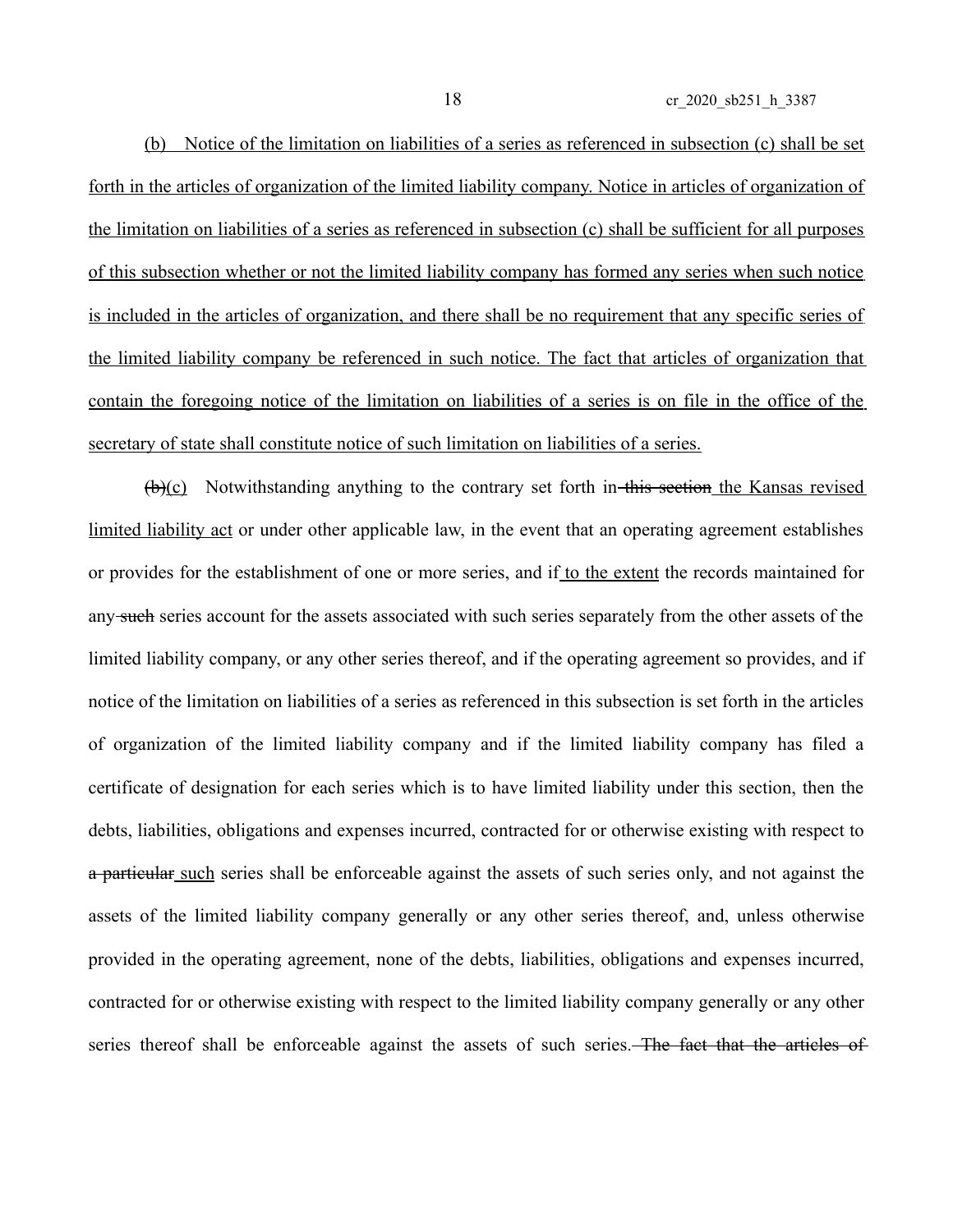<u>(b) Notice of the limitation on liabilities of a series as referenced in subsection (c) shall be set forth in the articles of organization of the limited liability company. Notice in articles of organization of the limitation on liabilities of a series as referenced in subsection (c) shall be sufficient for all purposes of this subsection whether or not the limited liability company has formed any series when such notice is included in the articles of organization, and there shall be no requirement that any specific series of the limited liability company be referenced in such notice. The fact that articles of organization that contain the foregoing notice of the limitation on liabilities of a series is on file in the office of the secretary of state shall constitute notice of such limitation on liabilities of a series.</u>

~~(b)~~<u>(c)</u> Notwithstanding anything to the contrary set forth in ~~this section~~ <u>the Kansas revised limited liability act</u> or under other applicable law, in the event that an operating agreement establishes or provides for the establishment of one or more series, and <u>to the extent</u> the records maintained for any ~~such~~ series account for the assets associated with such series separately from the other assets of the limited liability company, or any other series thereof, and if the operating agreement so provides, and if notice of the limitation on liabilities of a series as referenced in this subsection is set forth in the articles of organization of the limited liability company and if the limited liability company has filed a certificate of designation for each series which is to have limited liability under this section, then the debts, liabilities, obligations and expenses incurred, contracted for or otherwise existing with respect to ~~a particular~~ <u>such</u> series shall be enforceable against the assets of such series only, and not against the assets of the limited liability company generally or any other series thereof, and, unless otherwise provided in the operating agreement, none of the debts, liabilities, obligations and expenses incurred, contracted for or otherwise existing with respect to the limited liability company generally or any other series thereof shall be enforceable against the assets of such series. ~~The fact that the articles of~~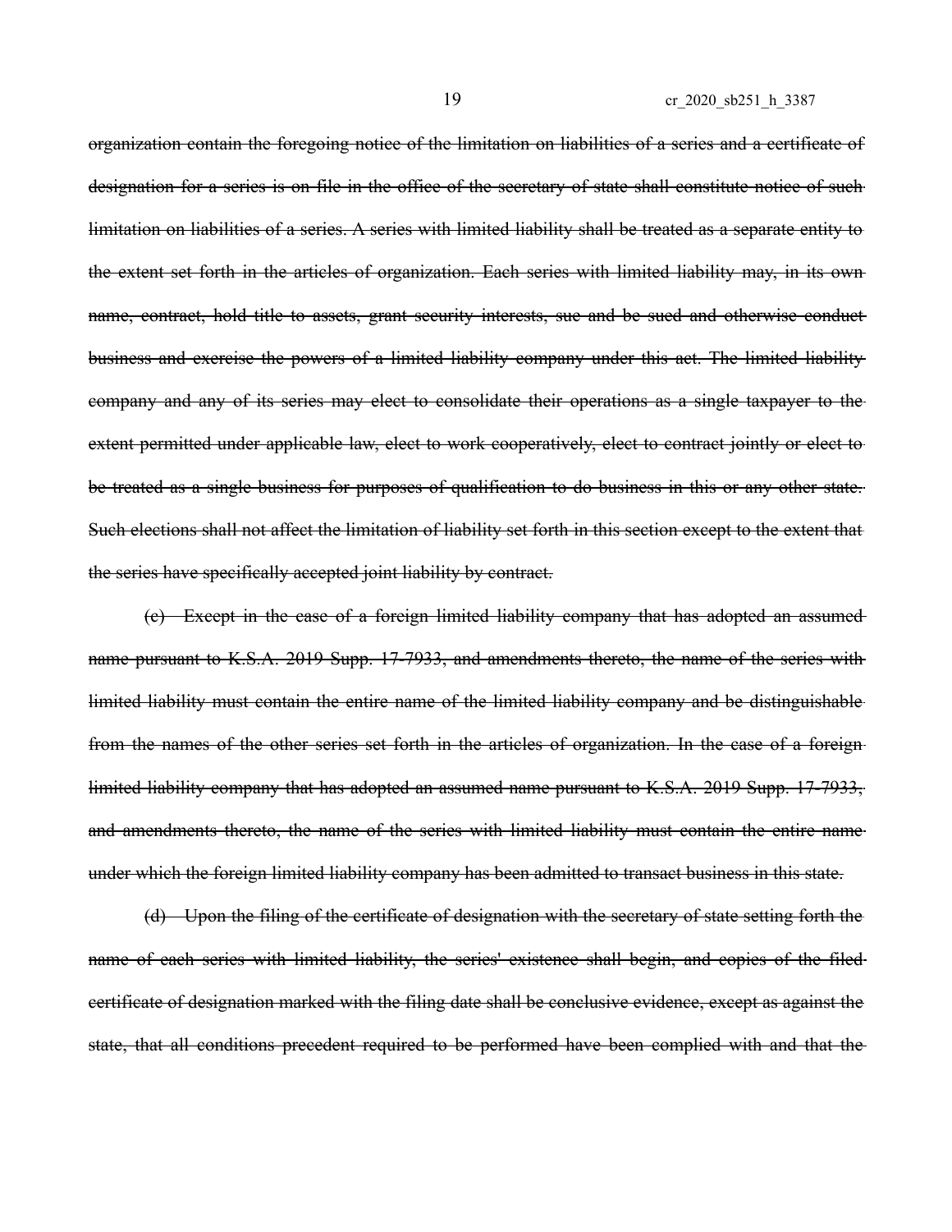~~organization contain the foregoing notice of the limitation on liabilities of a series and a certificate of designation for a series is on file in the office of the secretary of state shall constitute notice of such limitation on liabilities of a series. A series with limited liability shall be treated as a separate entity to the extent set forth in the articles of organization. Each series with limited liability may, in its own name, contract, hold title to assets, grant security interests, sue and be sued and otherwise conduct business and exercise the powers of a limited liability company under this act. The limited liability company and any of its series may elect to consolidate their operations as a single taxpayer to the extent permitted under applicable law, elect to work cooperatively, elect to contract jointly or elect to be treated as a single business for purposes of qualification to do business in this or any other state. Such elections shall not affect the limitation of liability set forth in this section except to the extent that the series have specifically accepted joint liability by contract.~~

~~(c) Except in the case of a foreign limited liability company that has adopted an assumed name pursuant to K.S.A. 2019 Supp. 17-7933, and amendments thereto, the name of the series with limited liability must contain the entire name of the limited liability company and be distinguishable from the names of the other series set forth in the articles of organization. In the case of a foreign limited liability company that has adopted an assumed name pursuant to K.S.A. 2019 Supp. 17-7933, and amendments thereto, the name of the series with limited liability must contain the entire name under which the foreign limited liability company has been admitted to transact business in this state.~~

~~(d) Upon the filing of the certificate of designation with the secretary of state setting forth the name of each series with limited liability, the series' existence shall begin, and copies of the filed certificate of designation marked with the filing date shall be conclusive evidence, except as against the state, that all conditions precedent required to be performed have been complied with and that the~~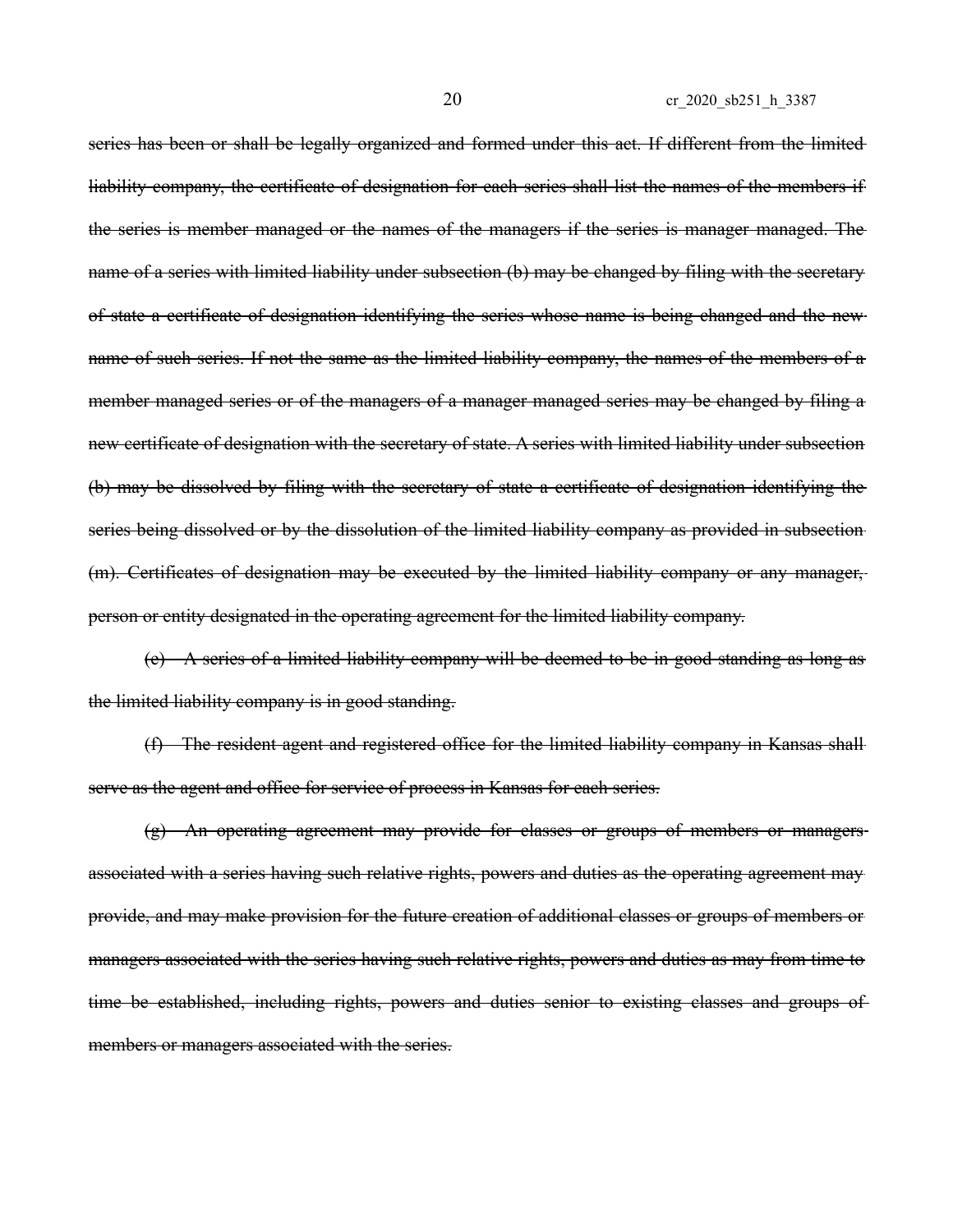~~series has been or shall be legally organized and formed under this act. If different from the limited liability company, the certificate of designation for each series shall list the names of the members if the series is member managed or the names of the managers if the series is manager managed. The name of a series with limited liability under subsection (b) may be changed by filing with the secretary of state a certificate of designation identifying the series whose name is being changed and the new name of such series. If not the same as the limited liability company, the names of the members of a member managed series or of the managers of a manager managed series may be changed by filing a new certificate of designation with the secretary of state. A series with limited liability under subsection (b) may be dissolved by filing with the secretary of state a certificate of designation identifying the series being dissolved or by the dissolution of the limited liability company as provided in subsection (m). Certificates of designation may be executed by the limited liability company or any manager, person or entity designated in the operating agreement for the limited liability company.~~

~~(e) A series of a limited liability company will be deemed to be in good standing as long as the limited liability company is in good standing.~~

~~(f) The resident agent and registered office for the limited liability company in Kansas shall serve as the agent and office for service of process in Kansas for each series.~~

~~(g) An operating agreement may provide for classes or groups of members or managers associated with a series having such relative rights, powers and duties as the operating agreement may provide, and may make provision for the future creation of additional classes or groups of members or managers associated with the series having such relative rights, powers and duties as may from time to time be established, including rights, powers and duties senior to existing classes and groups of members or managers associated with the series.~~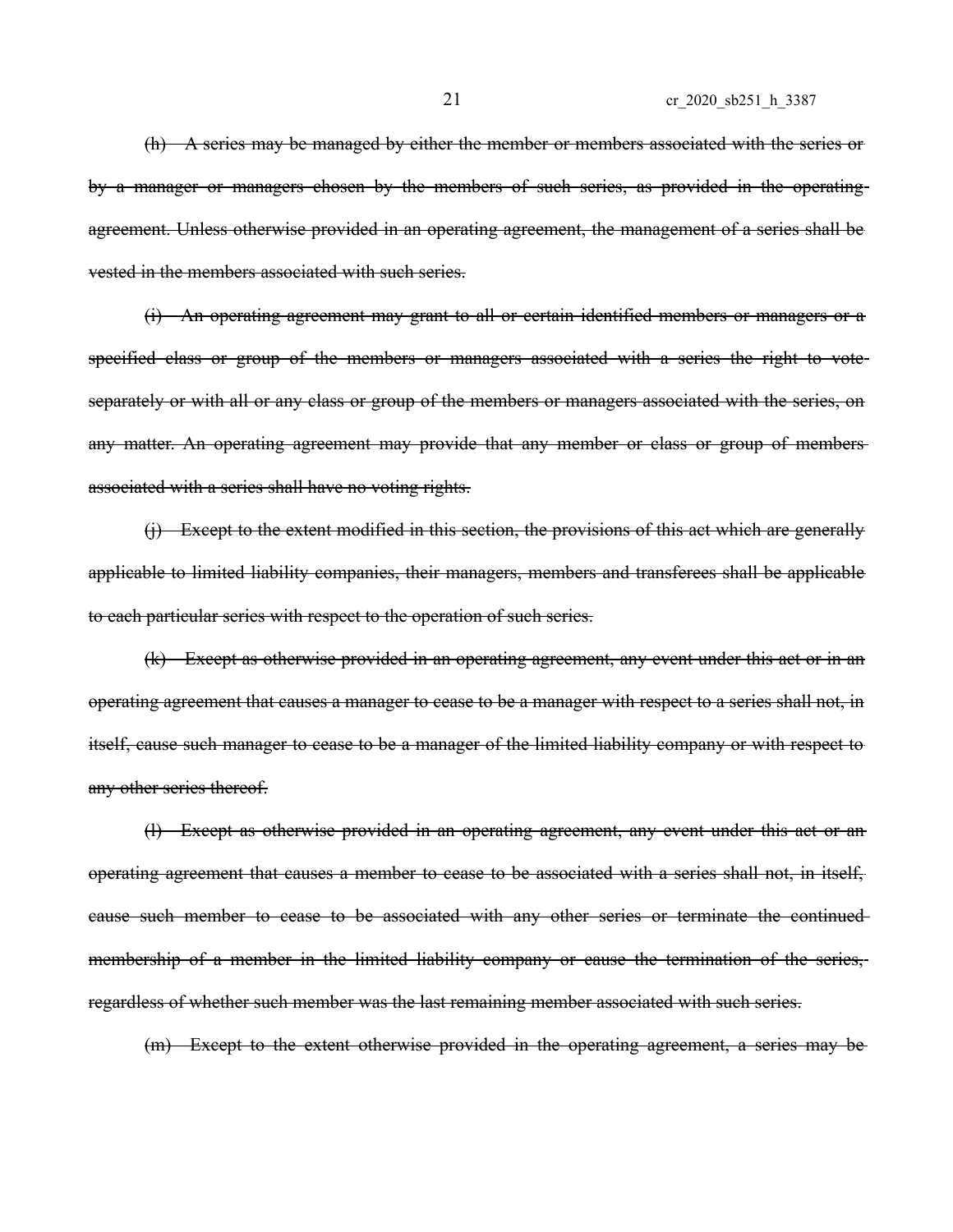~~(h) A series may be managed by either the member or members associated with the series or by a manager or managers chosen by the members of such series, as provided in the operating agreement. Unless otherwise provided in an operating agreement, the management of a series shall be vested in the members associated with such series.~~

~~(i) An operating agreement may grant to all or certain identified members or managers or a specified class or group of the members or managers associated with a series the right to vote separately or with all or any class or group of the members or managers associated with the series, on any matter. An operating agreement may provide that any member or class or group of members associated with a series shall have no voting rights.~~

~~(j) Except to the extent modified in this section, the provisions of this act which are generally applicable to limited liability companies, their managers, members and transferees shall be applicable to each particular series with respect to the operation of such series.~~

~~(k) Except as otherwise provided in an operating agreement, any event under this act or in an operating agreement that causes a manager to cease to be a manager with respect to a series shall not, in itself, cause such manager to cease to be a manager of the limited liability company or with respect to any other series thereof.~~

~~(l) Except as otherwise provided in an operating agreement, any event under this act or an operating agreement that causes a member to cease to be associated with a series shall not, in itself, cause such member to cease to be associated with any other series or terminate the continued membership of a member in the limited liability company or cause the termination of the series, regardless of whether such member was the last remaining member associated with such series.~~

~~(m) Except to the extent otherwise provided in the operating agreement, a series may be~~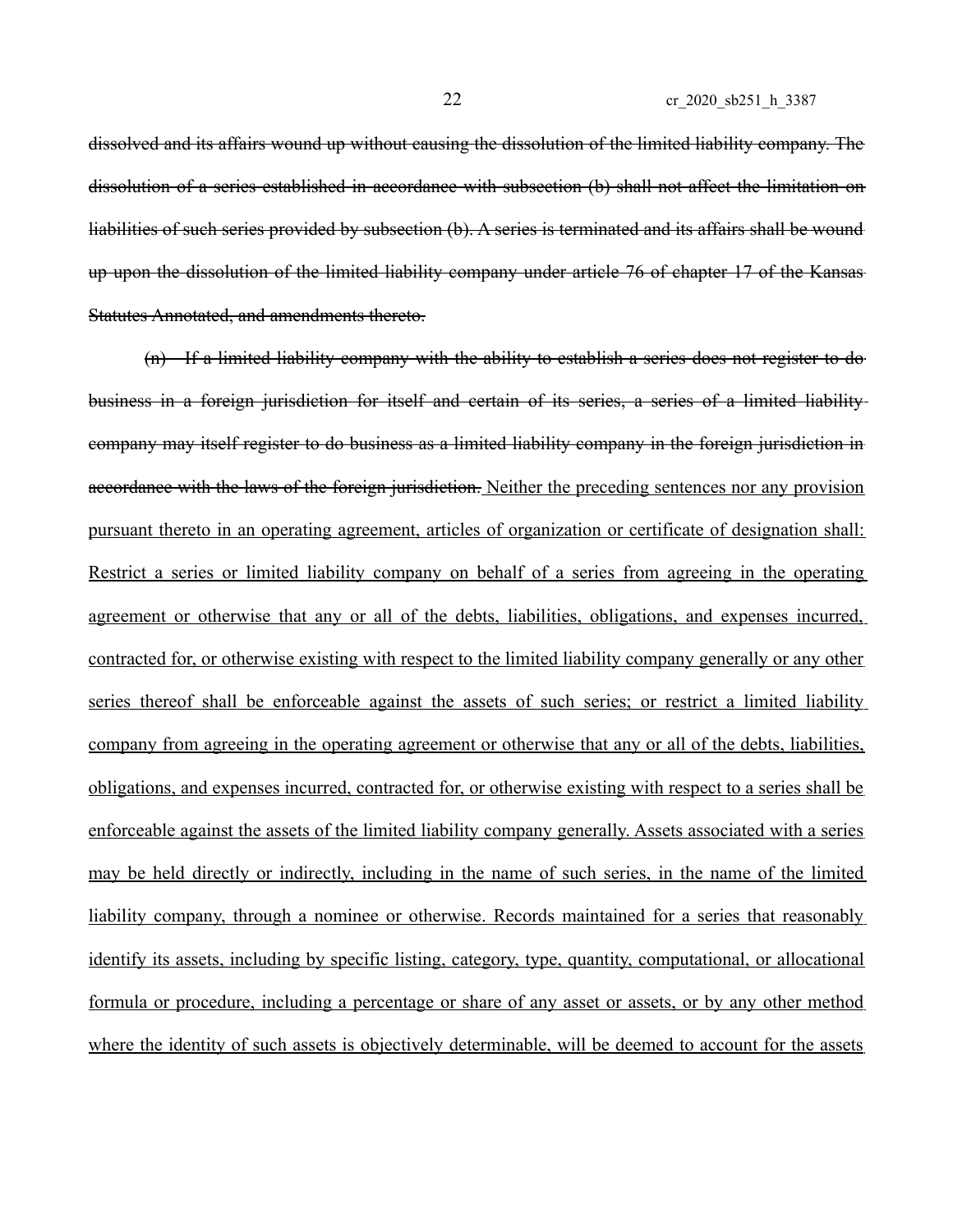~~dissolved and its affairs wound up without causing the dissolution of the limited liability company. The dissolution of a series established in accordance with subsection (b) shall not affect the limitation on liabilities of such series provided by subsection (b). A series is terminated and its affairs shall be wound up upon the dissolution of the limited liability company under article 76 of chapter 17 of the Kansas Statutes Annotated, and amendments thereto.~~

~~(n) If a limited liability company with the ability to establish a series does not register to do business in a foreign jurisdiction for itself and certain of its series, a series of a limited liability company may itself register to do business as a limited liability company in the foreign jurisdiction in accordance with the laws of the foreign jurisdiction.~~ <u>Neither the preceding sentences nor any provision pursuant thereto in an operating agreement, articles of organization or certificate of designation shall: Restrict a series or limited liability company on behalf of a series from agreeing in the operating agreement or otherwise that any or all of the debts, liabilities, obligations, and expenses incurred, contracted for, or otherwise existing with respect to the limited liability company generally or any other series thereof shall be enforceable against the assets of such series; or restrict a limited liability company from agreeing in the operating agreement or otherwise that any or all of the debts, liabilities, obligations, and expenses incurred, contracted for, or otherwise existing with respect to a series shall be enforceable against the assets of the limited liability company generally. Assets associated with a series may be held directly or indirectly, including in the name of such series, in the name of the limited liability company, through a nominee or otherwise. Records maintained for a series that reasonably identify its assets, including by specific listing, category, type, quantity, computational, or allocational formula or procedure, including a percentage or share of any asset or assets, or by any other method where the identity of such assets is objectively determinable, will be deemed to account for the assets</u>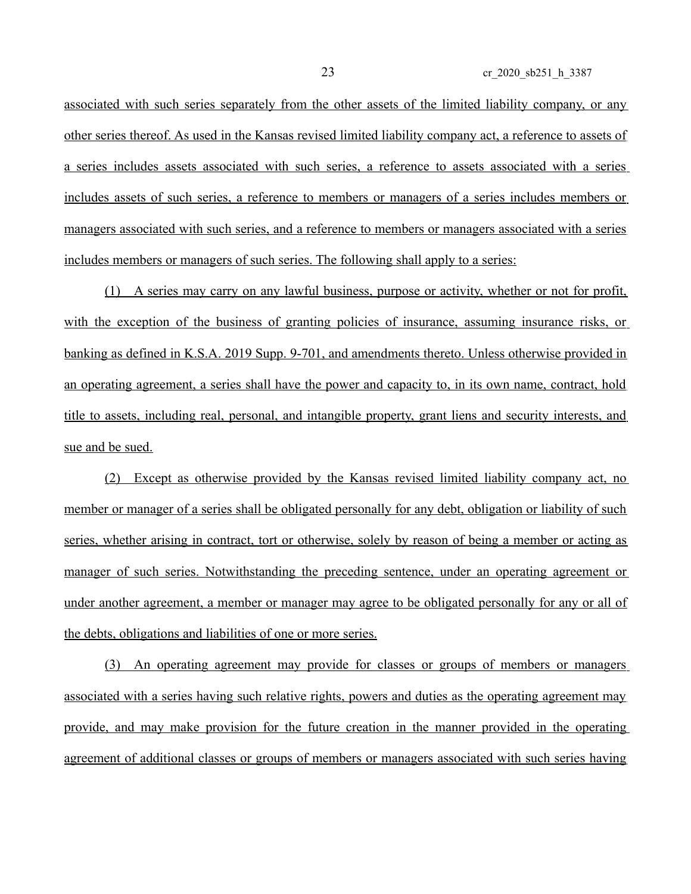associated with such series separately from the other assets of the limited liability company, or any other series thereof. As used in the Kansas revised limited liability company act, a reference to assets of a series includes assets associated with such series, a reference to assets associated with a series includes assets of such series, a reference to members or managers of a series includes members or managers associated with such series, and a reference to members or managers associated with a series includes members or managers of such series. The following shall apply to a series:

(1) A series may carry on any lawful business, purpose or activity, whether or not for profit, with the exception of the business of granting policies of insurance, assuming insurance risks, or banking as defined in K.S.A. 2019 Supp. 9-701, and amendments thereto. Unless otherwise provided in an operating agreement, a series shall have the power and capacity to, in its own name, contract, hold title to assets, including real, personal, and intangible property, grant liens and security interests, and sue and be sued.

(2) Except as otherwise provided by the Kansas revised limited liability company act, no member or manager of a series shall be obligated personally for any debt, obligation or liability of such series, whether arising in contract, tort or otherwise, solely by reason of being a member or acting as manager of such series. Notwithstanding the preceding sentence, under an operating agreement or under another agreement, a member or manager may agree to be obligated personally for any or all of the debts, obligations and liabilities of one or more series.

(3) An operating agreement may provide for classes or groups of members or managers associated with a series having such relative rights, powers and duties as the operating agreement may provide, and may make provision for the future creation in the manner provided in the operating agreement of additional classes or groups of members or managers associated with such series having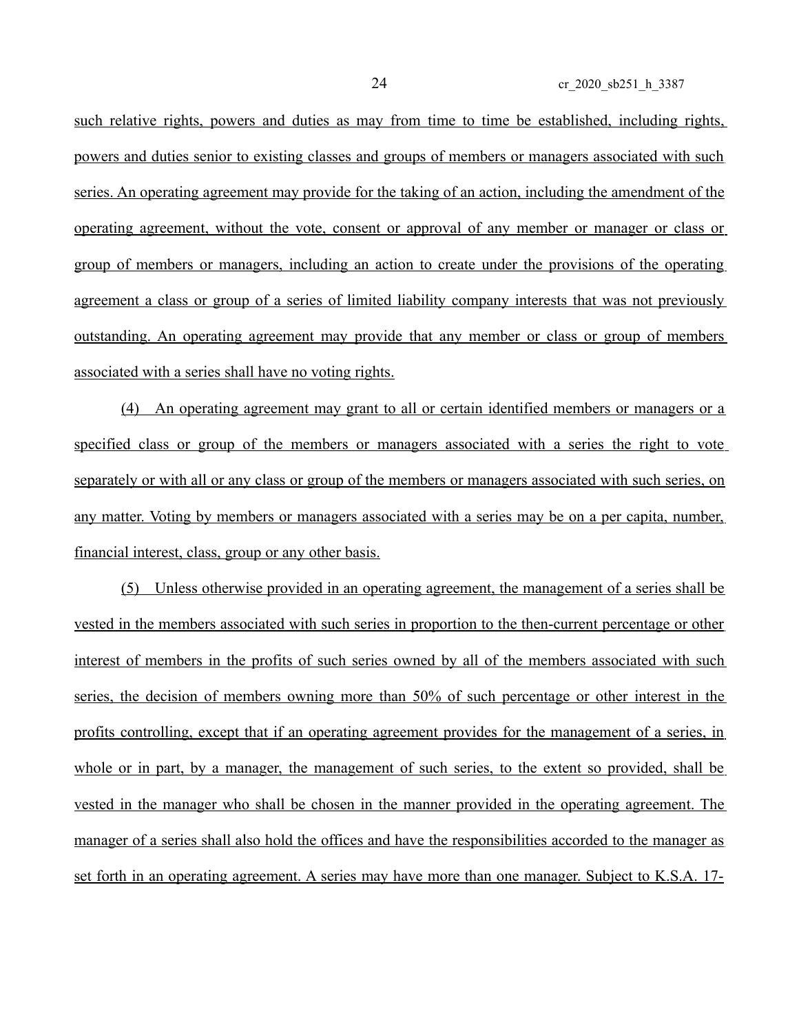such relative rights, powers and duties as may from time to time be established, including rights, powers and duties senior to existing classes and groups of members or managers associated with such series. An operating agreement may provide for the taking of an action, including the amendment of the operating agreement, without the vote, consent or approval of any member or manager or class or group of members or managers, including an action to create under the provisions of the operating agreement a class or group of a series of limited liability company interests that was not previously outstanding. An operating agreement may provide that any member or class or group of members associated with a series shall have no voting rights.

(4) An operating agreement may grant to all or certain identified members or managers or a specified class or group of the members or managers associated with a series the right to vote separately or with all or any class or group of the members or managers associated with such series, on any matter. Voting by members or managers associated with a series may be on a per capita, number, financial interest, class, group or any other basis.

(5) Unless otherwise provided in an operating agreement, the management of a series shall be vested in the members associated with such series in proportion to the then-current percentage or other interest of members in the profits of such series owned by all of the members associated with such series, the decision of members owning more than 50% of such percentage or other interest in the profits controlling, except that if an operating agreement provides for the management of a series, in whole or in part, by a manager, the management of such series, to the extent so provided, shall be vested in the manager who shall be chosen in the manner provided in the operating agreement. The manager of a series shall also hold the offices and have the responsibilities accorded to the manager as set forth in an operating agreement. A series may have more than one manager. Subject to K.S.A. 17-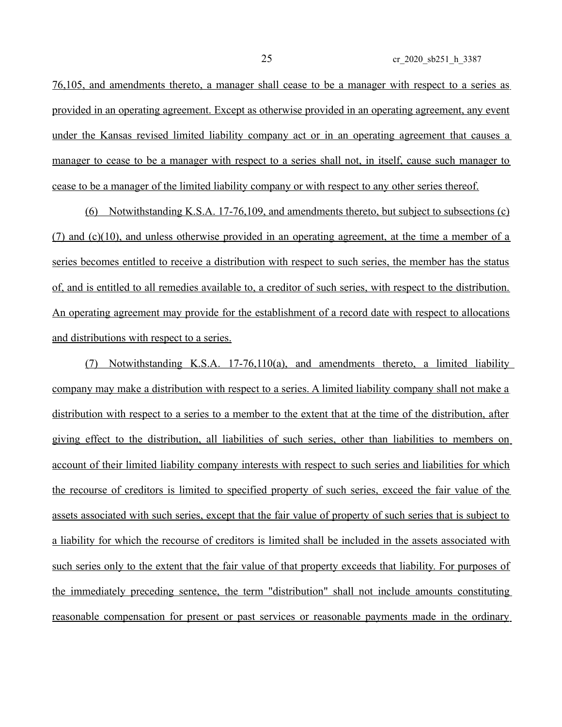76,105, and amendments thereto, a manager shall cease to be a manager with respect to a series as provided in an operating agreement. Except as otherwise provided in an operating agreement, any event under the Kansas revised limited liability company act or in an operating agreement that causes a manager to cease to be a manager with respect to a series shall not, in itself, cause such manager to cease to be a manager of the limited liability company or with respect to any other series thereof.

(6) Notwithstanding K.S.A. 17-76,109, and amendments thereto, but subject to subsections (c)(7) and (c)(10), and unless otherwise provided in an operating agreement, at the time a member of a series becomes entitled to receive a distribution with respect to such series, the member has the status of, and is entitled to all remedies available to, a creditor of such series, with respect to the distribution. An operating agreement may provide for the establishment of a record date with respect to allocations and distributions with respect to a series.

(7) Notwithstanding K.S.A. 17-76,110(a), and amendments thereto, a limited liability company may make a distribution with respect to a series. A limited liability company shall not make a distribution with respect to a series to a member to the extent that at the time of the distribution, after giving effect to the distribution, all liabilities of such series, other than liabilities to members on account of their limited liability company interests with respect to such series and liabilities for which the recourse of creditors is limited to specified property of such series, exceed the fair value of the assets associated with such series, except that the fair value of property of such series that is subject to a liability for which the recourse of creditors is limited shall be included in the assets associated with such series only to the extent that the fair value of that property exceeds that liability. For purposes of the immediately preceding sentence, the term "distribution" shall not include amounts constituting reasonable compensation for present or past services or reasonable payments made in the ordinary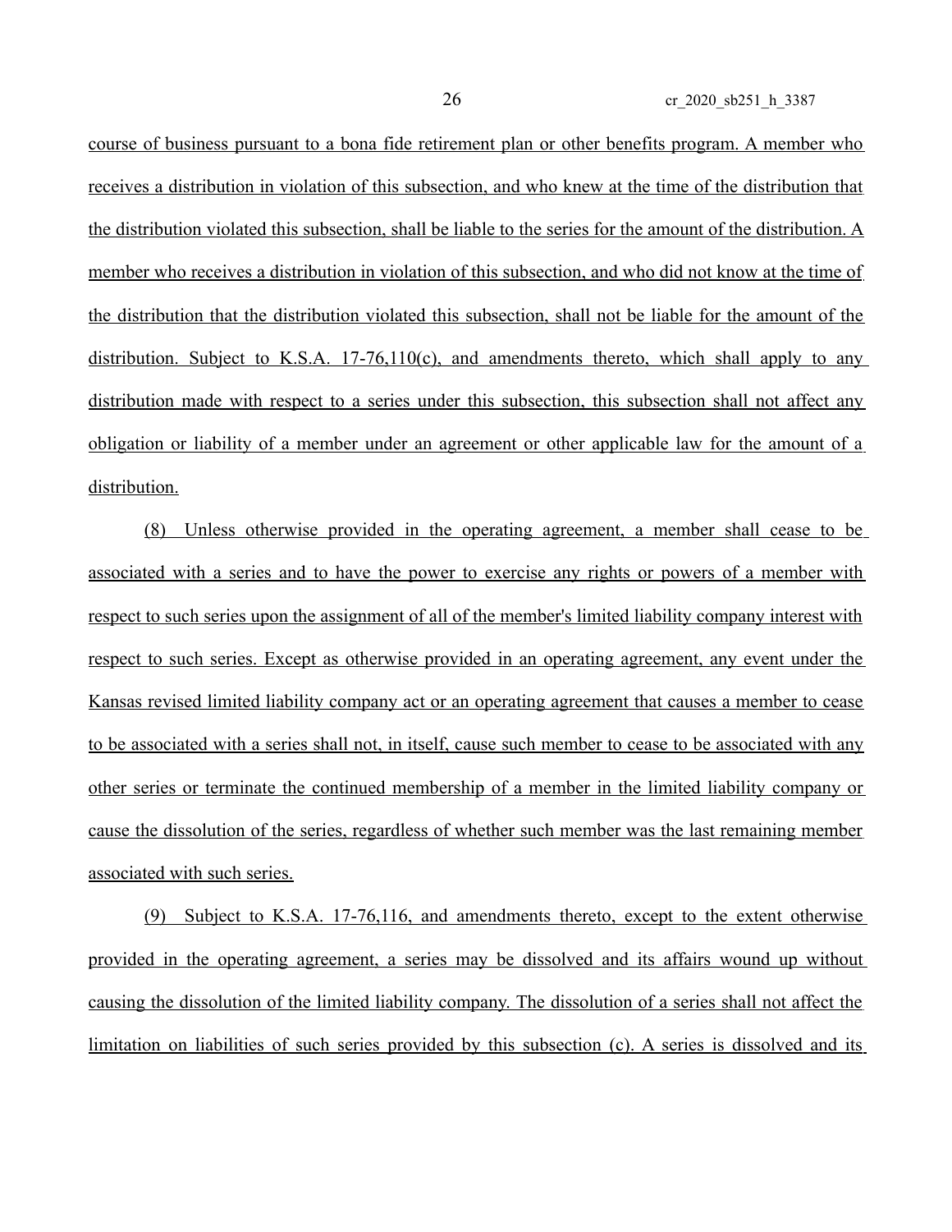course of business pursuant to a bona fide retirement plan or other benefits program. A member who receives a distribution in violation of this subsection, and who knew at the time of the distribution that the distribution violated this subsection, shall be liable to the series for the amount of the distribution. A member who receives a distribution in violation of this subsection, and who did not know at the time of the distribution that the distribution violated this subsection, shall not be liable for the amount of the distribution. Subject to K.S.A. 17-76,110(c), and amendments thereto, which shall apply to any distribution made with respect to a series under this subsection, this subsection shall not affect any obligation or liability of a member under an agreement or other applicable law for the amount of a distribution.

(8) Unless otherwise provided in the operating agreement, a member shall cease to be associated with a series and to have the power to exercise any rights or powers of a member with respect to such series upon the assignment of all of the member's limited liability company interest with respect to such series. Except as otherwise provided in an operating agreement, any event under the Kansas revised limited liability company act or an operating agreement that causes a member to cease to be associated with a series shall not, in itself, cause such member to cease to be associated with any other series or terminate the continued membership of a member in the limited liability company or cause the dissolution of the series, regardless of whether such member was the last remaining member associated with such series.

(9) Subject to K.S.A. 17-76,116, and amendments thereto, except to the extent otherwise provided in the operating agreement, a series may be dissolved and its affairs wound up without causing the dissolution of the limited liability company. The dissolution of a series shall not affect the limitation on liabilities of such series provided by this subsection (c). A series is dissolved and its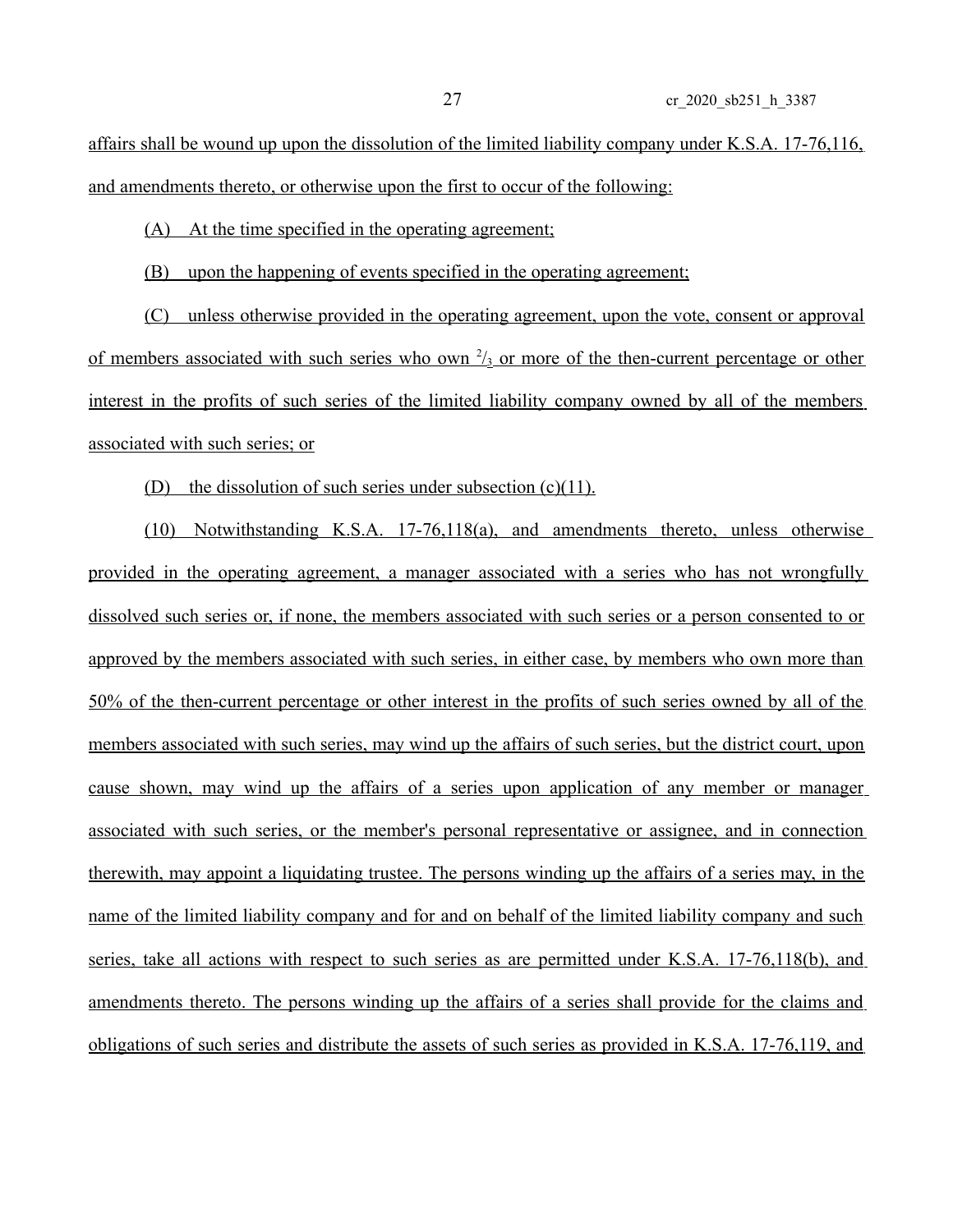affairs shall be wound up upon the dissolution of the limited liability company under K.S.A. 17-76,116, and amendments thereto, or otherwise upon the first to occur of the following:

(A) At the time specified in the operating agreement;

(B) upon the happening of events specified in the operating agreement;

(C) unless otherwise provided in the operating agreement, upon the vote, consent or approval of members associated with such series who own $^{2}/_{3}$ or more of the then-current percentage or other interest in the profits of such series of the limited liability company owned by all of the members associated with such series; or

(D) the dissolution of such series under subsection (c)(11).

(10) Notwithstanding K.S.A. 17-76,118(a), and amendments thereto, unless otherwise provided in the operating agreement, a manager associated with a series who has not wrongfully dissolved such series or, if none, the members associated with such series or a person consented to or approved by the members associated with such series, in either case, by members who own more than 50% of the then-current percentage or other interest in the profits of such series owned by all of the members associated with such series, may wind up the affairs of such series, but the district court, upon cause shown, may wind up the affairs of a series upon application of any member or manager associated with such series, or the member's personal representative or assignee, and in connection therewith, may appoint a liquidating trustee. The persons winding up the affairs of a series may, in the name of the limited liability company and for and on behalf of the limited liability company and such series, take all actions with respect to such series as are permitted under K.S.A. 17-76,118(b), and amendments thereto. The persons winding up the affairs of a series shall provide for the claims and obligations of such series and distribute the assets of such series as provided in K.S.A. 17-76,119, and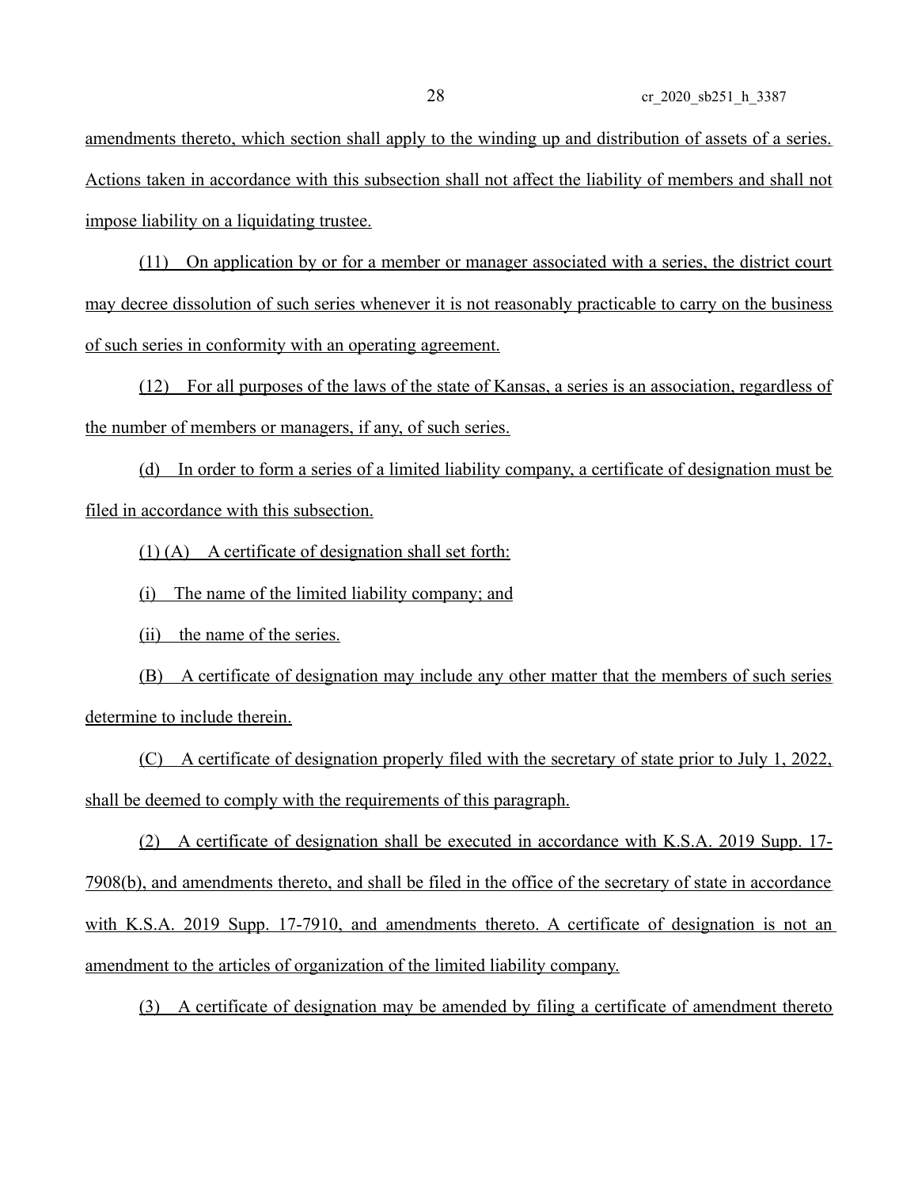amendments thereto, which section shall apply to the winding up and distribution of assets of a series. Actions taken in accordance with this subsection shall not affect the liability of members and shall not impose liability on a liquidating trustee.

(11) On application by or for a member or manager associated with a series, the district court may decree dissolution of such series whenever it is not reasonably practicable to carry on the business of such series in conformity with an operating agreement.

(12) For all purposes of the laws of the state of Kansas, a series is an association, regardless of the number of members or managers, if any, of such series.

(d) In order to form a series of a limited liability company, a certificate of designation must be filed in accordance with this subsection.

(1) (A) A certificate of designation shall set forth:

(i) The name of the limited liability company; and

(ii) the name of the series.

(B) A certificate of designation may include any other matter that the members of such series determine to include therein.

(C) A certificate of designation properly filed with the secretary of state prior to July 1, 2022, shall be deemed to comply with the requirements of this paragraph.

(2) A certificate of designation shall be executed in accordance with K.S.A. 2019 Supp. 17-7908(b), and amendments thereto, and shall be filed in the office of the secretary of state in accordance with K.S.A. 2019 Supp. 17-7910, and amendments thereto. A certificate of designation is not an amendment to the articles of organization of the limited liability company.

(3) A certificate of designation may be amended by filing a certificate of amendment thereto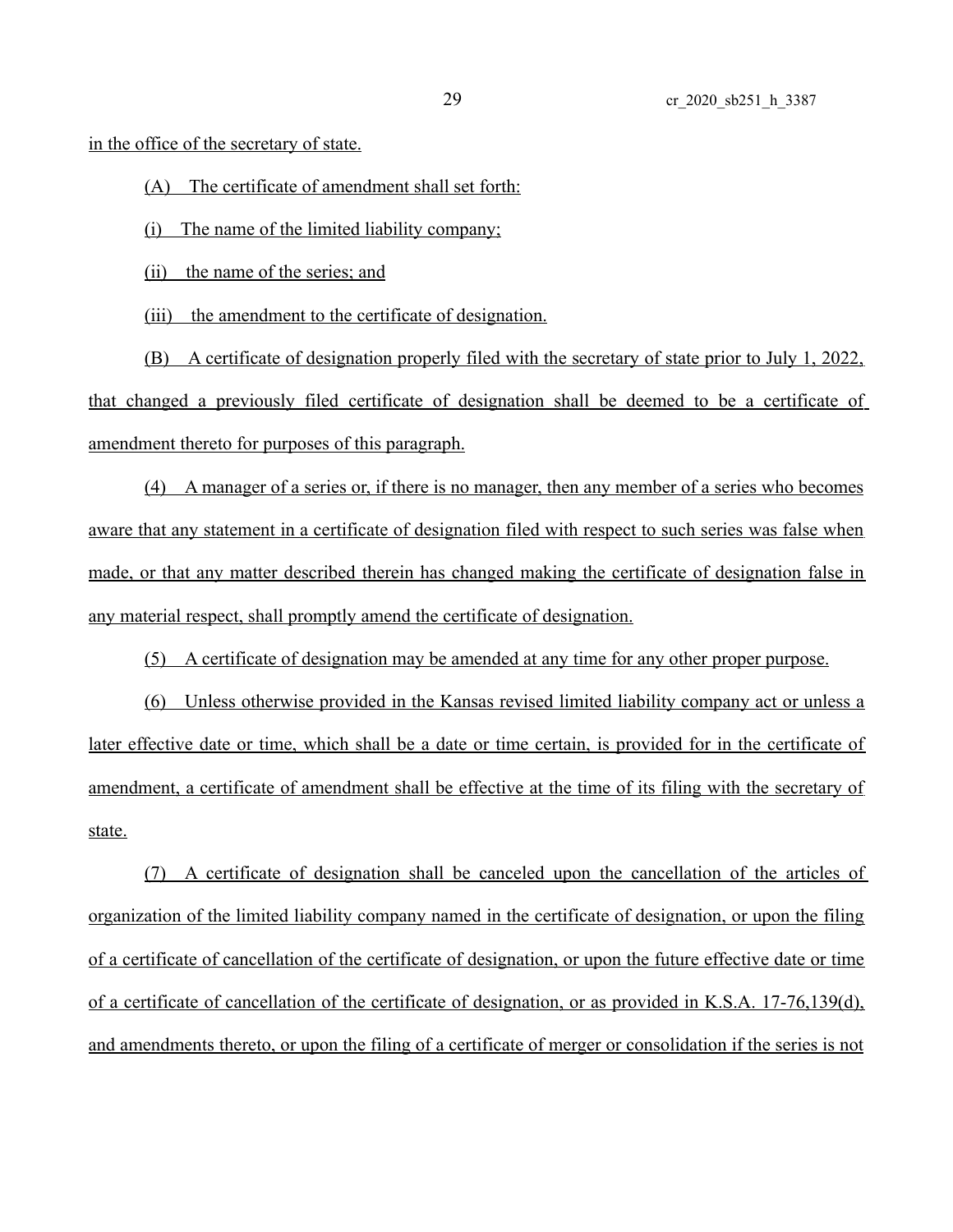in the office of the secretary of state.

(A) The certificate of amendment shall set forth:

(i) The name of the limited liability company;

(ii) the name of the series; and

(iii) the amendment to the certificate of designation.

(B) A certificate of designation properly filed with the secretary of state prior to July 1, 2022, that changed a previously filed certificate of designation shall be deemed to be a certificate of amendment thereto for purposes of this paragraph.

(4) A manager of a series or, if there is no manager, then any member of a series who becomes aware that any statement in a certificate of designation filed with respect to such series was false when made, or that any matter described therein has changed making the certificate of designation false in any material respect, shall promptly amend the certificate of designation.

(5) A certificate of designation may be amended at any time for any other proper purpose.

(6) Unless otherwise provided in the Kansas revised limited liability company act or unless a later effective date or time, which shall be a date or time certain, is provided for in the certificate of amendment, a certificate of amendment shall be effective at the time of its filing with the secretary of state.

(7) A certificate of designation shall be canceled upon the cancellation of the articles of organization of the limited liability company named in the certificate of designation, or upon the filing of a certificate of cancellation of the certificate of designation, or upon the future effective date or time of a certificate of cancellation of the certificate of designation, or as provided in K.S.A. 17-76,139(d), and amendments thereto, or upon the filing of a certificate of merger or consolidation if the series is not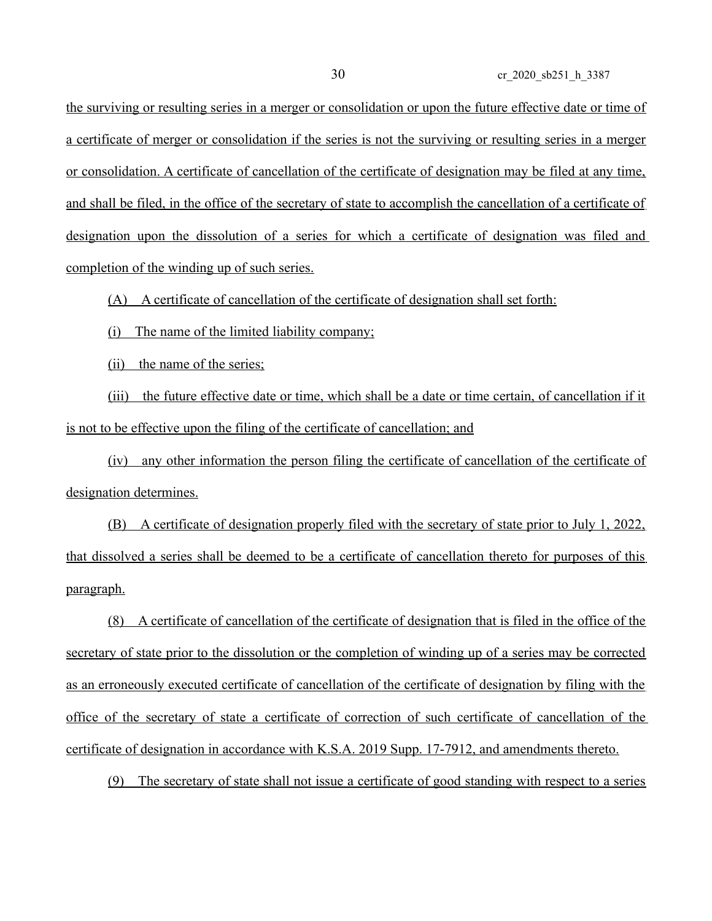the surviving or resulting series in a merger or consolidation or upon the future effective date or time of a certificate of merger or consolidation if the series is not the surviving or resulting series in a merger or consolidation. A certificate of cancellation of the certificate of designation may be filed at any time, and shall be filed, in the office of the secretary of state to accomplish the cancellation of a certificate of designation upon the dissolution of a series for which a certificate of designation was filed and completion of the winding up of such series.

(A) A certificate of cancellation of the certificate of designation shall set forth:

(i) The name of the limited liability company;

(ii) the name of the series;

(iii) the future effective date or time, which shall be a date or time certain, of cancellation if it is not to be effective upon the filing of the certificate of cancellation; and

(iv) any other information the person filing the certificate of cancellation of the certificate of designation determines.

(B) A certificate of designation properly filed with the secretary of state prior to July 1, 2022, that dissolved a series shall be deemed to be a certificate of cancellation thereto for purposes of this paragraph.

(8) A certificate of cancellation of the certificate of designation that is filed in the office of the secretary of state prior to the dissolution or the completion of winding up of a series may be corrected as an erroneously executed certificate of cancellation of the certificate of designation by filing with the office of the secretary of state a certificate of correction of such certificate of cancellation of the certificate of designation in accordance with K.S.A. 2019 Supp. 17-7912, and amendments thereto.

(9) The secretary of state shall not issue a certificate of good standing with respect to a series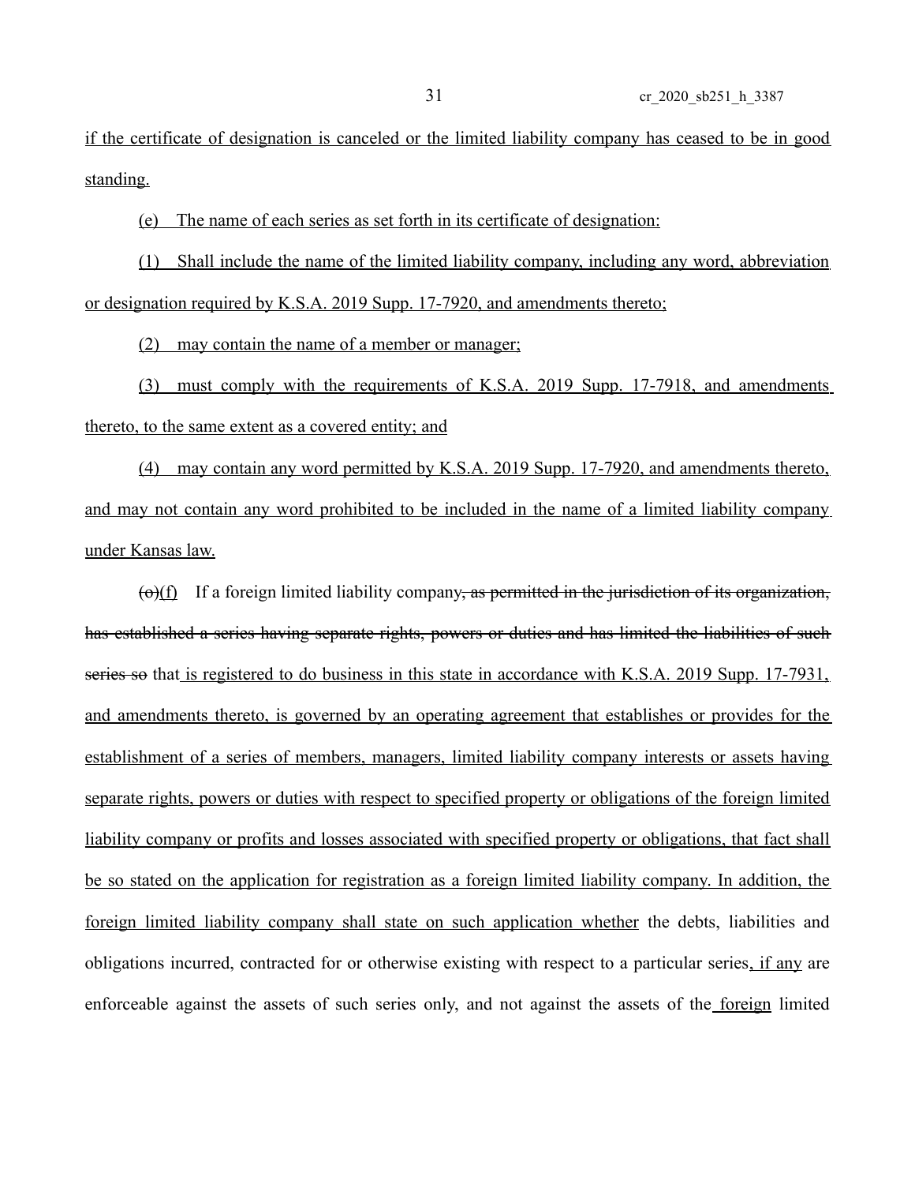if the certificate of designation is canceled or the limited liability company has ceased to be in good standing.

(e) The name of each series as set forth in its certificate of designation:

(1) Shall include the name of the limited liability company, including any word, abbreviation or designation required by K.S.A. 2019 Supp. 17-7920, and amendments thereto;

(2) may contain the name of a member or manager;

(3) must comply with the requirements of K.S.A. 2019 Supp. 17-7918, and amendments thereto, to the same extent as a covered entity; and

(4) may contain any word permitted by K.S.A. 2019 Supp. 17-7920, and amendments thereto, and may not contain any word prohibited to be included in the name of a limited liability company under Kansas law.

~~(o)~~(f) If a foreign limited liability company~~, as permitted in the jurisdiction of its organization, has established a series having separate rights, powers or duties and has limited the liabilities of such series so~~ that is registered to do business in this state in accordance with K.S.A. 2019 Supp. 17-7931, and amendments thereto, is governed by an operating agreement that establishes or provides for the establishment of a series of members, managers, limited liability company interests or assets having separate rights, powers or duties with respect to specified property or obligations of the foreign limited liability company or profits and losses associated with specified property or obligations, that fact shall be so stated on the application for registration as a foreign limited liability company. In addition, the foreign limited liability company shall state on such application whether the debts, liabilities and obligations incurred, contracted for or otherwise existing with respect to a particular series, if any are enforceable against the assets of such series only, and not against the assets of the foreign limited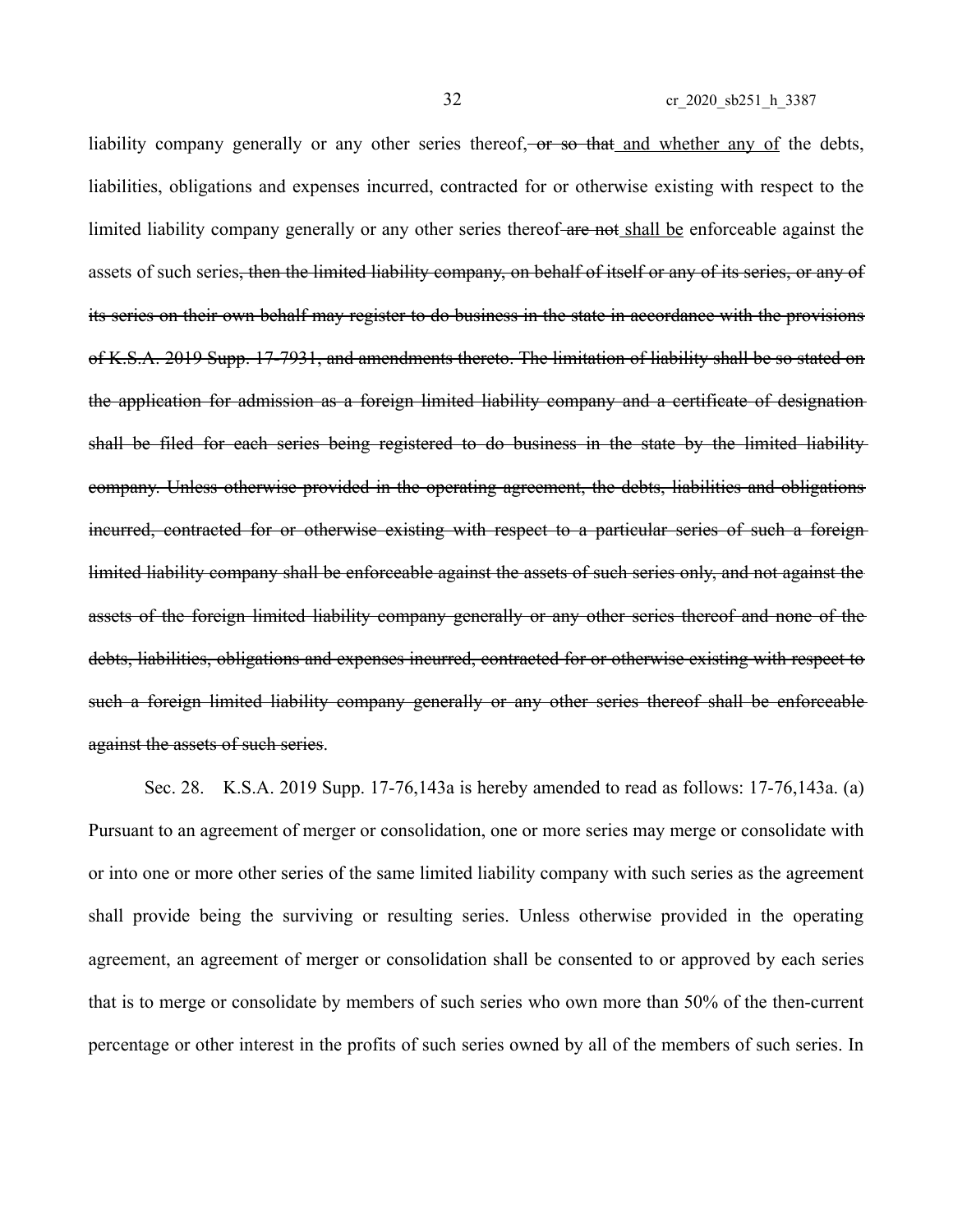liability company generally or any other series thereof~~, or so that~~ <u>and whether any of</u> the debts, liabilities, obligations and expenses incurred, contracted for or otherwise existing with respect to the limited liability company generally or any other series thereof ~~are not~~ <u>shall be</u> enforceable against the assets of such series~~, then the limited liability company, on behalf of itself or any of its series, or any of its series on their own behalf may register to do business in the state in accordance with the provisions of K.S.A. 2019 Supp. 17-7931, and amendments thereto. The limitation of liability shall be so stated on the application for admission as a foreign limited liability company and a certificate of designation shall be filed for each series being registered to do business in the state by the limited liability company. Unless otherwise provided in the operating agreement, the debts, liabilities and obligations incurred, contracted for or otherwise existing with respect to a particular series of such a foreign limited liability company shall be enforceable against the assets of such series only, and not against the assets of the foreign limited liability company generally or any other series thereof and none of the debts, liabilities, obligations and expenses incurred, contracted for or otherwise existing with respect to such a foreign limited liability company generally or any other series thereof shall be enforceable against the assets of such series~~.

Sec. 28. K.S.A. 2019 Supp. 17-76,143a is hereby amended to read as follows: 17-76,143a. (a) Pursuant to an agreement of merger or consolidation, one or more series may merge or consolidate with or into one or more other series of the same limited liability company with such series as the agreement shall provide being the surviving or resulting series. Unless otherwise provided in the operating agreement, an agreement of merger or consolidation shall be consented to or approved by each series that is to merge or consolidate by members of such series who own more than 50% of the then-current percentage or other interest in the profits of such series owned by all of the members of such series. In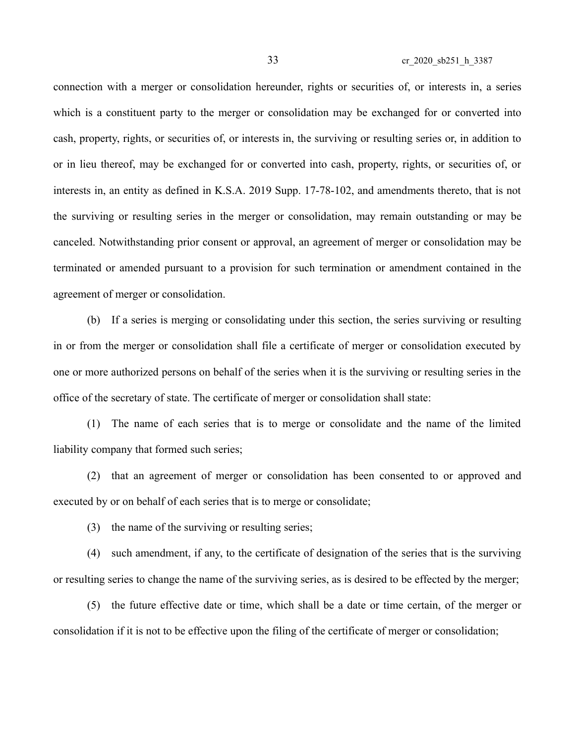connection with a merger or consolidation hereunder, rights or securities of, or interests in, a series which is a constituent party to the merger or consolidation may be exchanged for or converted into cash, property, rights, or securities of, or interests in, the surviving or resulting series or, in addition to or in lieu thereof, may be exchanged for or converted into cash, property, rights, or securities of, or interests in, an entity as defined in K.S.A. 2019 Supp. 17-78-102, and amendments thereto, that is not the surviving or resulting series in the merger or consolidation, may remain outstanding or may be canceled. Notwithstanding prior consent or approval, an agreement of merger or consolidation may be terminated or amended pursuant to a provision for such termination or amendment contained in the agreement of merger or consolidation.

(b) If a series is merging or consolidating under this section, the series surviving or resulting in or from the merger or consolidation shall file a certificate of merger or consolidation executed by one or more authorized persons on behalf of the series when it is the surviving or resulting series in the office of the secretary of state. The certificate of merger or consolidation shall state:

(1) The name of each series that is to merge or consolidate and the name of the limited liability company that formed such series;

(2) that an agreement of merger or consolidation has been consented to or approved and executed by or on behalf of each series that is to merge or consolidate;

(3) the name of the surviving or resulting series;

(4) such amendment, if any, to the certificate of designation of the series that is the surviving or resulting series to change the name of the surviving series, as is desired to be effected by the merger;

(5) the future effective date or time, which shall be a date or time certain, of the merger or consolidation if it is not to be effective upon the filing of the certificate of merger or consolidation;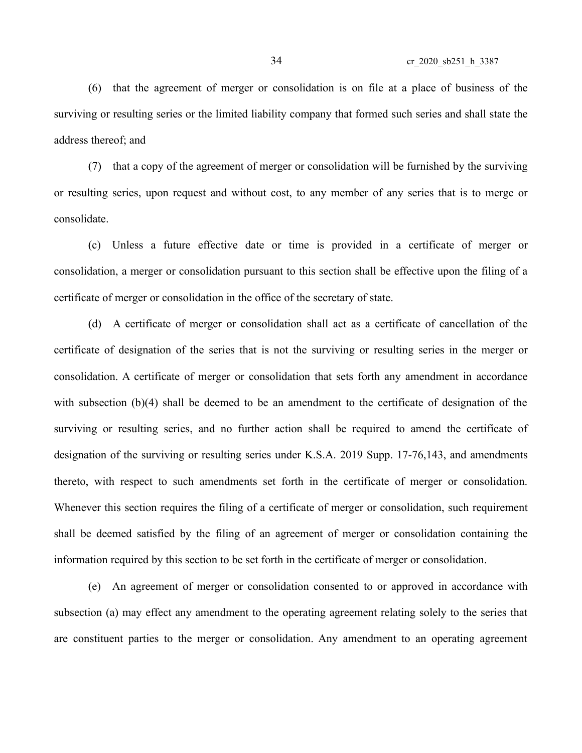(6) that the agreement of merger or consolidation is on file at a place of business of the surviving or resulting series or the limited liability company that formed such series and shall state the address thereof; and

(7) that a copy of the agreement of merger or consolidation will be furnished by the surviving or resulting series, upon request and without cost, to any member of any series that is to merge or consolidate.

(c) Unless a future effective date or time is provided in a certificate of merger or consolidation, a merger or consolidation pursuant to this section shall be effective upon the filing of a certificate of merger or consolidation in the office of the secretary of state.

(d) A certificate of merger or consolidation shall act as a certificate of cancellation of the certificate of designation of the series that is not the surviving or resulting series in the merger or consolidation. A certificate of merger or consolidation that sets forth any amendment in accordance with subsection (b)(4) shall be deemed to be an amendment to the certificate of designation of the surviving or resulting series, and no further action shall be required to amend the certificate of designation of the surviving or resulting series under K.S.A. 2019 Supp. 17-76,143, and amendments thereto, with respect to such amendments set forth in the certificate of merger or consolidation. Whenever this section requires the filing of a certificate of merger or consolidation, such requirement shall be deemed satisfied by the filing of an agreement of merger or consolidation containing the information required by this section to be set forth in the certificate of merger or consolidation.

(e) An agreement of merger or consolidation consented to or approved in accordance with subsection (a) may effect any amendment to the operating agreement relating solely to the series that are constituent parties to the merger or consolidation. Any amendment to an operating agreement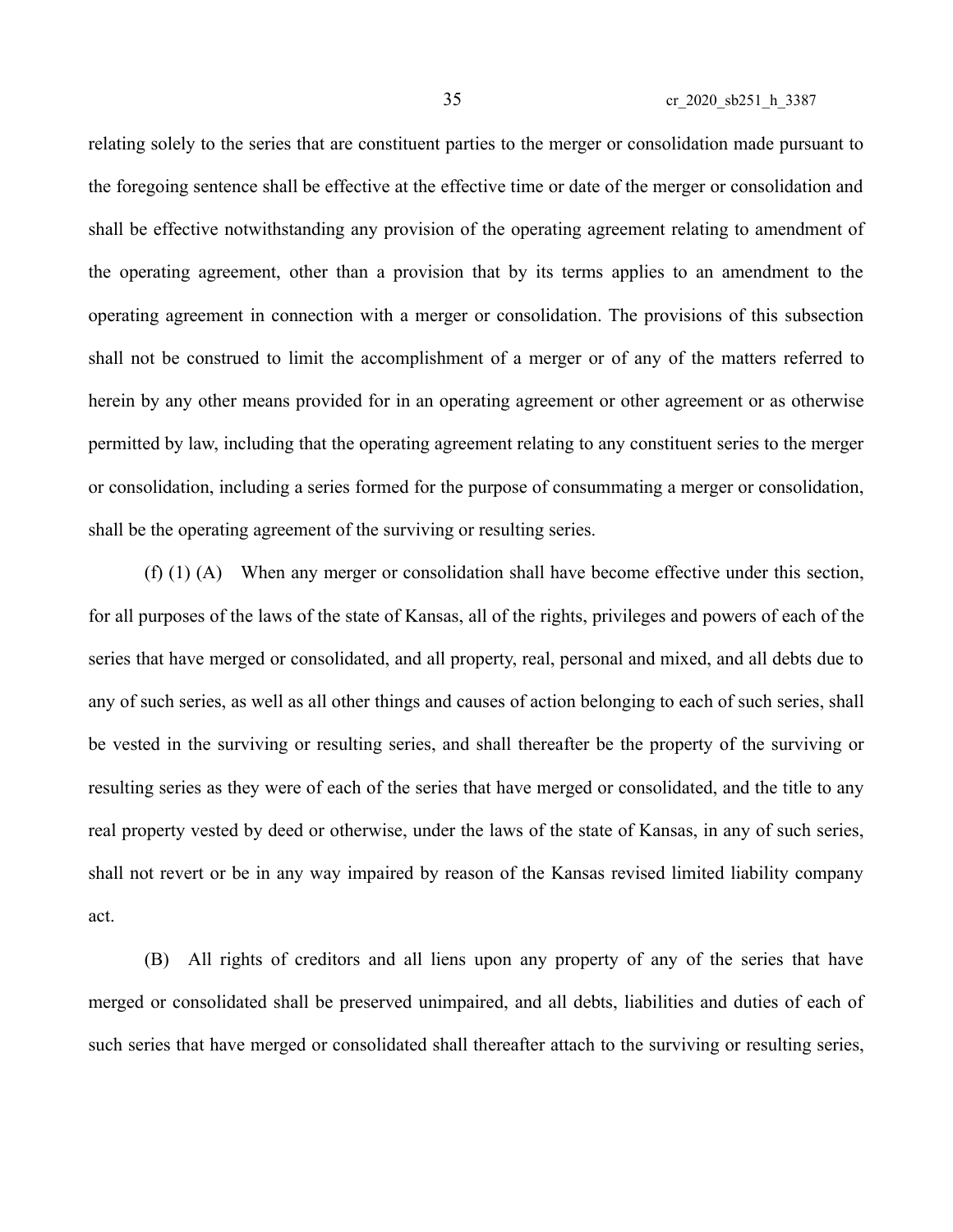relating solely to the series that are constituent parties to the merger or consolidation made pursuant to the foregoing sentence shall be effective at the effective time or date of the merger or consolidation and shall be effective notwithstanding any provision of the operating agreement relating to amendment of the operating agreement, other than a provision that by its terms applies to an amendment to the operating agreement in connection with a merger or consolidation. The provisions of this subsection shall not be construed to limit the accomplishment of a merger or of any of the matters referred to herein by any other means provided for in an operating agreement or other agreement or as otherwise permitted by law, including that the operating agreement relating to any constituent series to the merger or consolidation, including a series formed for the purpose of consummating a merger or consolidation, shall be the operating agreement of the surviving or resulting series.

(f) (1) (A) When any merger or consolidation shall have become effective under this section, for all purposes of the laws of the state of Kansas, all of the rights, privileges and powers of each of the series that have merged or consolidated, and all property, real, personal and mixed, and all debts due to any of such series, as well as all other things and causes of action belonging to each of such series, shall be vested in the surviving or resulting series, and shall thereafter be the property of the surviving or resulting series as they were of each of the series that have merged or consolidated, and the title to any real property vested by deed or otherwise, under the laws of the state of Kansas, in any of such series, shall not revert or be in any way impaired by reason of the Kansas revised limited liability company act.

(B) All rights of creditors and all liens upon any property of any of the series that have merged or consolidated shall be preserved unimpaired, and all debts, liabilities and duties of each of such series that have merged or consolidated shall thereafter attach to the surviving or resulting series,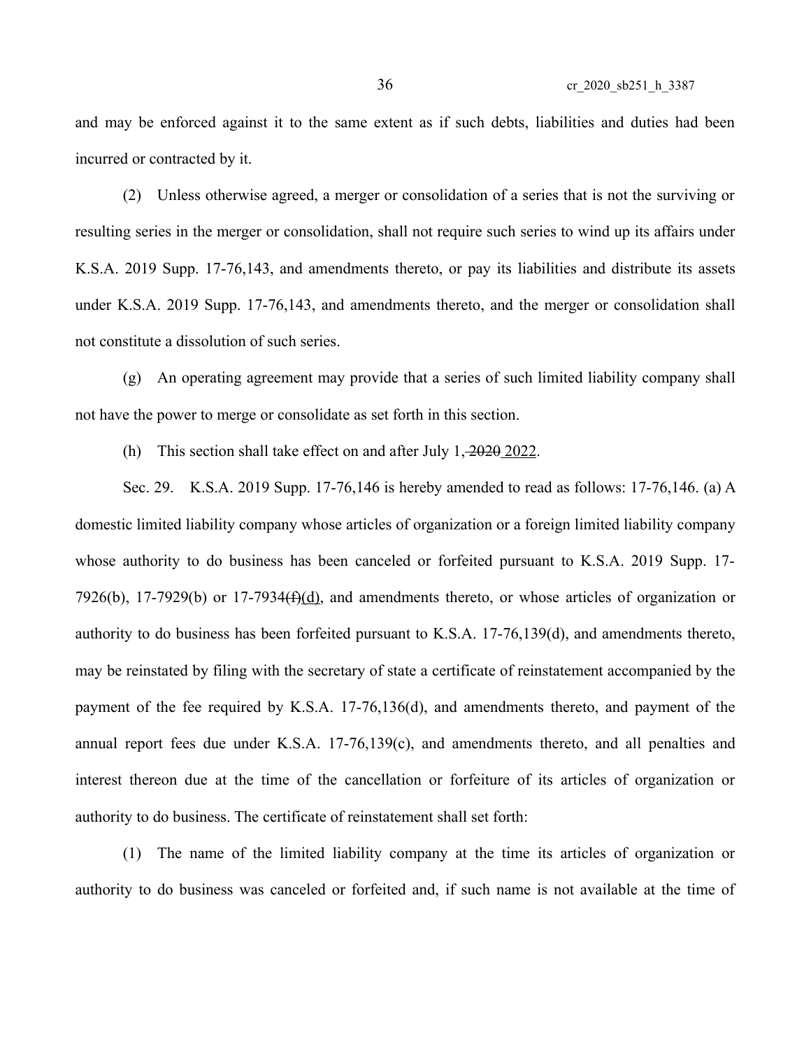and may be enforced against it to the same extent as if such debts, liabilities and duties had been incurred or contracted by it.

(2) Unless otherwise agreed, a merger or consolidation of a series that is not the surviving or resulting series in the merger or consolidation, shall not require such series to wind up its affairs under K.S.A. 2019 Supp. 17-76,143, and amendments thereto, or pay its liabilities and distribute its assets under K.S.A. 2019 Supp. 17-76,143, and amendments thereto, and the merger or consolidation shall not constitute a dissolution of such series.

(g) An operating agreement may provide that a series of such limited liability company shall not have the power to merge or consolidate as set forth in this section.

(h) This section shall take effect on and after July 1, ~~2020~~ 2022.

Sec. 29. K.S.A. 2019 Supp. 17-76,146 is hereby amended to read as follows: 17-76,146. (a) A domestic limited liability company whose articles of organization or a foreign limited liability company whose authority to do business has been canceled or forfeited pursuant to K.S.A. 2019 Supp. 17-7926(b), 17-7929(b) or 17-7934~~(f)~~(d), and amendments thereto, or whose articles of organization or authority to do business has been forfeited pursuant to K.S.A. 17-76,139(d), and amendments thereto, may be reinstated by filing with the secretary of state a certificate of reinstatement accompanied by the payment of the fee required by K.S.A. 17-76,136(d), and amendments thereto, and payment of the annual report fees due under K.S.A. 17-76,139(c), and amendments thereto, and all penalties and interest thereon due at the time of the cancellation or forfeiture of its articles of organization or authority to do business. The certificate of reinstatement shall set forth:

(1) The name of the limited liability company at the time its articles of organization or authority to do business was canceled or forfeited and, if such name is not available at the time of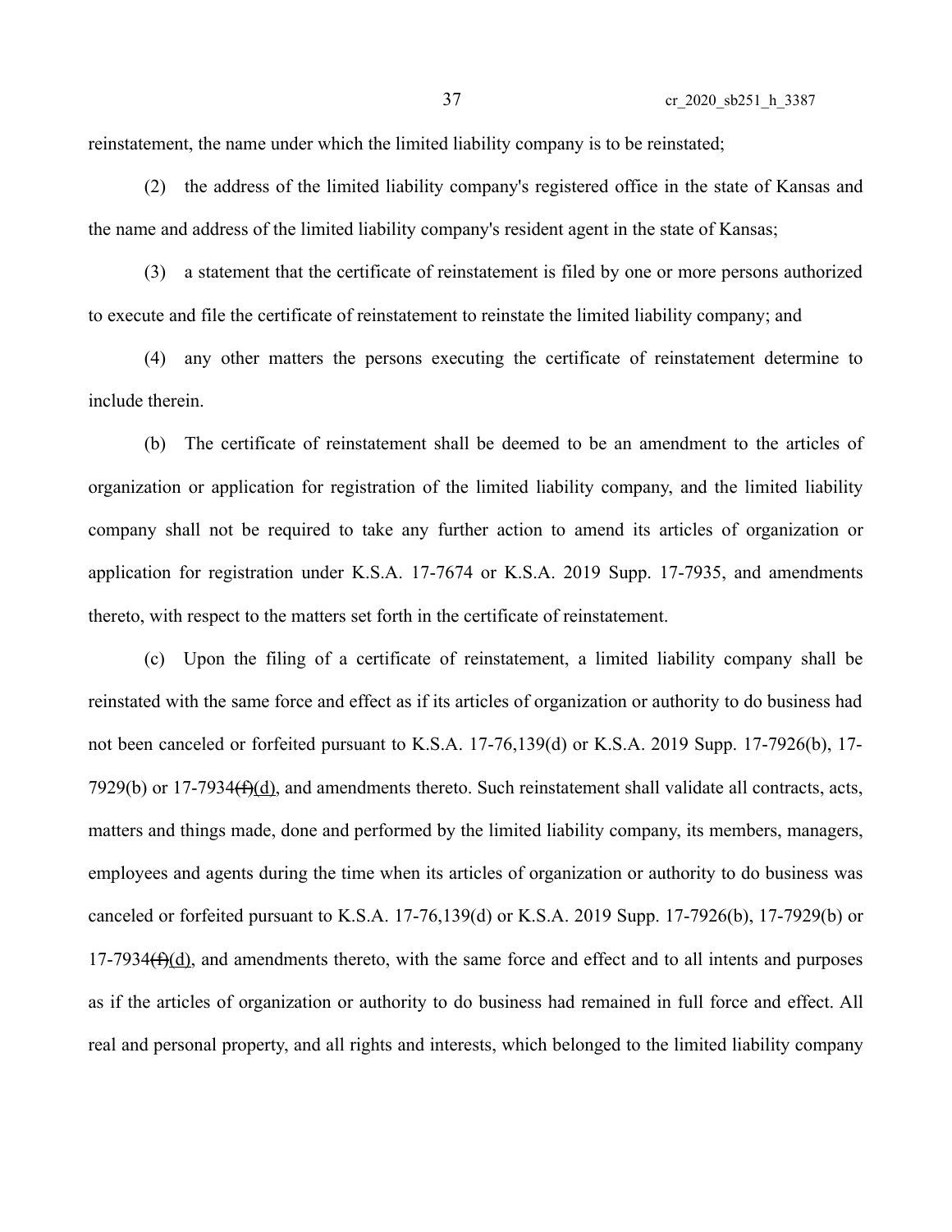reinstatement, the name under which the limited liability company is to be reinstated;

(2) the address of the limited liability company's registered office in the state of Kansas and the name and address of the limited liability company's resident agent in the state of Kansas;

(3) a statement that the certificate of reinstatement is filed by one or more persons authorized to execute and file the certificate of reinstatement to reinstate the limited liability company; and

(4) any other matters the persons executing the certificate of reinstatement determine to include therein.

(b) The certificate of reinstatement shall be deemed to be an amendment to the articles of organization or application for registration of the limited liability company, and the limited liability company shall not be required to take any further action to amend its articles of organization or application for registration under K.S.A. 17-7674 or K.S.A. 2019 Supp. 17-7935, and amendments thereto, with respect to the matters set forth in the certificate of reinstatement.

(c) Upon the filing of a certificate of reinstatement, a limited liability company shall be reinstated with the same force and effect as if its articles of organization or authority to do business had not been canceled or forfeited pursuant to K.S.A. 17-76,139(d) or K.S.A. 2019 Supp. 17-7926(b), 17-7929(b) or 17-7934~~(f)~~(d), and amendments thereto. Such reinstatement shall validate all contracts, acts, matters and things made, done and performed by the limited liability company, its members, managers, employees and agents during the time when its articles of organization or authority to do business was canceled or forfeited pursuant to K.S.A. 17-76,139(d) or K.S.A. 2019 Supp. 17-7926(b), 17-7929(b) or 17-7934~~(f)~~(d), and amendments thereto, with the same force and effect and to all intents and purposes as if the articles of organization or authority to do business had remained in full force and effect. All real and personal property, and all rights and interests, which belonged to the limited liability company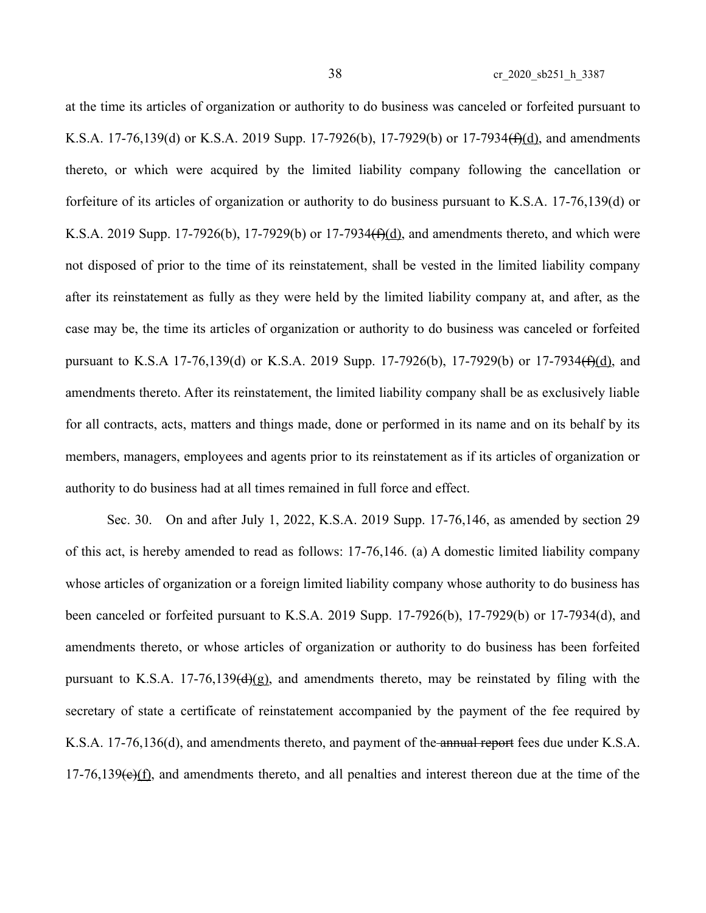at the time its articles of organization or authority to do business was canceled or forfeited pursuant to K.S.A. 17-76,139(d) or K.S.A. 2019 Supp. 17-7926(b), 17-7929(b) or 17-7934~~(f)~~(d), and amendments thereto, or which were acquired by the limited liability company following the cancellation or forfeiture of its articles of organization or authority to do business pursuant to K.S.A. 17-76,139(d) or K.S.A. 2019 Supp. 17-7926(b), 17-7929(b) or 17-7934~~(f)~~(d), and amendments thereto, and which were not disposed of prior to the time of its reinstatement, shall be vested in the limited liability company after its reinstatement as fully as they were held by the limited liability company at, and after, as the case may be, the time its articles of organization or authority to do business was canceled or forfeited pursuant to K.S.A 17-76,139(d) or K.S.A. 2019 Supp. 17-7926(b), 17-7929(b) or 17-7934~~(f)~~(d), and amendments thereto. After its reinstatement, the limited liability company shall be as exclusively liable for all contracts, acts, matters and things made, done or performed in its name and on its behalf by its members, managers, employees and agents prior to its reinstatement as if its articles of organization or authority to do business had at all times remained in full force and effect.

Sec. 30. On and after July 1, 2022, K.S.A. 2019 Supp. 17-76,146, as amended by section 29 of this act, is hereby amended to read as follows: 17-76,146. (a) A domestic limited liability company whose articles of organization or a foreign limited liability company whose authority to do business has been canceled or forfeited pursuant to K.S.A. 2019 Supp. 17-7926(b), 17-7929(b) or 17-7934(d), and amendments thereto, or whose articles of organization or authority to do business has been forfeited pursuant to K.S.A. 17-76,139~~(d)~~(g), and amendments thereto, may be reinstated by filing with the secretary of state a certificate of reinstatement accompanied by the payment of the fee required by K.S.A. 17-76,136(d), and amendments thereto, and payment of the ~~annual report~~ fees due under K.S.A. 17-76,139~~(e)~~(f), and amendments thereto, and all penalties and interest thereon due at the time of the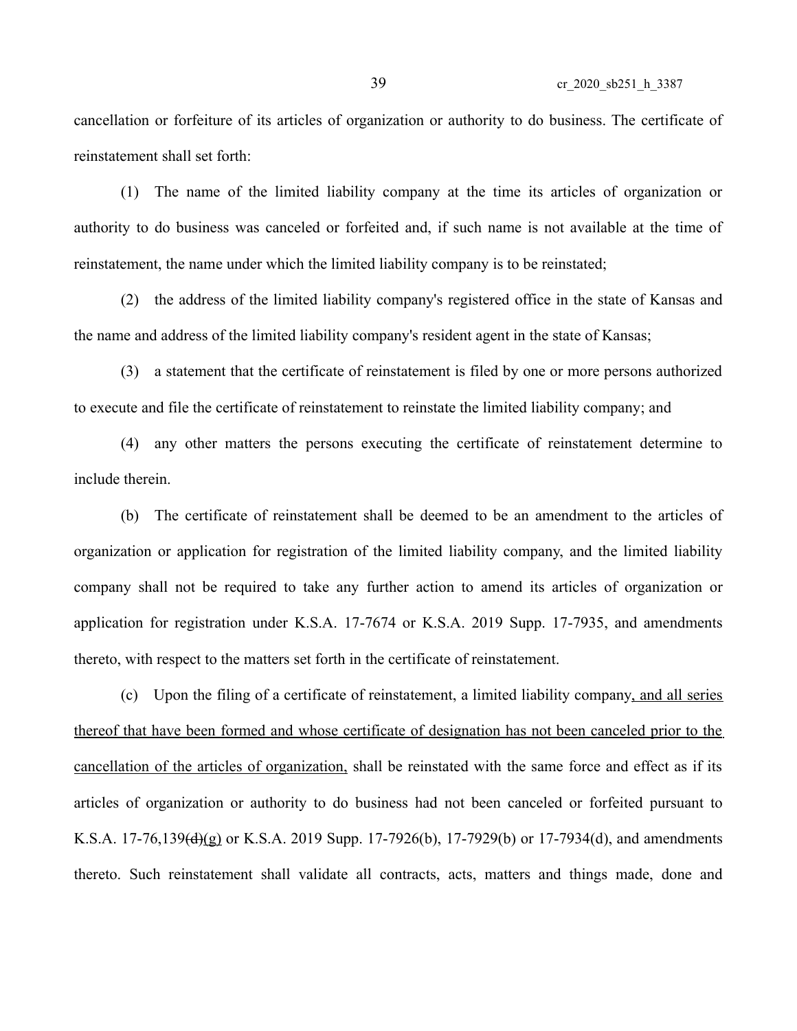cancellation or forfeiture of its articles of organization or authority to do business. The certificate of reinstatement shall set forth:

(1) The name of the limited liability company at the time its articles of organization or authority to do business was canceled or forfeited and, if such name is not available at the time of reinstatement, the name under which the limited liability company is to be reinstated;

(2) the address of the limited liability company's registered office in the state of Kansas and the name and address of the limited liability company's resident agent in the state of Kansas;

(3) a statement that the certificate of reinstatement is filed by one or more persons authorized to execute and file the certificate of reinstatement to reinstate the limited liability company; and

(4) any other matters the persons executing the certificate of reinstatement determine to include therein.

(b) The certificate of reinstatement shall be deemed to be an amendment to the articles of organization or application for registration of the limited liability company, and the limited liability company shall not be required to take any further action to amend its articles of organization or application for registration under K.S.A. 17-7674 or K.S.A. 2019 Supp. 17-7935, and amendments thereto, with respect to the matters set forth in the certificate of reinstatement.

(c) Upon the filing of a certificate of reinstatement, a limited liability company, and all series thereof that have been formed and whose certificate of designation has not been canceled prior to the cancellation of the articles of organization, shall be reinstated with the same force and effect as if its articles of organization or authority to do business had not been canceled or forfeited pursuant to K.S.A. 17-76,139~~(d)~~(g) or K.S.A. 2019 Supp. 17-7926(b), 17-7929(b) or 17-7934(d), and amendments thereto. Such reinstatement shall validate all contracts, acts, matters and things made, done and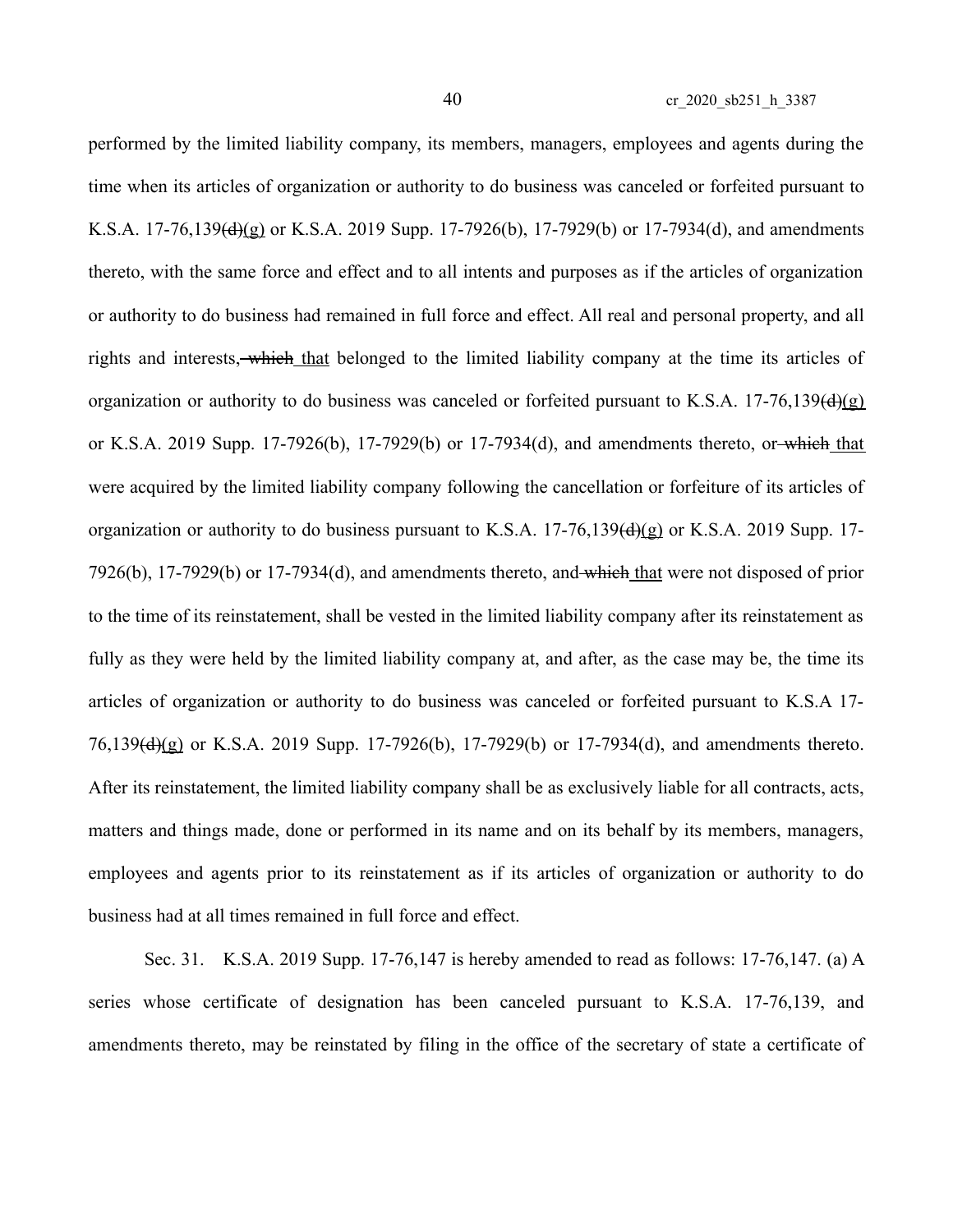performed by the limited liability company, its members, managers, employees and agents during the time when its articles of organization or authority to do business was canceled or forfeited pursuant to K.S.A. 17-76,139~~(d)~~(g) or K.S.A. 2019 Supp. 17-7926(b), 17-7929(b) or 17-7934(d), and amendments thereto, with the same force and effect and to all intents and purposes as if the articles of organization or authority to do business had remained in full force and effect. All real and personal property, and all rights and interests, ~~which~~ that belonged to the limited liability company at the time its articles of organization or authority to do business was canceled or forfeited pursuant to K.S.A. 17-76,139~~(d)~~(g) or K.S.A. 2019 Supp. 17-7926(b), 17-7929(b) or 17-7934(d), and amendments thereto, or ~~which~~ that were acquired by the limited liability company following the cancellation or forfeiture of its articles of organization or authority to do business pursuant to K.S.A. 17-76,139~~(d)~~(g) or K.S.A. 2019 Supp. 17-7926(b), 17-7929(b) or 17-7934(d), and amendments thereto, and ~~which~~ that were not disposed of prior to the time of its reinstatement, shall be vested in the limited liability company after its reinstatement as fully as they were held by the limited liability company at, and after, as the case may be, the time its articles of organization or authority to do business was canceled or forfeited pursuant to K.S.A 17-76,139~~(d)~~(g) or K.S.A. 2019 Supp. 17-7926(b), 17-7929(b) or 17-7934(d), and amendments thereto. After its reinstatement, the limited liability company shall be as exclusively liable for all contracts, acts, matters and things made, done or performed in its name and on its behalf by its members, managers, employees and agents prior to its reinstatement as if its articles of organization or authority to do business had at all times remained in full force and effect.

Sec. 31. K.S.A. 2019 Supp. 17-76,147 is hereby amended to read as follows: 17-76,147. (a) A series whose certificate of designation has been canceled pursuant to K.S.A. 17-76,139, and amendments thereto, may be reinstated by filing in the office of the secretary of state a certificate of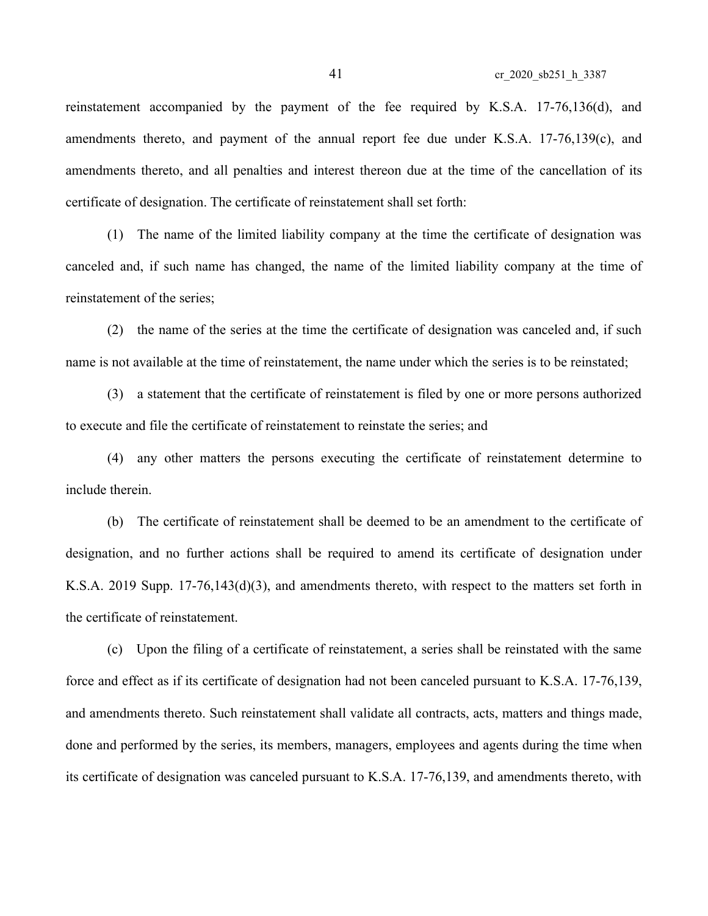reinstatement accompanied by the payment of the fee required by K.S.A. 17-76,136(d), and amendments thereto, and payment of the annual report fee due under K.S.A. 17-76,139(c), and amendments thereto, and all penalties and interest thereon due at the time of the cancellation of its certificate of designation. The certificate of reinstatement shall set forth:

(1) The name of the limited liability company at the time the certificate of designation was canceled and, if such name has changed, the name of the limited liability company at the time of reinstatement of the series;

(2) the name of the series at the time the certificate of designation was canceled and, if such name is not available at the time of reinstatement, the name under which the series is to be reinstated;

(3) a statement that the certificate of reinstatement is filed by one or more persons authorized to execute and file the certificate of reinstatement to reinstate the series; and

(4) any other matters the persons executing the certificate of reinstatement determine to include therein.

(b) The certificate of reinstatement shall be deemed to be an amendment to the certificate of designation, and no further actions shall be required to amend its certificate of designation under K.S.A. 2019 Supp. 17-76,143(d)(3), and amendments thereto, with respect to the matters set forth in the certificate of reinstatement.

(c) Upon the filing of a certificate of reinstatement, a series shall be reinstated with the same force and effect as if its certificate of designation had not been canceled pursuant to K.S.A. 17-76,139, and amendments thereto. Such reinstatement shall validate all contracts, acts, matters and things made, done and performed by the series, its members, managers, employees and agents during the time when its certificate of designation was canceled pursuant to K.S.A. 17-76,139, and amendments thereto, with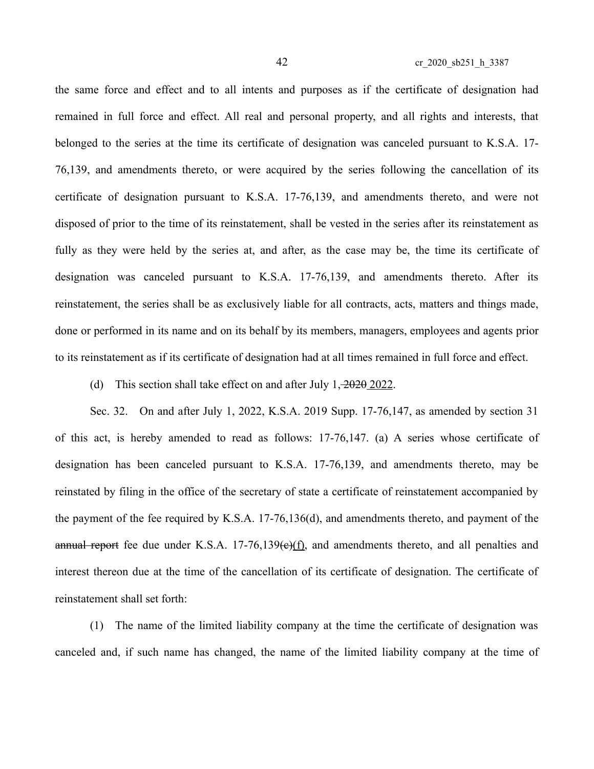the same force and effect and to all intents and purposes as if the certificate of designation had remained in full force and effect. All real and personal property, and all rights and interests, that belonged to the series at the time its certificate of designation was canceled pursuant to K.S.A. 17-76,139, and amendments thereto, or were acquired by the series following the cancellation of its certificate of designation pursuant to K.S.A. 17-76,139, and amendments thereto, and were not disposed of prior to the time of its reinstatement, shall be vested in the series after its reinstatement as fully as they were held by the series at, and after, as the case may be, the time its certificate of designation was canceled pursuant to K.S.A. 17-76,139, and amendments thereto. After its reinstatement, the series shall be as exclusively liable for all contracts, acts, matters and things made, done or performed in its name and on its behalf by its members, managers, employees and agents prior to its reinstatement as if its certificate of designation had at all times remained in full force and effect.

(d) This section shall take effect on and after July 1, ~~2020~~ 2022.

Sec. 32. On and after July 1, 2022, K.S.A. 2019 Supp. 17-76,147, as amended by section 31 of this act, is hereby amended to read as follows: 17-76,147. (a) A series whose certificate of designation has been canceled pursuant to K.S.A. 17-76,139, and amendments thereto, may be reinstated by filing in the office of the secretary of state a certificate of reinstatement accompanied by the payment of the fee required by K.S.A. 17-76,136(d), and amendments thereto, and payment of the ~~annual report~~ fee due under K.S.A. 17-76,139~~(e)~~(f), and amendments thereto, and all penalties and interest thereon due at the time of the cancellation of its certificate of designation. The certificate of reinstatement shall set forth:

(1) The name of the limited liability company at the time the certificate of designation was canceled and, if such name has changed, the name of the limited liability company at the time of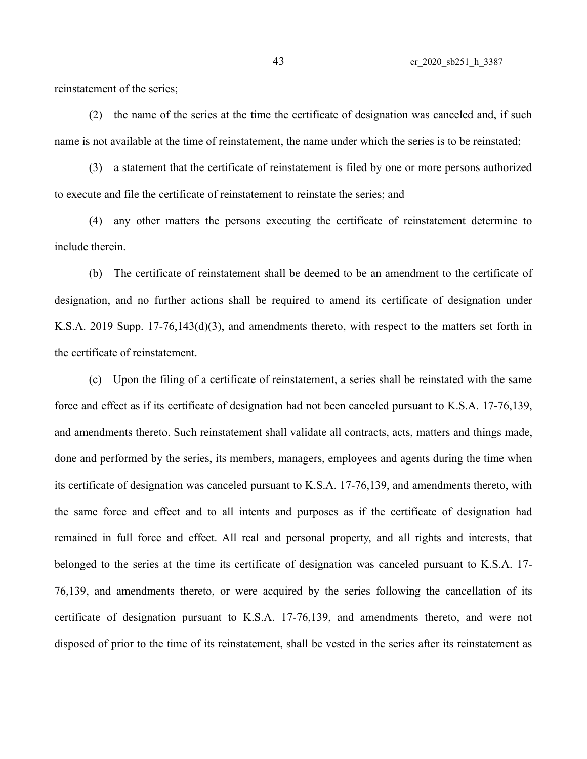reinstatement of the series;

(2) the name of the series at the time the certificate of designation was canceled and, if such name is not available at the time of reinstatement, the name under which the series is to be reinstated;

(3) a statement that the certificate of reinstatement is filed by one or more persons authorized to execute and file the certificate of reinstatement to reinstate the series; and

(4) any other matters the persons executing the certificate of reinstatement determine to include therein.

(b) The certificate of reinstatement shall be deemed to be an amendment to the certificate of designation, and no further actions shall be required to amend its certificate of designation under K.S.A. 2019 Supp. 17-76,143(d)(3), and amendments thereto, with respect to the matters set forth in the certificate of reinstatement.

(c) Upon the filing of a certificate of reinstatement, a series shall be reinstated with the same force and effect as if its certificate of designation had not been canceled pursuant to K.S.A. 17-76,139, and amendments thereto. Such reinstatement shall validate all contracts, acts, matters and things made, done and performed by the series, its members, managers, employees and agents during the time when its certificate of designation was canceled pursuant to K.S.A. 17-76,139, and amendments thereto, with the same force and effect and to all intents and purposes as if the certificate of designation had remained in full force and effect. All real and personal property, and all rights and interests, that belonged to the series at the time its certificate of designation was canceled pursuant to K.S.A. 17-76,139, and amendments thereto, or were acquired by the series following the cancellation of its certificate of designation pursuant to K.S.A. 17-76,139, and amendments thereto, and were not disposed of prior to the time of its reinstatement, shall be vested in the series after its reinstatement as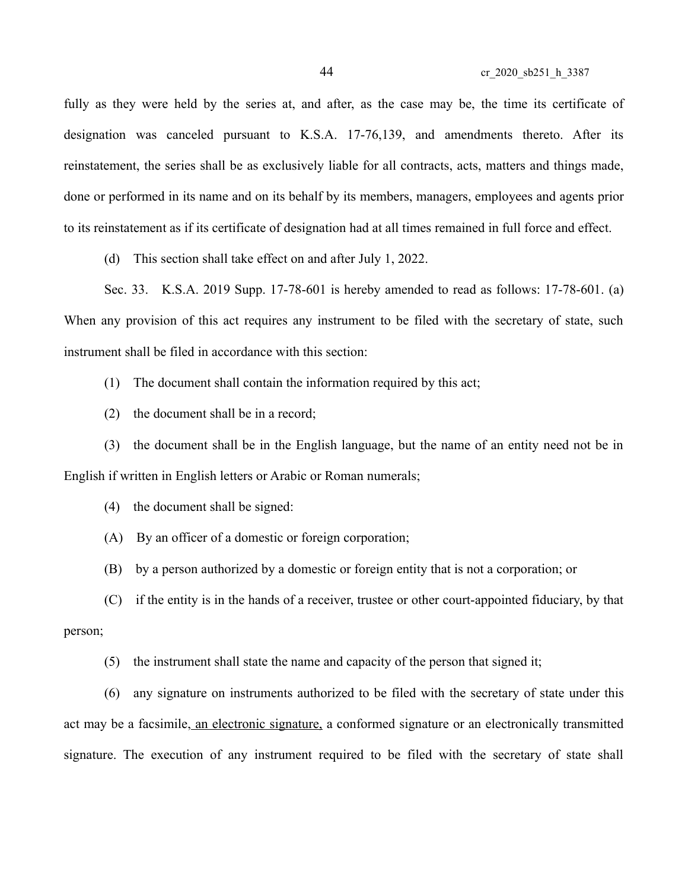fully as they were held by the series at, and after, as the case may be, the time its certificate of designation was canceled pursuant to K.S.A. 17-76,139, and amendments thereto. After its reinstatement, the series shall be as exclusively liable for all contracts, acts, matters and things made, done or performed in its name and on its behalf by its members, managers, employees and agents prior to its reinstatement as if its certificate of designation had at all times remained in full force and effect.

(d) This section shall take effect on and after July 1, 2022.

Sec. 33. K.S.A. 2019 Supp. 17-78-601 is hereby amended to read as follows: 17-78-601. (a) When any provision of this act requires any instrument to be filed with the secretary of state, such instrument shall be filed in accordance with this section:

(1) The document shall contain the information required by this act;

(2) the document shall be in a record;

(3) the document shall be in the English language, but the name of an entity need not be in English if written in English letters or Arabic or Roman numerals;

(4) the document shall be signed:

(A) By an officer of a domestic or foreign corporation;

(B) by a person authorized by a domestic or foreign entity that is not a corporation; or

(C) if the entity is in the hands of a receiver, trustee or other court-appointed fiduciary, by that person;

(5) the instrument shall state the name and capacity of the person that signed it;

(6) any signature on instruments authorized to be filed with the secretary of state under this act may be a facsimile, <u>an electronic signature,</u> a conformed signature or an electronically transmitted signature. The execution of any instrument required to be filed with the secretary of state shall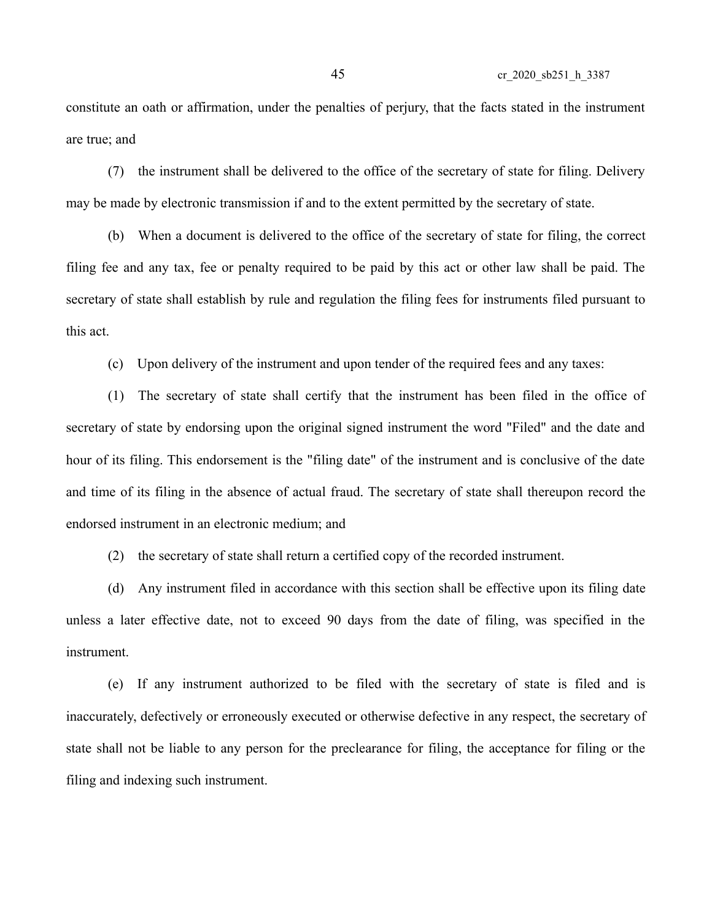constitute an oath or affirmation, under the penalties of perjury, that the facts stated in the instrument are true; and

(7) the instrument shall be delivered to the office of the secretary of state for filing. Delivery may be made by electronic transmission if and to the extent permitted by the secretary of state.

(b) When a document is delivered to the office of the secretary of state for filing, the correct filing fee and any tax, fee or penalty required to be paid by this act or other law shall be paid. The secretary of state shall establish by rule and regulation the filing fees for instruments filed pursuant to this act.

(c) Upon delivery of the instrument and upon tender of the required fees and any taxes:

(1) The secretary of state shall certify that the instrument has been filed in the office of secretary of state by endorsing upon the original signed instrument the word "Filed" and the date and hour of its filing. This endorsement is the "filing date" of the instrument and is conclusive of the date and time of its filing in the absence of actual fraud. The secretary of state shall thereupon record the endorsed instrument in an electronic medium; and

(2) the secretary of state shall return a certified copy of the recorded instrument.

(d) Any instrument filed in accordance with this section shall be effective upon its filing date unless a later effective date, not to exceed 90 days from the date of filing, was specified in the instrument.

(e) If any instrument authorized to be filed with the secretary of state is filed and is inaccurately, defectively or erroneously executed or otherwise defective in any respect, the secretary of state shall not be liable to any person for the preclearance for filing, the acceptance for filing or the filing and indexing such instrument.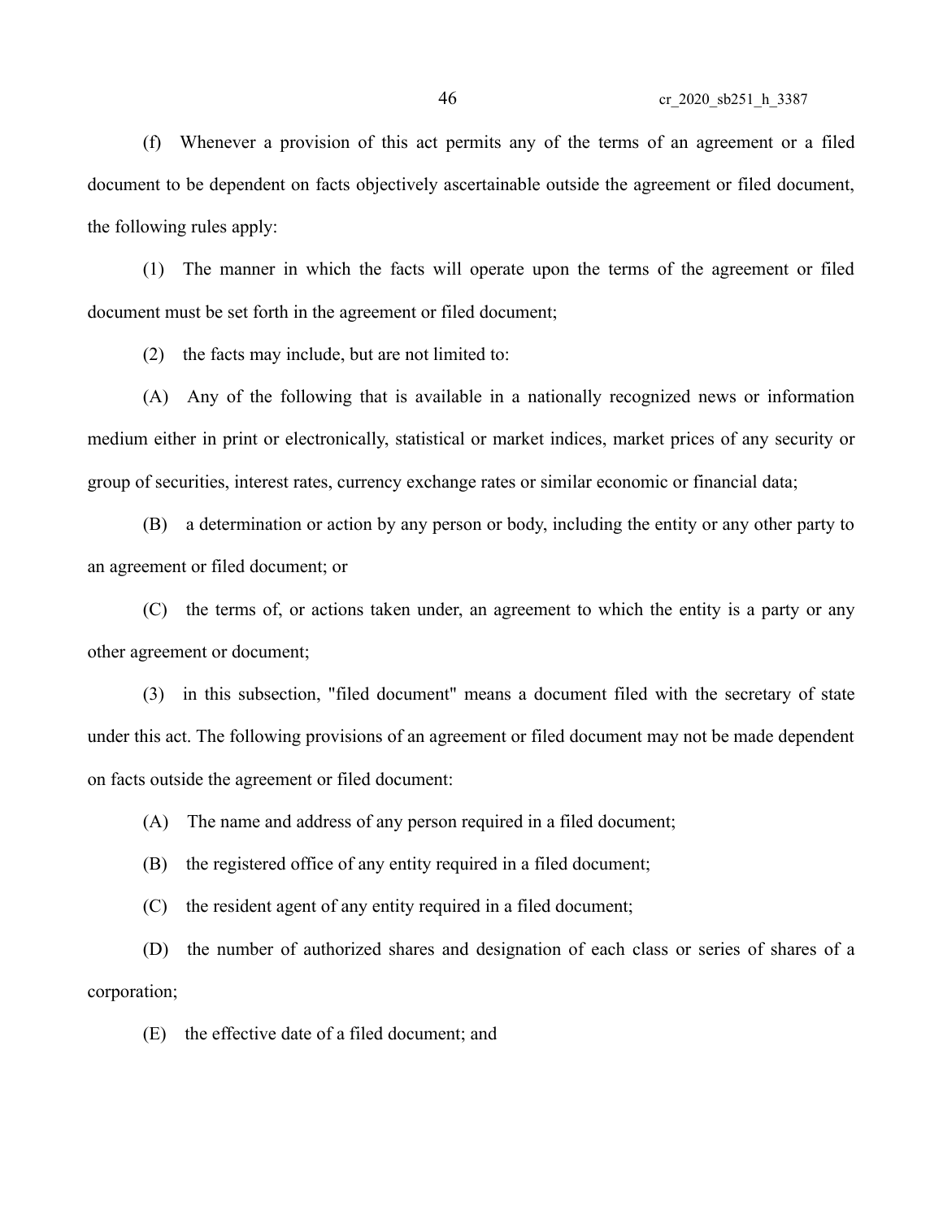(f) Whenever a provision of this act permits any of the terms of an agreement or a filed document to be dependent on facts objectively ascertainable outside the agreement or filed document, the following rules apply:

(1) The manner in which the facts will operate upon the terms of the agreement or filed document must be set forth in the agreement or filed document;

(2) the facts may include, but are not limited to:

(A) Any of the following that is available in a nationally recognized news or information medium either in print or electronically, statistical or market indices, market prices of any security or group of securities, interest rates, currency exchange rates or similar economic or financial data;

(B) a determination or action by any person or body, including the entity or any other party to an agreement or filed document; or

(C) the terms of, or actions taken under, an agreement to which the entity is a party or any other agreement or document;

(3) in this subsection, "filed document" means a document filed with the secretary of state under this act. The following provisions of an agreement or filed document may not be made dependent on facts outside the agreement or filed document:

(A) The name and address of any person required in a filed document;

(B) the registered office of any entity required in a filed document;

(C) the resident agent of any entity required in a filed document;

(D) the number of authorized shares and designation of each class or series of shares of a corporation;

(E) the effective date of a filed document; and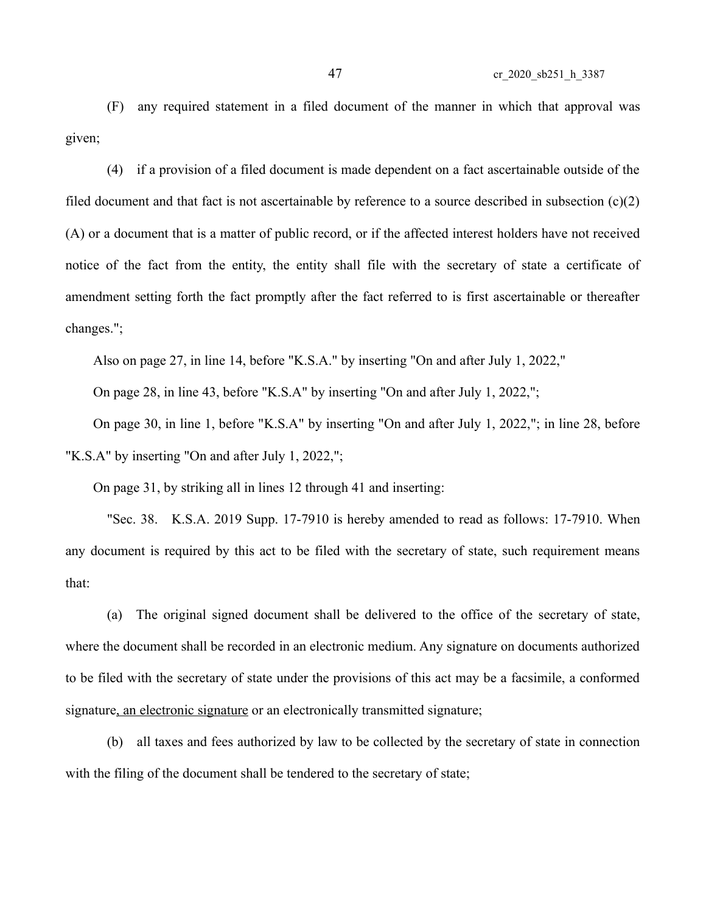(F) any required statement in a filed document of the manner in which that approval was given;

(4) if a provision of a filed document is made dependent on a fact ascertainable outside of the filed document and that fact is not ascertainable by reference to a source described in subsection (c)(2)(A) or a document that is a matter of public record, or if the affected interest holders have not received notice of the fact from the entity, the entity shall file with the secretary of state a certificate of amendment setting forth the fact promptly after the fact referred to is first ascertainable or thereafter changes.";

Also on page 27, in line 14, before "K.S.A." by inserting "On and after July 1, 2022,"

On page 28, in line 43, before "K.S.A" by inserting "On and after July 1, 2022,";

On page 30, in line 1, before "K.S.A" by inserting "On and after July 1, 2022,"; in line 28, before "K.S.A" by inserting "On and after July 1, 2022,";

On page 31, by striking all in lines 12 through 41 and inserting:

"Sec. 38. K.S.A. 2019 Supp. 17-7910 is hereby amended to read as follows: 17-7910. When any document is required by this act to be filed with the secretary of state, such requirement means that:

(a) The original signed document shall be delivered to the office of the secretary of state, where the document shall be recorded in an electronic medium. Any signature on documents authorized to be filed with the secretary of state under the provisions of this act may be a facsimile, a conformed signature, an electronic signature or an electronically transmitted signature;

(b) all taxes and fees authorized by law to be collected by the secretary of state in connection with the filing of the document shall be tendered to the secretary of state;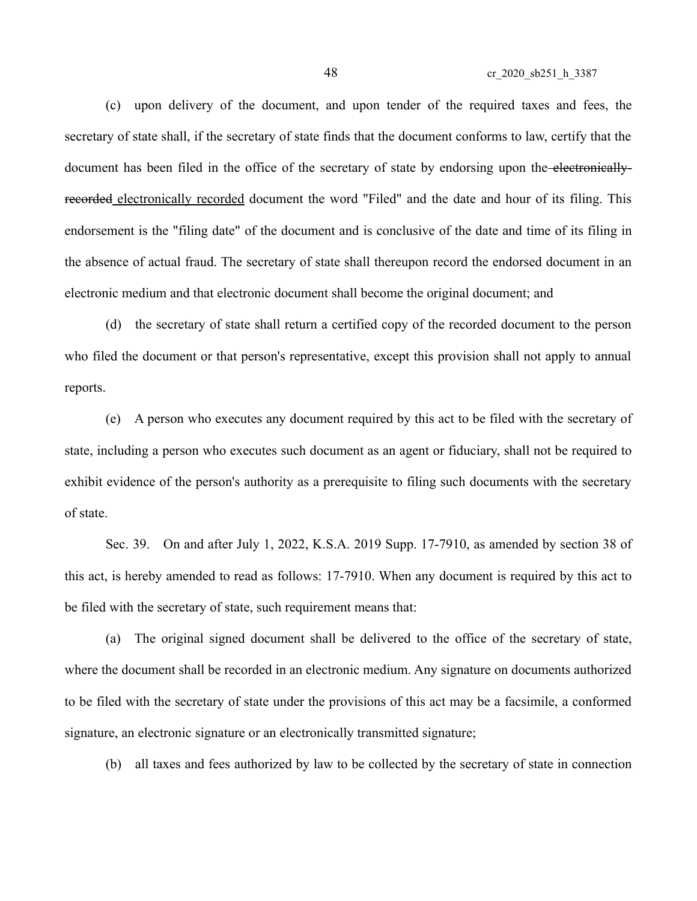(c) upon delivery of the document, and upon tender of the required taxes and fees, the secretary of state shall, if the secretary of state finds that the document conforms to law, certify that the document has been filed in the office of the secretary of state by endorsing upon the ~~electronically-recorded~~ electronically recorded document the word "Filed" and the date and hour of its filing. This endorsement is the "filing date" of the document and is conclusive of the date and time of its filing in the absence of actual fraud. The secretary of state shall thereupon record the endorsed document in an electronic medium and that electronic document shall become the original document; and

(d) the secretary of state shall return a certified copy of the recorded document to the person who filed the document or that person's representative, except this provision shall not apply to annual reports.

(e) A person who executes any document required by this act to be filed with the secretary of state, including a person who executes such document as an agent or fiduciary, shall not be required to exhibit evidence of the person's authority as a prerequisite to filing such documents with the secretary of state.

Sec. 39. On and after July 1, 2022, K.S.A. 2019 Supp. 17-7910, as amended by section 38 of this act, is hereby amended to read as follows: 17-7910. When any document is required by this act to be filed with the secretary of state, such requirement means that:

(a) The original signed document shall be delivered to the office of the secretary of state, where the document shall be recorded in an electronic medium. Any signature on documents authorized to be filed with the secretary of state under the provisions of this act may be a facsimile, a conformed signature, an electronic signature or an electronically transmitted signature;

(b) all taxes and fees authorized by law to be collected by the secretary of state in connection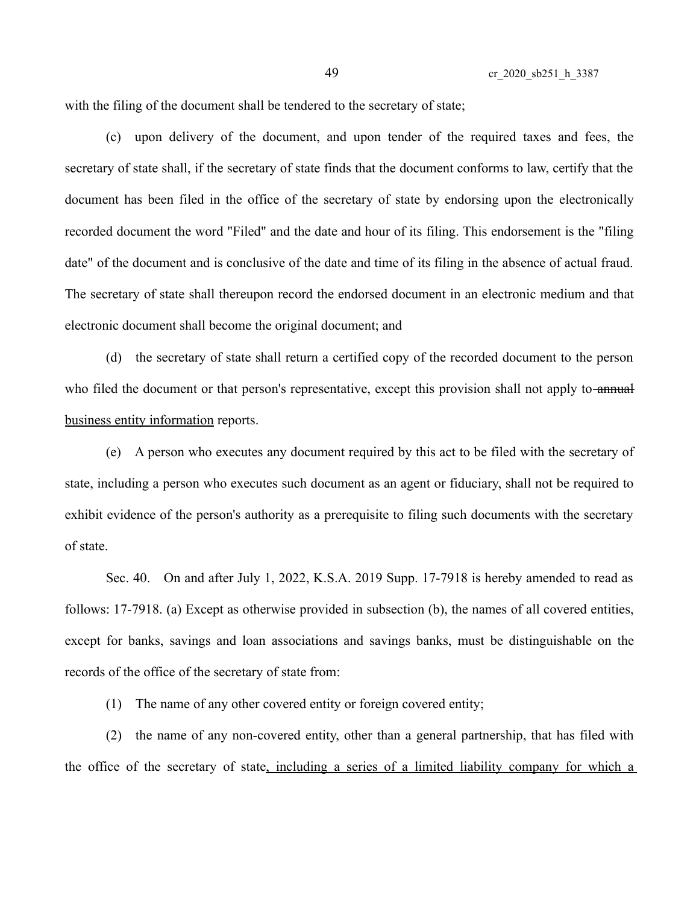with the filing of the document shall be tendered to the secretary of state;

(c) upon delivery of the document, and upon tender of the required taxes and fees, the secretary of state shall, if the secretary of state finds that the document conforms to law, certify that the document has been filed in the office of the secretary of state by endorsing upon the electronically recorded document the word "Filed" and the date and hour of its filing. This endorsement is the "filing date" of the document and is conclusive of the date and time of its filing in the absence of actual fraud. The secretary of state shall thereupon record the endorsed document in an electronic medium and that electronic document shall become the original document; and

(d) the secretary of state shall return a certified copy of the recorded document to the person who filed the document or that person's representative, except this provision shall not apply to ~~annual~~ <u>business entity information</u> reports.

(e) A person who executes any document required by this act to be filed with the secretary of state, including a person who executes such document as an agent or fiduciary, shall not be required to exhibit evidence of the person's authority as a prerequisite to filing such documents with the secretary of state.

Sec. 40. On and after July 1, 2022, K.S.A. 2019 Supp. 17-7918 is hereby amended to read as follows: 17-7918. (a) Except as otherwise provided in subsection (b), the names of all covered entities, except for banks, savings and loan associations and savings banks, must be distinguishable on the records of the office of the secretary of state from:

(1) The name of any other covered entity or foreign covered entity;

(2) the name of any non-covered entity, other than a general partnership, that has filed with the office of the secretary of state<u>, including a series of a limited liability company for which a</u>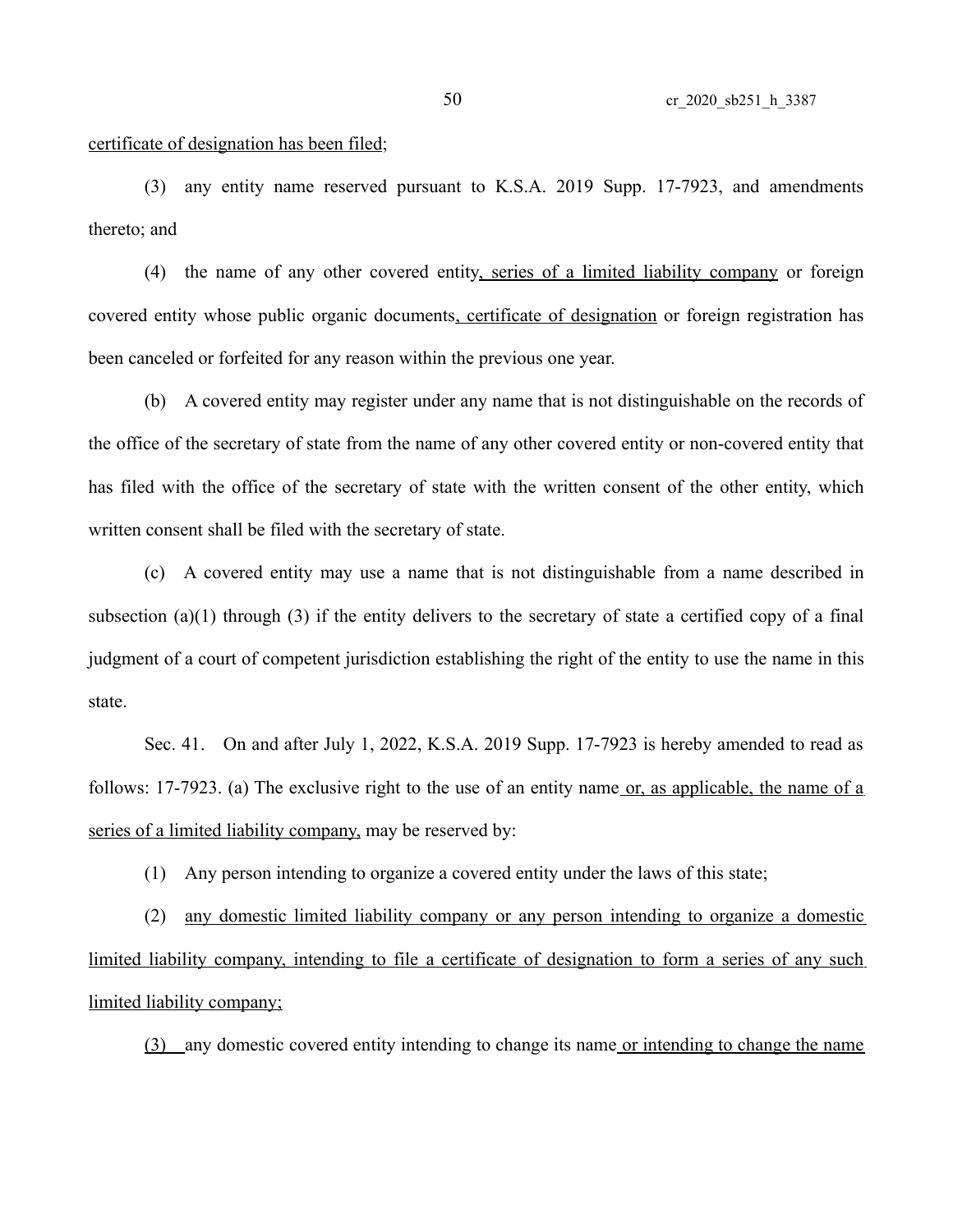certificate of designation has been filed;

(3) any entity name reserved pursuant to K.S.A. 2019 Supp. 17-7923, and amendments thereto; and

(4) the name of any other covered entity, series of a limited liability company or foreign covered entity whose public organic documents, certificate of designation or foreign registration has been canceled or forfeited for any reason within the previous one year.

(b) A covered entity may register under any name that is not distinguishable on the records of the office of the secretary of state from the name of any other covered entity or non-covered entity that has filed with the office of the secretary of state with the written consent of the other entity, which written consent shall be filed with the secretary of state.

(c) A covered entity may use a name that is not distinguishable from a name described in subsection (a)(1) through (3) if the entity delivers to the secretary of state a certified copy of a final judgment of a court of competent jurisdiction establishing the right of the entity to use the name in this state.

Sec. 41. On and after July 1, 2022, K.S.A. 2019 Supp. 17-7923 is hereby amended to read as follows: 17-7923. (a) The exclusive right to the use of an entity name or, as applicable, the name of a series of a limited liability company, may be reserved by:

(1) Any person intending to organize a covered entity under the laws of this state;

(2) any domestic limited liability company or any person intending to organize a domestic limited liability company, intending to file a certificate of designation to form a series of any such limited liability company;

(3) any domestic covered entity intending to change its name or intending to change the name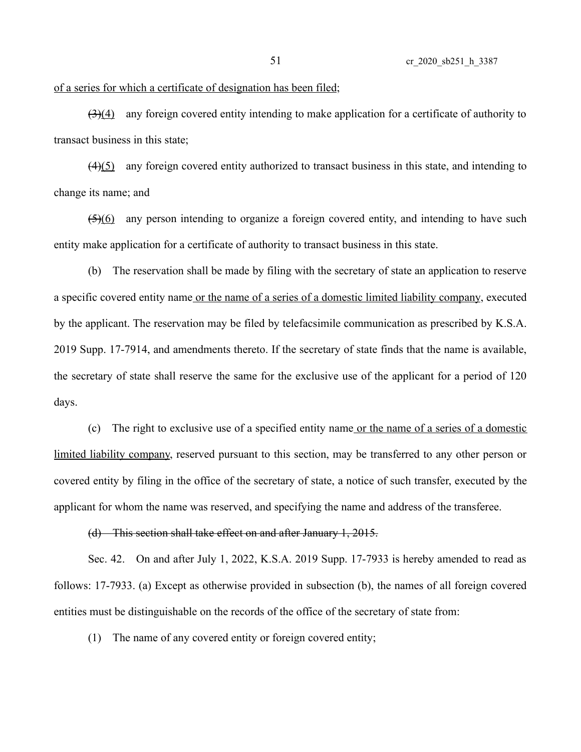of a series for which a certificate of designation has been filed;

~~(3)~~(4) any foreign covered entity intending to make application for a certificate of authority to transact business in this state;

~~(4)~~(5) any foreign covered entity authorized to transact business in this state, and intending to change its name; and

~~(5)~~(6) any person intending to organize a foreign covered entity, and intending to have such entity make application for a certificate of authority to transact business in this state.

(b) The reservation shall be made by filing with the secretary of state an application to reserve a specific covered entity name or the name of a series of a domestic limited liability company, executed by the applicant. The reservation may be filed by telefacsimile communication as prescribed by K.S.A. 2019 Supp. 17-7914, and amendments thereto. If the secretary of state finds that the name is available, the secretary of state shall reserve the same for the exclusive use of the applicant for a period of 120 days.

(c) The right to exclusive use of a specified entity name or the name of a series of a domestic limited liability company, reserved pursuant to this section, may be transferred to any other person or covered entity by filing in the office of the secretary of state, a notice of such transfer, executed by the applicant for whom the name was reserved, and specifying the name and address of the transferee.

~~(d) This section shall take effect on and after January 1, 2015.~~

Sec. 42. On and after July 1, 2022, K.S.A. 2019 Supp. 17-7933 is hereby amended to read as follows: 17-7933. (a) Except as otherwise provided in subsection (b), the names of all foreign covered entities must be distinguishable on the records of the office of the secretary of state from:

(1) The name of any covered entity or foreign covered entity;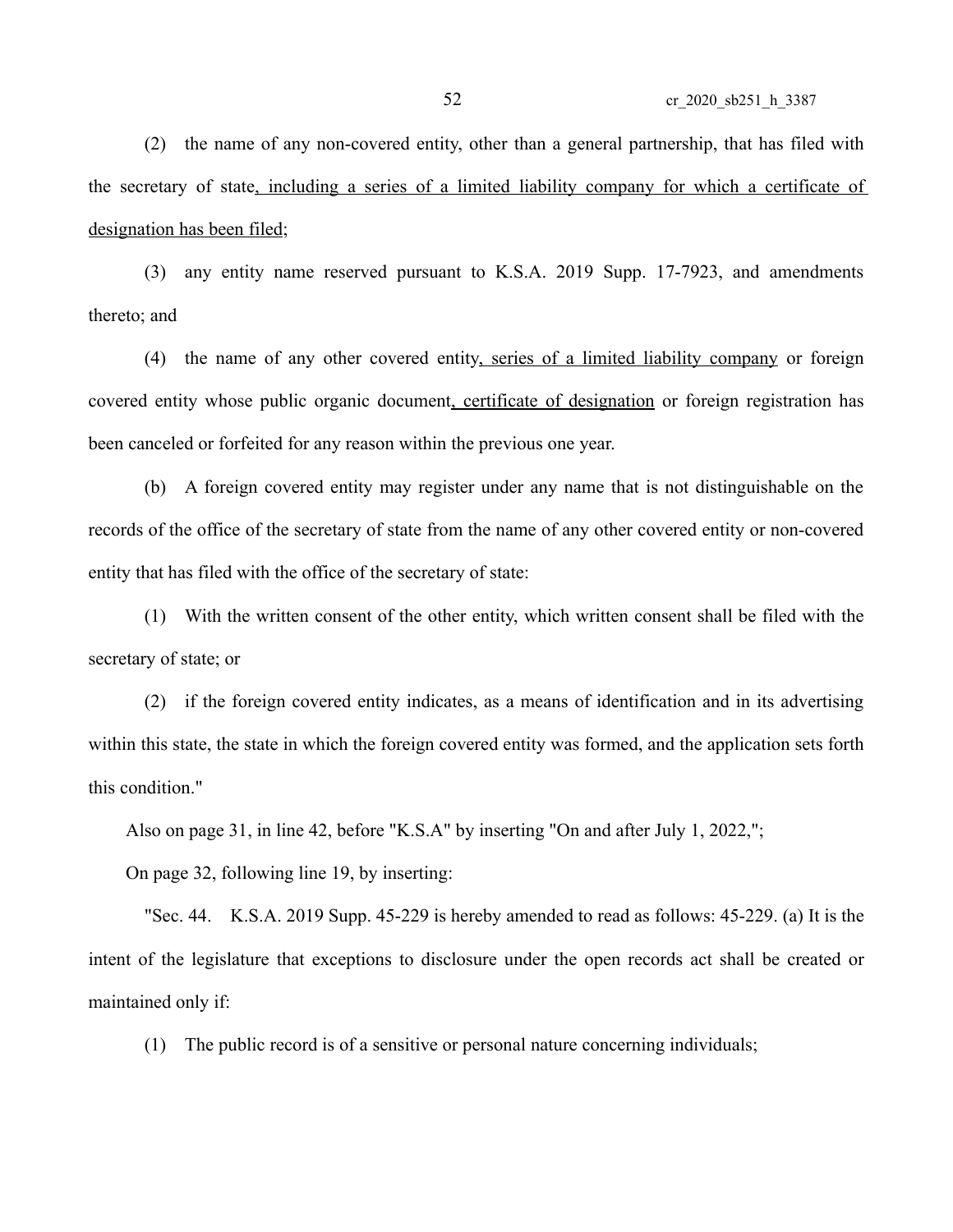(2) the name of any non-covered entity, other than a general partnership, that has filed with the secretary of state<u>, including a series of a limited liability company for which a certificate of designation has been filed</u>;

(3) any entity name reserved pursuant to K.S.A. 2019 Supp. 17-7923, and amendments thereto; and

(4) the name of any other covered entity<u>, series of a limited liability company</u> or foreign covered entity whose public organic document<u>, certificate of designation</u> or foreign registration has been canceled or forfeited for any reason within the previous one year.

(b) A foreign covered entity may register under any name that is not distinguishable on the records of the office of the secretary of state from the name of any other covered entity or non-covered entity that has filed with the office of the secretary of state:

(1) With the written consent of the other entity, which written consent shall be filed with the secretary of state; or

(2) if the foreign covered entity indicates, as a means of identification and in its advertising within this state, the state in which the foreign covered entity was formed, and the application sets forth this condition."

Also on page 31, in line 42, before "K.S.A" by inserting "On and after July 1, 2022,";

On page 32, following line 19, by inserting:

"Sec. 44. K.S.A. 2019 Supp. 45-229 is hereby amended to read as follows: 45-229. (a) It is the intent of the legislature that exceptions to disclosure under the open records act shall be created or maintained only if:

(1) The public record is of a sensitive or personal nature concerning individuals;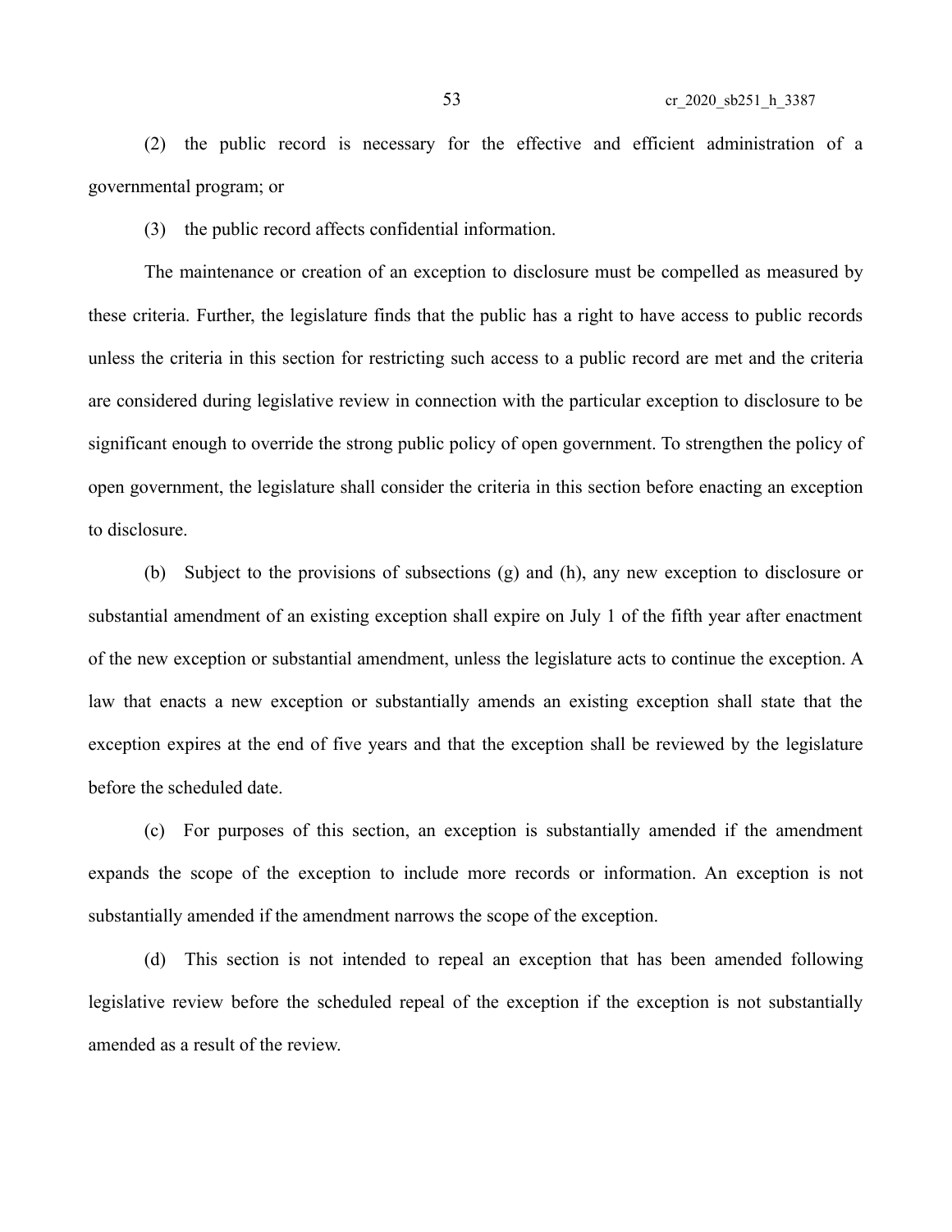(2) the public record is necessary for the effective and efficient administration of a governmental program; or

(3) the public record affects confidential information.

The maintenance or creation of an exception to disclosure must be compelled as measured by these criteria. Further, the legislature finds that the public has a right to have access to public records unless the criteria in this section for restricting such access to a public record are met and the criteria are considered during legislative review in connection with the particular exception to disclosure to be significant enough to override the strong public policy of open government. To strengthen the policy of open government, the legislature shall consider the criteria in this section before enacting an exception to disclosure.

(b) Subject to the provisions of subsections (g) and (h), any new exception to disclosure or substantial amendment of an existing exception shall expire on July 1 of the fifth year after enactment of the new exception or substantial amendment, unless the legislature acts to continue the exception. A law that enacts a new exception or substantially amends an existing exception shall state that the exception expires at the end of five years and that the exception shall be reviewed by the legislature before the scheduled date.

(c) For purposes of this section, an exception is substantially amended if the amendment expands the scope of the exception to include more records or information. An exception is not substantially amended if the amendment narrows the scope of the exception.

(d) This section is not intended to repeal an exception that has been amended following legislative review before the scheduled repeal of the exception if the exception is not substantially amended as a result of the review.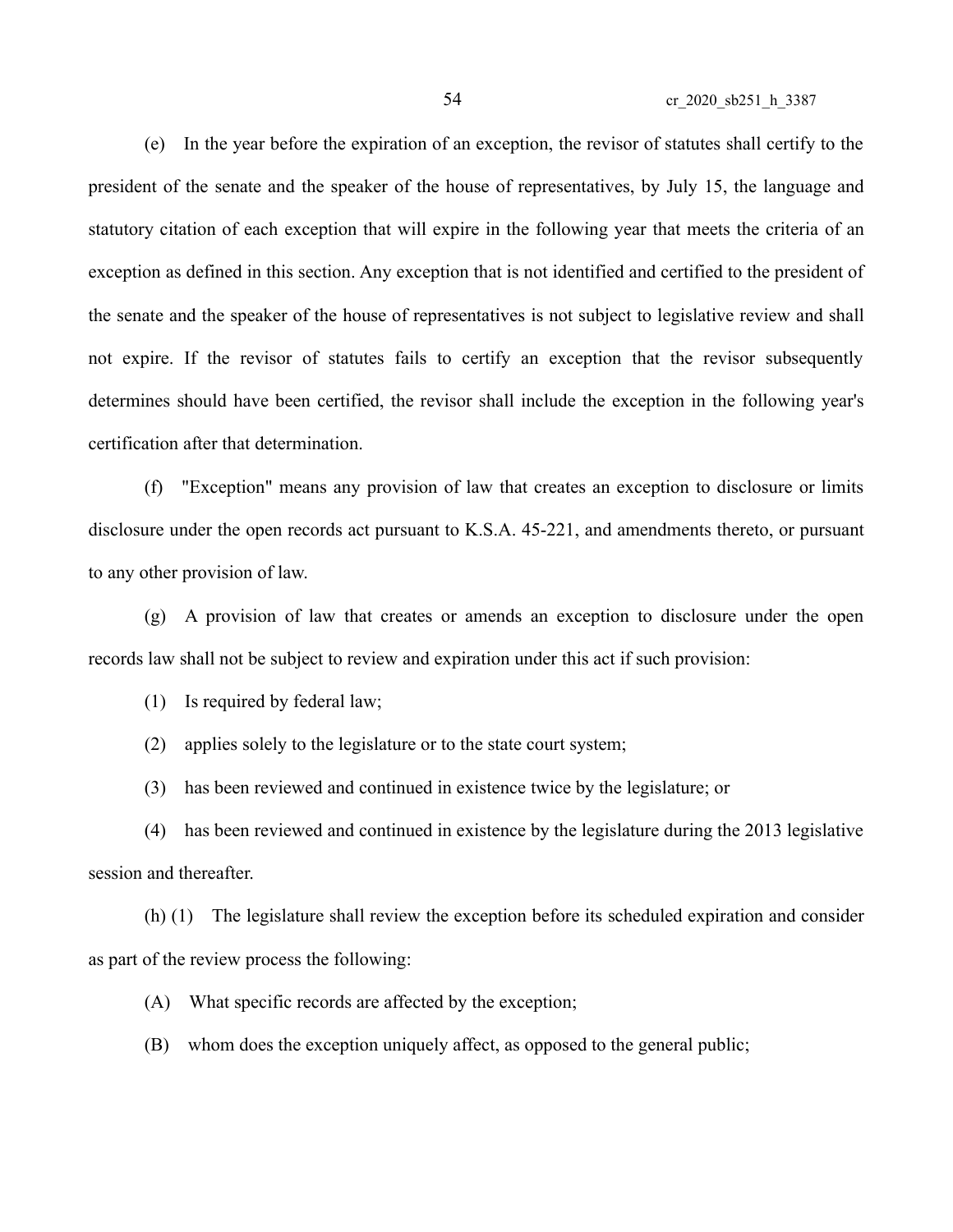(e) In the year before the expiration of an exception, the revisor of statutes shall certify to the president of the senate and the speaker of the house of representatives, by July 15, the language and statutory citation of each exception that will expire in the following year that meets the criteria of an exception as defined in this section. Any exception that is not identified and certified to the president of the senate and the speaker of the house of representatives is not subject to legislative review and shall not expire. If the revisor of statutes fails to certify an exception that the revisor subsequently determines should have been certified, the revisor shall include the exception in the following year's certification after that determination.

(f) "Exception" means any provision of law that creates an exception to disclosure or limits disclosure under the open records act pursuant to K.S.A. 45-221, and amendments thereto, or pursuant to any other provision of law.

(g) A provision of law that creates or amends an exception to disclosure under the open records law shall not be subject to review and expiration under this act if such provision:

(1) Is required by federal law;

(2) applies solely to the legislature or to the state court system;

(3) has been reviewed and continued in existence twice by the legislature; or

(4) has been reviewed and continued in existence by the legislature during the 2013 legislative session and thereafter.

(h) (1) The legislature shall review the exception before its scheduled expiration and consider as part of the review process the following:

(A) What specific records are affected by the exception;

(B) whom does the exception uniquely affect, as opposed to the general public;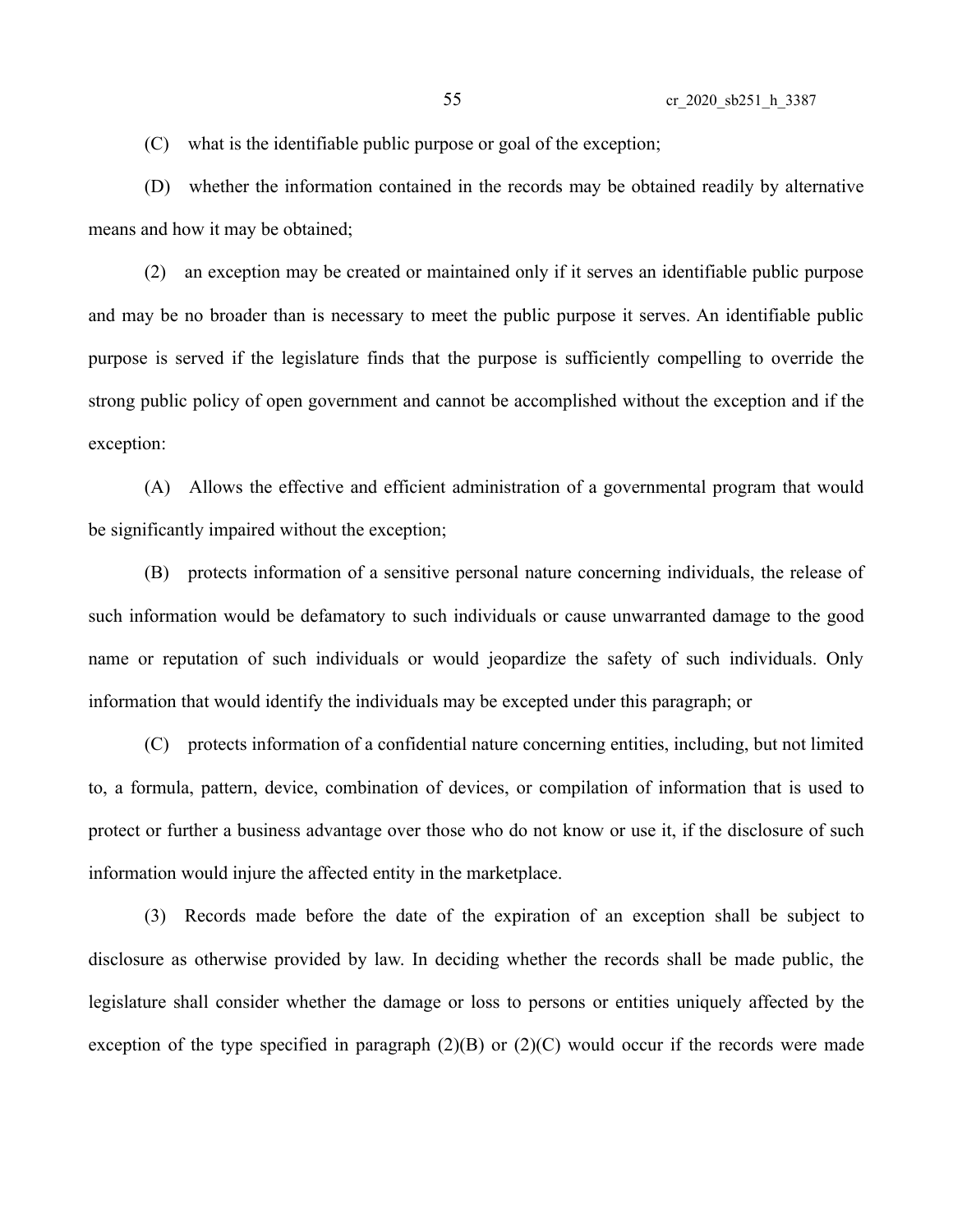(C) what is the identifiable public purpose or goal of the exception;

(D) whether the information contained in the records may be obtained readily by alternative means and how it may be obtained;

(2) an exception may be created or maintained only if it serves an identifiable public purpose and may be no broader than is necessary to meet the public purpose it serves. An identifiable public purpose is served if the legislature finds that the purpose is sufficiently compelling to override the strong public policy of open government and cannot be accomplished without the exception and if the exception:

(A) Allows the effective and efficient administration of a governmental program that would be significantly impaired without the exception;

(B) protects information of a sensitive personal nature concerning individuals, the release of such information would be defamatory to such individuals or cause unwarranted damage to the good name or reputation of such individuals or would jeopardize the safety of such individuals. Only information that would identify the individuals may be excepted under this paragraph; or

(C) protects information of a confidential nature concerning entities, including, but not limited to, a formula, pattern, device, combination of devices, or compilation of information that is used to protect or further a business advantage over those who do not know or use it, if the disclosure of such information would injure the affected entity in the marketplace.

(3) Records made before the date of the expiration of an exception shall be subject to disclosure as otherwise provided by law. In deciding whether the records shall be made public, the legislature shall consider whether the damage or loss to persons or entities uniquely affected by the exception of the type specified in paragraph (2)(B) or (2)(C) would occur if the records were made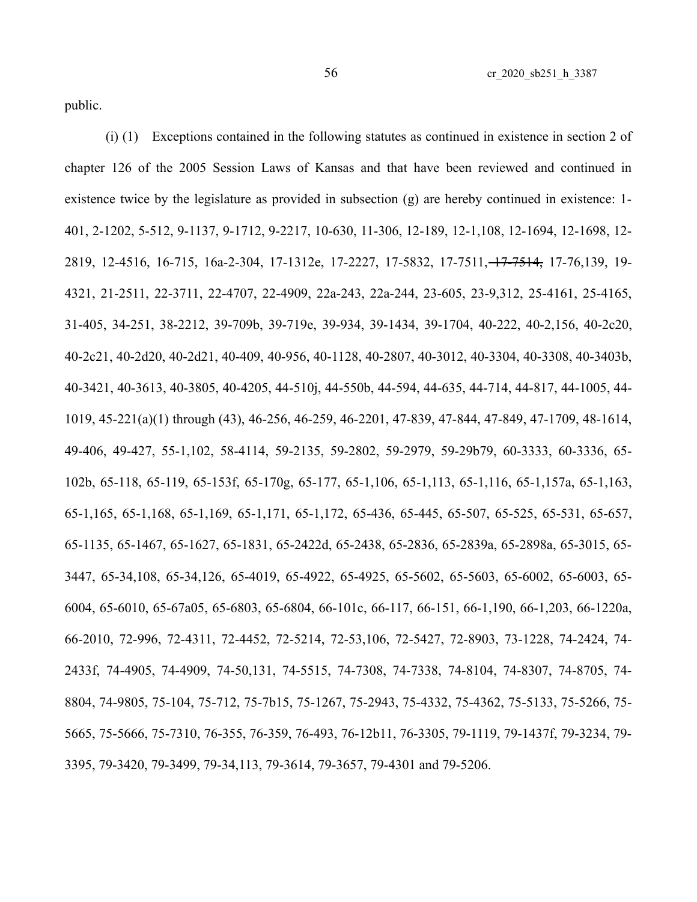public.

(i) (1) Exceptions contained in the following statutes as continued in existence in section 2 of chapter 126 of the 2005 Session Laws of Kansas and that have been reviewed and continued in existence twice by the legislature as provided in subsection (g) are hereby continued in existence: 1-401, 2-1202, 5-512, 9-1137, 9-1712, 9-2217, 10-630, 11-306, 12-189, 12-1,108, 12-1694, 12-1698, 12-2819, 12-4516, 16-715, 16a-2-304, 17-1312e, 17-2227, 17-5832, 17-7511, ~~17-7514,~~ 17-76,139, 19-4321, 21-2511, 22-3711, 22-4707, 22-4909, 22a-243, 22a-244, 23-605, 23-9,312, 25-4161, 25-4165, 31-405, 34-251, 38-2212, 39-709b, 39-719e, 39-934, 39-1434, 39-1704, 40-222, 40-2,156, 40-2c20, 40-2c21, 40-2d20, 40-2d21, 40-409, 40-956, 40-1128, 40-2807, 40-3012, 40-3304, 40-3308, 40-3403b, 40-3421, 40-3613, 40-3805, 40-4205, 44-510j, 44-550b, 44-594, 44-635, 44-714, 44-817, 44-1005, 44-1019, 45-221(a)(1) through (43), 46-256, 46-259, 46-2201, 47-839, 47-844, 47-849, 47-1709, 48-1614, 49-406, 49-427, 55-1,102, 58-4114, 59-2135, 59-2802, 59-2979, 59-29b79, 60-3333, 60-3336, 65-102b, 65-118, 65-119, 65-153f, 65-170g, 65-177, 65-1,106, 65-1,113, 65-1,116, 65-1,157a, 65-1,163, 65-1,165, 65-1,168, 65-1,169, 65-1,171, 65-1,172, 65-436, 65-445, 65-507, 65-525, 65-531, 65-657, 65-1135, 65-1467, 65-1627, 65-1831, 65-2422d, 65-2438, 65-2836, 65-2839a, 65-2898a, 65-3015, 65-3447, 65-34,108, 65-34,126, 65-4019, 65-4922, 65-4925, 65-5602, 65-5603, 65-6002, 65-6003, 65-6004, 65-6010, 65-67a05, 65-6803, 65-6804, 66-101c, 66-117, 66-151, 66-1,190, 66-1,203, 66-1220a, 66-2010, 72-996, 72-4311, 72-4452, 72-5214, 72-53,106, 72-5427, 72-8903, 73-1228, 74-2424, 74-2433f, 74-4905, 74-4909, 74-50,131, 74-5515, 74-7308, 74-7338, 74-8104, 74-8307, 74-8705, 74-8804, 74-9805, 75-104, 75-712, 75-7b15, 75-1267, 75-2943, 75-4332, 75-4362, 75-5133, 75-5266, 75-5665, 75-5666, 75-7310, 76-355, 76-359, 76-493, 76-12b11, 76-3305, 79-1119, 79-1437f, 79-3234, 79-3395, 79-3420, 79-3499, 79-34,113, 79-3614, 79-3657, 79-4301 and 79-5206.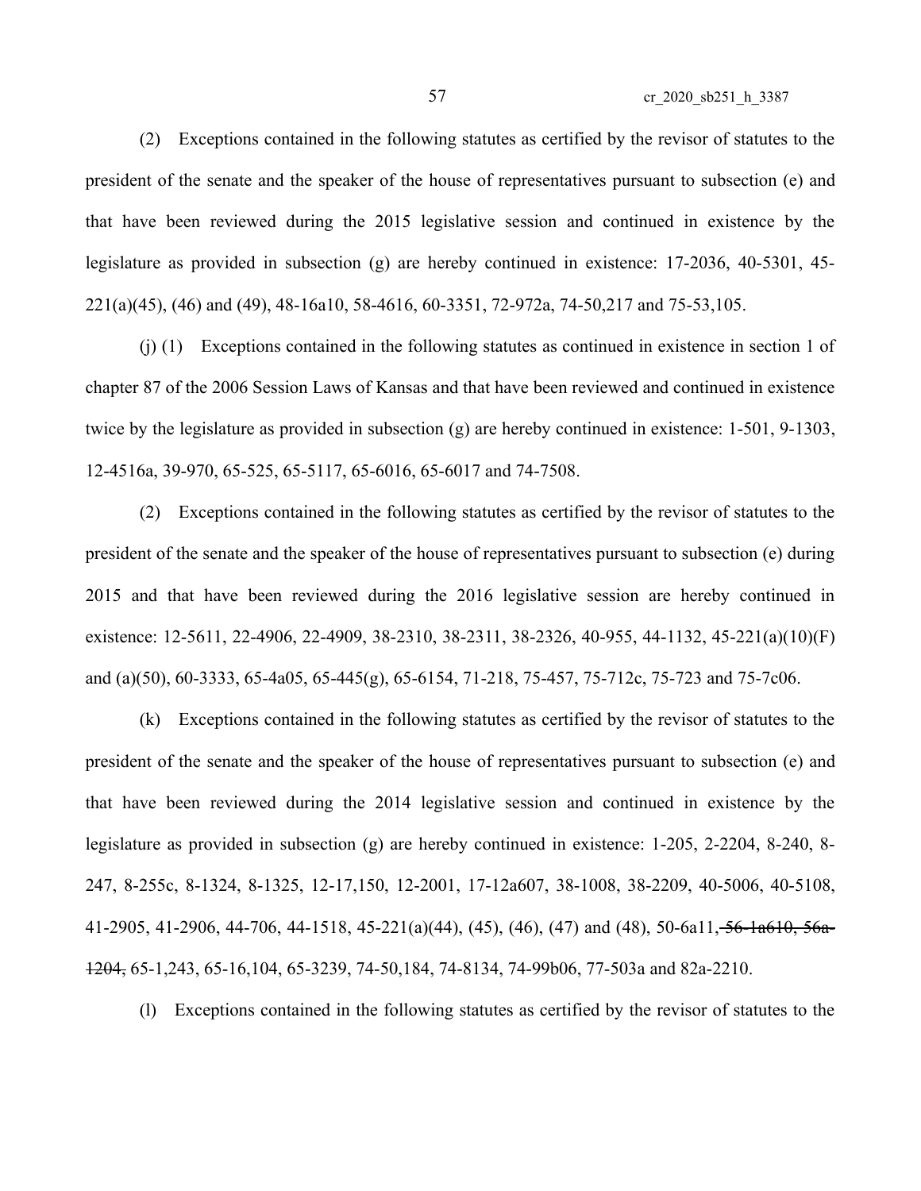(2) Exceptions contained in the following statutes as certified by the revisor of statutes to the president of the senate and the speaker of the house of representatives pursuant to subsection (e) and that have been reviewed during the 2015 legislative session and continued in existence by the legislature as provided in subsection (g) are hereby continued in existence: 17-2036, 40-5301, 45-221(a)(45), (46) and (49), 48-16a10, 58-4616, 60-3351, 72-972a, 74-50,217 and 75-53,105.

(j) (1) Exceptions contained in the following statutes as continued in existence in section 1 of chapter 87 of the 2006 Session Laws of Kansas and that have been reviewed and continued in existence twice by the legislature as provided in subsection (g) are hereby continued in existence: 1-501, 9-1303, 12-4516a, 39-970, 65-525, 65-5117, 65-6016, 65-6017 and 74-7508.

(2) Exceptions contained in the following statutes as certified by the revisor of statutes to the president of the senate and the speaker of the house of representatives pursuant to subsection (e) during 2015 and that have been reviewed during the 2016 legislative session are hereby continued in existence: 12-5611, 22-4906, 22-4909, 38-2310, 38-2311, 38-2326, 40-955, 44-1132, 45-221(a)(10)(F) and (a)(50), 60-3333, 65-4a05, 65-445(g), 65-6154, 71-218, 75-457, 75-712c, 75-723 and 75-7c06.

(k) Exceptions contained in the following statutes as certified by the revisor of statutes to the president of the senate and the speaker of the house of representatives pursuant to subsection (e) and that have been reviewed during the 2014 legislative session and continued in existence by the legislature as provided in subsection (g) are hereby continued in existence: 1-205, 2-2204, 8-240, 8-247, 8-255c, 8-1324, 8-1325, 12-17,150, 12-2001, 17-12a607, 38-1008, 38-2209, 40-5006, 40-5108, 41-2905, 41-2906, 44-706, 44-1518, 45-221(a)(44), (45), (46), (47) and (48), 50-6a11, ~~56-1a610, 56a-1204,~~ 65-1,243, 65-16,104, 65-3239, 74-50,184, 74-8134, 74-99b06, 77-503a and 82a-2210.

(l) Exceptions contained in the following statutes as certified by the revisor of statutes to the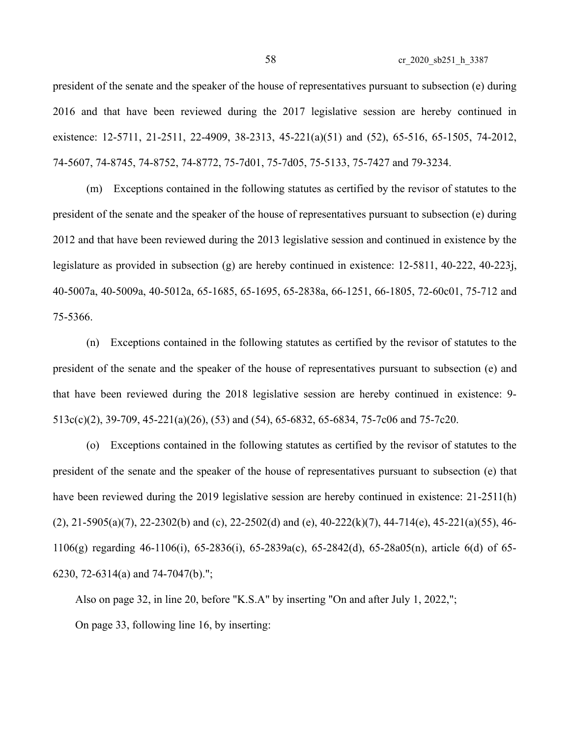president of the senate and the speaker of the house of representatives pursuant to subsection (e) during 2016 and that have been reviewed during the 2017 legislative session are hereby continued in existence: 12-5711, 21-2511, 22-4909, 38-2313, 45-221(a)(51) and (52), 65-516, 65-1505, 74-2012, 74-5607, 74-8745, 74-8752, 74-8772, 75-7d01, 75-7d05, 75-5133, 75-7427 and 79-3234.

(m) Exceptions contained in the following statutes as certified by the revisor of statutes to the president of the senate and the speaker of the house of representatives pursuant to subsection (e) during 2012 and that have been reviewed during the 2013 legislative session and continued in existence by the legislature as provided in subsection (g) are hereby continued in existence: 12-5811, 40-222, 40-223j, 40-5007a, 40-5009a, 40-5012a, 65-1685, 65-1695, 65-2838a, 66-1251, 66-1805, 72-60c01, 75-712 and 75-5366.

(n) Exceptions contained in the following statutes as certified by the revisor of statutes to the president of the senate and the speaker of the house of representatives pursuant to subsection (e) and that have been reviewed during the 2018 legislative session are hereby continued in existence: 9-513c(c)(2), 39-709, 45-221(a)(26), (53) and (54), 65-6832, 65-6834, 75-7c06 and 75-7c20.

(o) Exceptions contained in the following statutes as certified by the revisor of statutes to the president of the senate and the speaker of the house of representatives pursuant to subsection (e) that have been reviewed during the 2019 legislative session are hereby continued in existence: 21-2511(h)(2), 21-5905(a)(7), 22-2302(b) and (c), 22-2502(d) and (e), 40-222(k)(7), 44-714(e), 45-221(a)(55), 46-1106(g) regarding 46-1106(i), 65-2836(i), 65-2839a(c), 65-2842(d), 65-28a05(n), article 6(d) of 65-6230, 72-6314(a) and 74-7047(b).";

Also on page 32, in line 20, before "K.S.A" by inserting "On and after July 1, 2022,";

On page 33, following line 16, by inserting: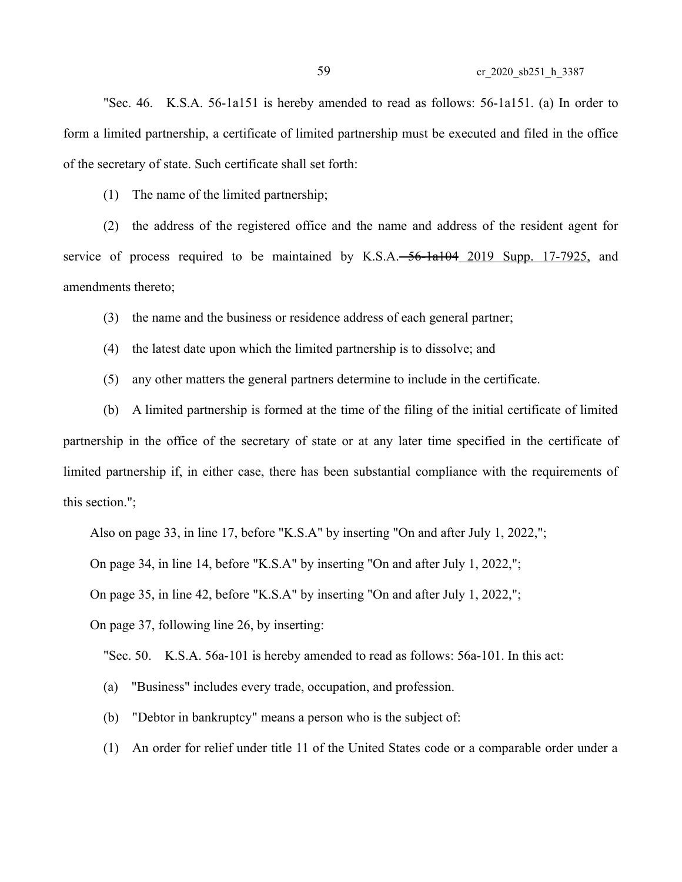"Sec. 46. K.S.A. 56-1a151 is hereby amended to read as follows: 56-1a151. (a) In order to form a limited partnership, a certificate of limited partnership must be executed and filed in the office of the secretary of state. Such certificate shall set forth:

(1) The name of the limited partnership;

(2) the address of the registered office and the name and address of the resident agent for service of process required to be maintained by K.S.A. ~~56-1a104~~ 2019 Supp. 17-7925, and amendments thereto;

(3) the name and the business or residence address of each general partner;

(4) the latest date upon which the limited partnership is to dissolve; and

(5) any other matters the general partners determine to include in the certificate.

(b) A limited partnership is formed at the time of the filing of the initial certificate of limited partnership in the office of the secretary of state or at any later time specified in the certificate of limited partnership if, in either case, there has been substantial compliance with the requirements of this section.";

Also on page 33, in line 17, before "K.S.A" by inserting "On and after July 1, 2022,";

On page 34, in line 14, before "K.S.A" by inserting "On and after July 1, 2022,";

On page 35, in line 42, before "K.S.A" by inserting "On and after July 1, 2022,";

On page 37, following line 26, by inserting:

"Sec. 50. K.S.A. 56a-101 is hereby amended to read as follows: 56a-101. In this act:

(a) "Business" includes every trade, occupation, and profession.

(b) "Debtor in bankruptcy" means a person who is the subject of:

(1) An order for relief under title 11 of the United States code or a comparable order under a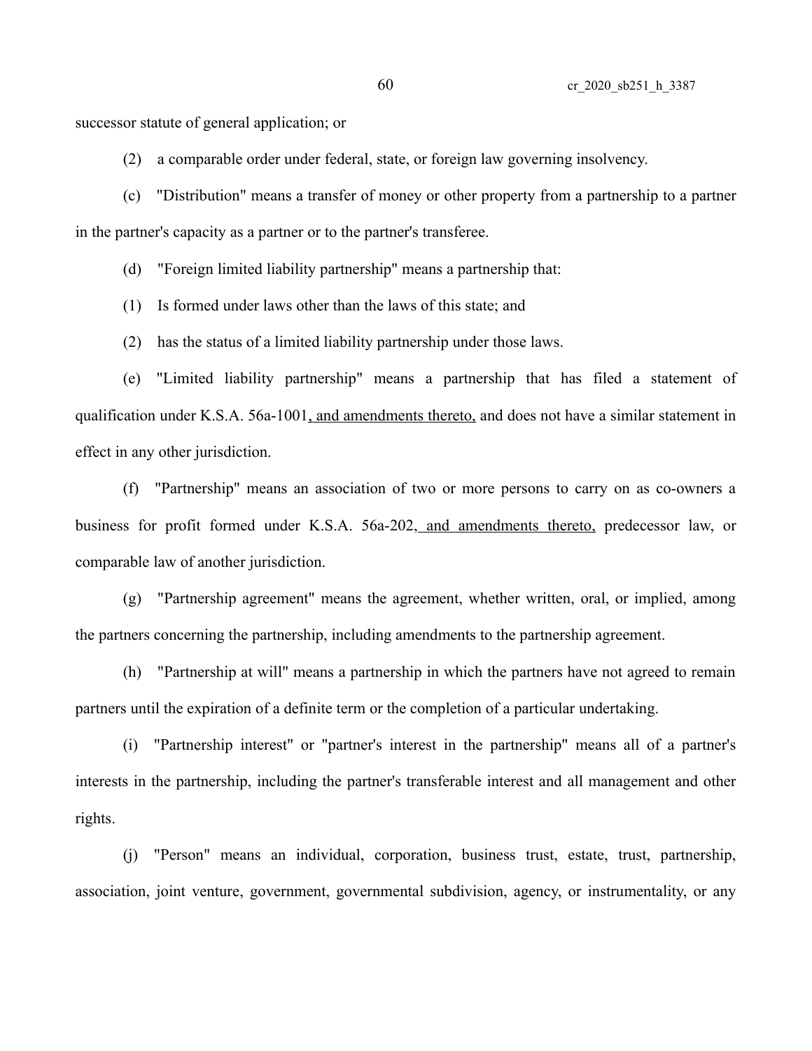successor statute of general application; or

(2) a comparable order under federal, state, or foreign law governing insolvency.

(c) "Distribution" means a transfer of money or other property from a partnership to a partner in the partner's capacity as a partner or to the partner's transferee.

(d) "Foreign limited liability partnership" means a partnership that:

(1) Is formed under laws other than the laws of this state; and

(2) has the status of a limited liability partnership under those laws.

(e) "Limited liability partnership" means a partnership that has filed a statement of qualification under K.S.A. 56a-1001, and amendments thereto, and does not have a similar statement in effect in any other jurisdiction.

(f) "Partnership" means an association of two or more persons to carry on as co-owners a business for profit formed under K.S.A. 56a-202, and amendments thereto, predecessor law, or comparable law of another jurisdiction.

(g) "Partnership agreement" means the agreement, whether written, oral, or implied, among the partners concerning the partnership, including amendments to the partnership agreement.

(h) "Partnership at will" means a partnership in which the partners have not agreed to remain partners until the expiration of a definite term or the completion of a particular undertaking.

(i) "Partnership interest" or "partner's interest in the partnership" means all of a partner's interests in the partnership, including the partner's transferable interest and all management and other rights.

(j) "Person" means an individual, corporation, business trust, estate, trust, partnership, association, joint venture, government, governmental subdivision, agency, or instrumentality, or any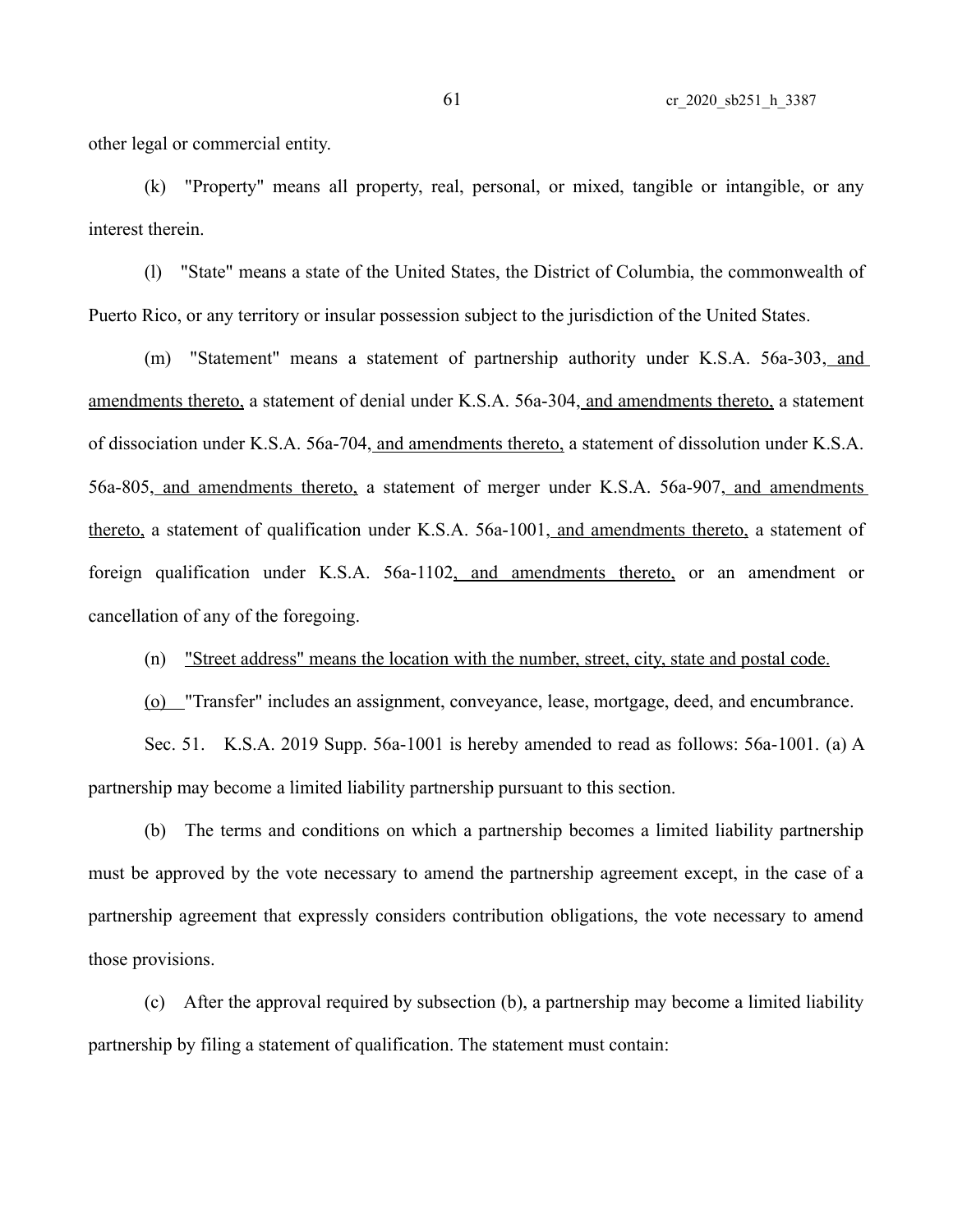other legal or commercial entity.

(k) "Property" means all property, real, personal, or mixed, tangible or intangible, or any interest therein.

(l) "State" means a state of the United States, the District of Columbia, the commonwealth of Puerto Rico, or any territory or insular possession subject to the jurisdiction of the United States.

(m) "Statement" means a statement of partnership authority under K.S.A. 56a-303, and amendments thereto, a statement of denial under K.S.A. 56a-304, and amendments thereto, a statement of dissociation under K.S.A. 56a-704, and amendments thereto, a statement of dissolution under K.S.A. 56a-805, and amendments thereto, a statement of merger under K.S.A. 56a-907, and amendments thereto, a statement of qualification under K.S.A. 56a-1001, and amendments thereto, a statement of foreign qualification under K.S.A. 56a-1102, and amendments thereto, or an amendment or cancellation of any of the foregoing.

(n) "Street address" means the location with the number, street, city, state and postal code.

(o) "Transfer" includes an assignment, conveyance, lease, mortgage, deed, and encumbrance.

Sec. 51. K.S.A. 2019 Supp. 56a-1001 is hereby amended to read as follows: 56a-1001. (a) A partnership may become a limited liability partnership pursuant to this section.

(b) The terms and conditions on which a partnership becomes a limited liability partnership must be approved by the vote necessary to amend the partnership agreement except, in the case of a partnership agreement that expressly considers contribution obligations, the vote necessary to amend those provisions.

(c) After the approval required by subsection (b), a partnership may become a limited liability partnership by filing a statement of qualification. The statement must contain: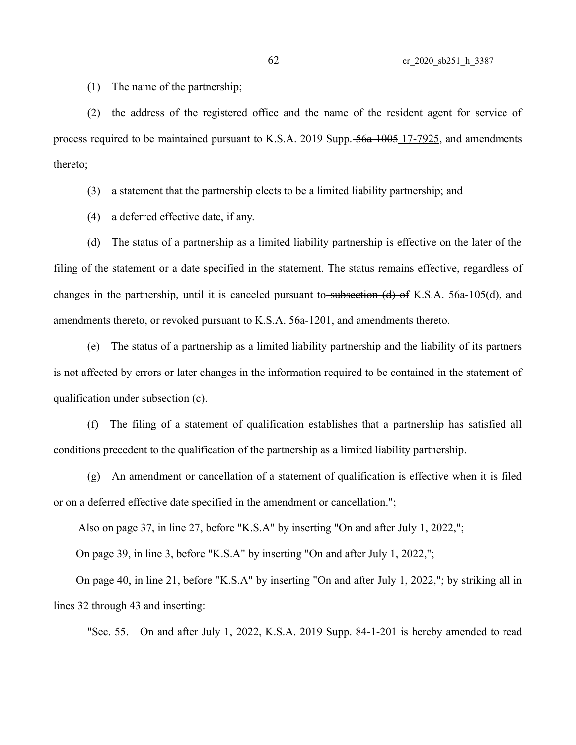(1) The name of the partnership;

(2) the address of the registered office and the name of the resident agent for service of process required to be maintained pursuant to K.S.A. 2019 Supp. ~~56a-1005~~ 17-7925, and amendments thereto;

(3) a statement that the partnership elects to be a limited liability partnership; and

(4) a deferred effective date, if any.

(d) The status of a partnership as a limited liability partnership is effective on the later of the filing of the statement or a date specified in the statement. The status remains effective, regardless of changes in the partnership, until it is canceled pursuant to ~~subsection (d) of~~ K.S.A. 56a-105(d), and amendments thereto, or revoked pursuant to K.S.A. 56a-1201, and amendments thereto.

(e) The status of a partnership as a limited liability partnership and the liability of its partners is not affected by errors or later changes in the information required to be contained in the statement of qualification under subsection (c).

(f) The filing of a statement of qualification establishes that a partnership has satisfied all conditions precedent to the qualification of the partnership as a limited liability partnership.

(g) An amendment or cancellation of a statement of qualification is effective when it is filed or on a deferred effective date specified in the amendment or cancellation.";

Also on page 37, in line 27, before "K.S.A" by inserting "On and after July 1, 2022,";

On page 39, in line 3, before "K.S.A" by inserting "On and after July 1, 2022,";

On page 40, in line 21, before "K.S.A" by inserting "On and after July 1, 2022,"; by striking all in lines 32 through 43 and inserting:

"Sec. 55. On and after July 1, 2022, K.S.A. 2019 Supp. 84-1-201 is hereby amended to read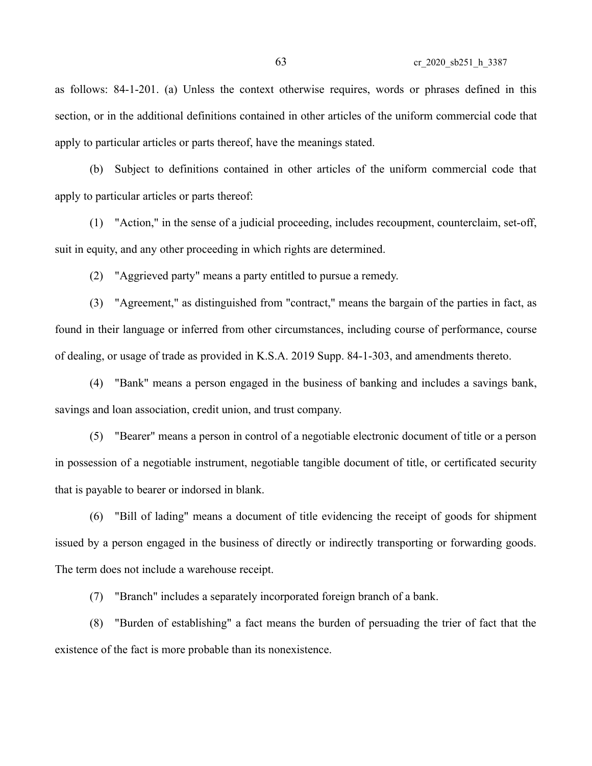as follows: 84-1-201. (a) Unless the context otherwise requires, words or phrases defined in this section, or in the additional definitions contained in other articles of the uniform commercial code that apply to particular articles or parts thereof, have the meanings stated.

(b) Subject to definitions contained in other articles of the uniform commercial code that apply to particular articles or parts thereof:

(1) "Action," in the sense of a judicial proceeding, includes recoupment, counterclaim, set-off, suit in equity, and any other proceeding in which rights are determined.

(2) "Aggrieved party" means a party entitled to pursue a remedy.

(3) "Agreement," as distinguished from "contract," means the bargain of the parties in fact, as found in their language or inferred from other circumstances, including course of performance, course of dealing, or usage of trade as provided in K.S.A. 2019 Supp. 84-1-303, and amendments thereto.

(4) "Bank" means a person engaged in the business of banking and includes a savings bank, savings and loan association, credit union, and trust company.

(5) "Bearer" means a person in control of a negotiable electronic document of title or a person in possession of a negotiable instrument, negotiable tangible document of title, or certificated security that is payable to bearer or indorsed in blank.

(6) "Bill of lading" means a document of title evidencing the receipt of goods for shipment issued by a person engaged in the business of directly or indirectly transporting or forwarding goods. The term does not include a warehouse receipt.

(7) "Branch" includes a separately incorporated foreign branch of a bank.

(8) "Burden of establishing" a fact means the burden of persuading the trier of fact that the existence of the fact is more probable than its nonexistence.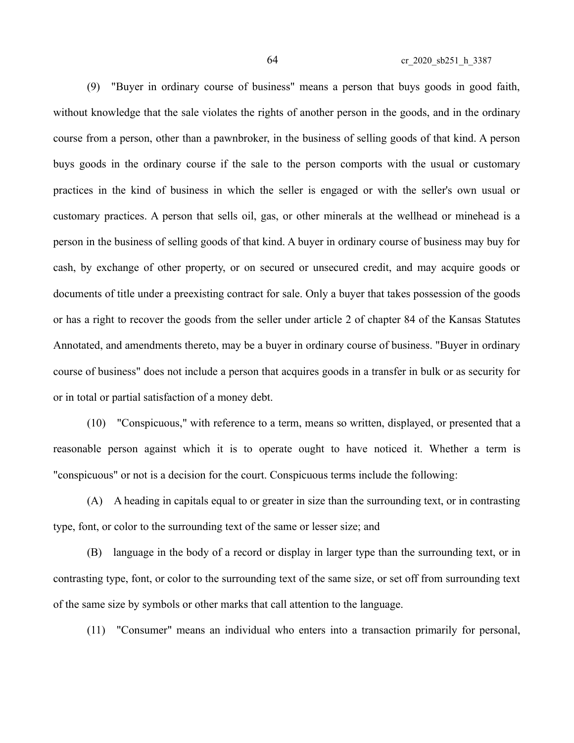(9) "Buyer in ordinary course of business" means a person that buys goods in good faith, without knowledge that the sale violates the rights of another person in the goods, and in the ordinary course from a person, other than a pawnbroker, in the business of selling goods of that kind. A person buys goods in the ordinary course if the sale to the person comports with the usual or customary practices in the kind of business in which the seller is engaged or with the seller's own usual or customary practices. A person that sells oil, gas, or other minerals at the wellhead or minehead is a person in the business of selling goods of that kind. A buyer in ordinary course of business may buy for cash, by exchange of other property, or on secured or unsecured credit, and may acquire goods or documents of title under a preexisting contract for sale. Only a buyer that takes possession of the goods or has a right to recover the goods from the seller under article 2 of chapter 84 of the Kansas Statutes Annotated, and amendments thereto, may be a buyer in ordinary course of business. "Buyer in ordinary course of business" does not include a person that acquires goods in a transfer in bulk or as security for or in total or partial satisfaction of a money debt.

(10) "Conspicuous," with reference to a term, means so written, displayed, or presented that a reasonable person against which it is to operate ought to have noticed it. Whether a term is "conspicuous" or not is a decision for the court. Conspicuous terms include the following:

(A) A heading in capitals equal to or greater in size than the surrounding text, or in contrasting type, font, or color to the surrounding text of the same or lesser size; and

(B) language in the body of a record or display in larger type than the surrounding text, or in contrasting type, font, or color to the surrounding text of the same size, or set off from surrounding text of the same size by symbols or other marks that call attention to the language.

(11) "Consumer" means an individual who enters into a transaction primarily for personal,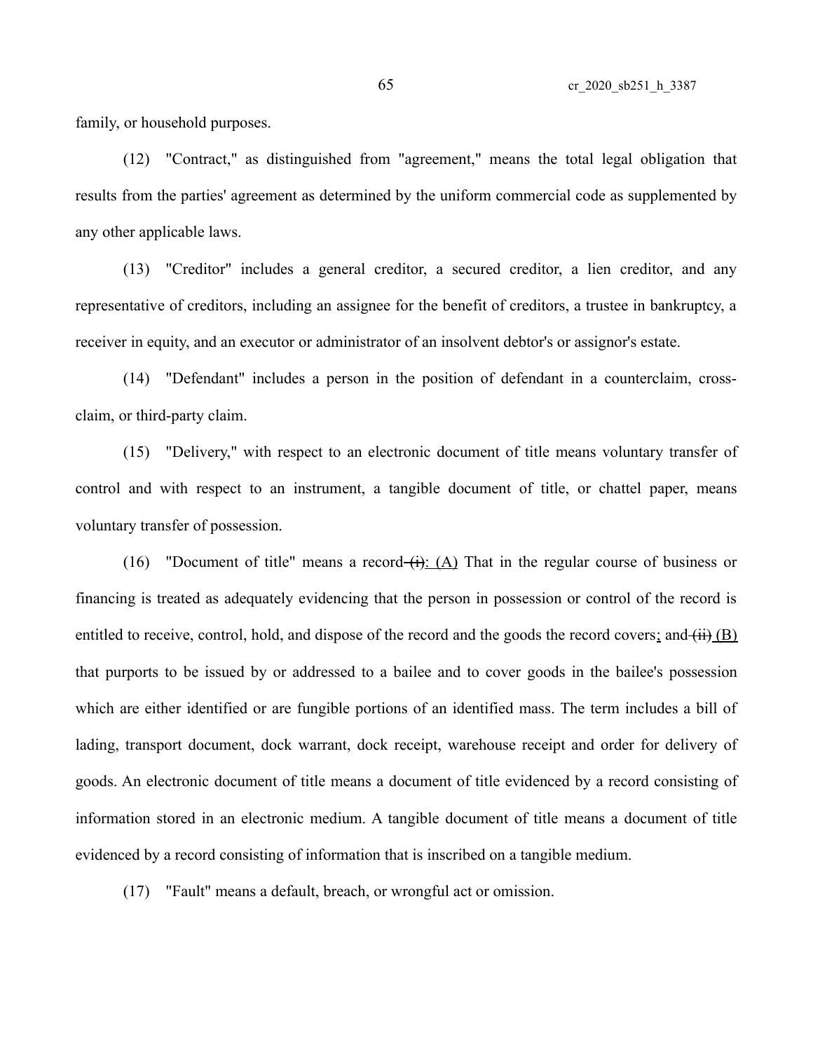family, or household purposes.

(12) "Contract," as distinguished from "agreement," means the total legal obligation that results from the parties' agreement as determined by the uniform commercial code as supplemented by any other applicable laws.

(13) "Creditor" includes a general creditor, a secured creditor, a lien creditor, and any representative of creditors, including an assignee for the benefit of creditors, a trustee in bankruptcy, a receiver in equity, and an executor or administrator of an insolvent debtor's or assignor's estate.

(14) "Defendant" includes a person in the position of defendant in a counterclaim, cross-claim, or third-party claim.

(15) "Delivery," with respect to an electronic document of title means voluntary transfer of control and with respect to an instrument, a tangible document of title, or chattel paper, means voluntary transfer of possession.

(16) "Document of title" means a record ~~(i)~~: (A) That in the regular course of business or financing is treated as adequately evidencing that the person in possession or control of the record is entitled to receive, control, hold, and dispose of the record and the goods the record covers; and ~~(ii)~~ (B) that purports to be issued by or addressed to a bailee and to cover goods in the bailee's possession which are either identified or are fungible portions of an identified mass. The term includes a bill of lading, transport document, dock warrant, dock receipt, warehouse receipt and order for delivery of goods. An electronic document of title means a document of title evidenced by a record consisting of information stored in an electronic medium. A tangible document of title means a document of title evidenced by a record consisting of information that is inscribed on a tangible medium.

(17) "Fault" means a default, breach, or wrongful act or omission.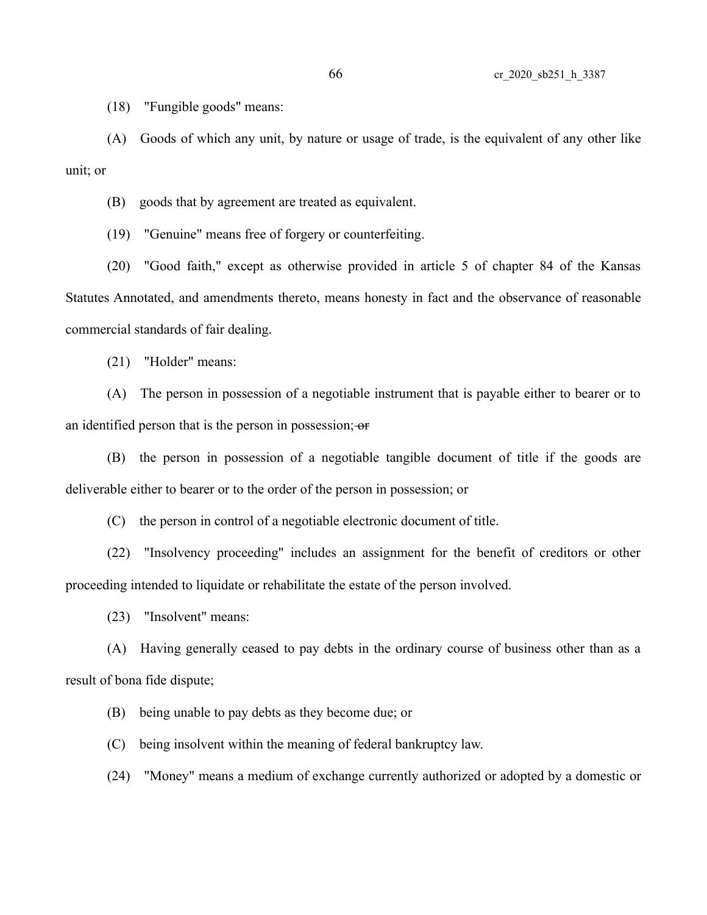(18) "Fungible goods" means:

(A) Goods of which any unit, by nature or usage of trade, is the equivalent of any other like unit; or

(B) goods that by agreement are treated as equivalent.

(19) "Genuine" means free of forgery or counterfeiting.

(20) "Good faith," except as otherwise provided in article 5 of chapter 84 of the Kansas Statutes Annotated, and amendments thereto, means honesty in fact and the observance of reasonable commercial standards of fair dealing.

(21) "Holder" means:

(A) The person in possession of a negotiable instrument that is payable either to bearer or to an identified person that is the person in possession; ~~or~~

(B) the person in possession of a negotiable tangible document of title if the goods are deliverable either to bearer or to the order of the person in possession; or

(C) the person in control of a negotiable electronic document of title.

(22) "Insolvency proceeding" includes an assignment for the benefit of creditors or other proceeding intended to liquidate or rehabilitate the estate of the person involved.

(23) "Insolvent" means:

(A) Having generally ceased to pay debts in the ordinary course of business other than as a result of bona fide dispute;

(B) being unable to pay debts as they become due; or

(C) being insolvent within the meaning of federal bankruptcy law.

(24) "Money" means a medium of exchange currently authorized or adopted by a domestic or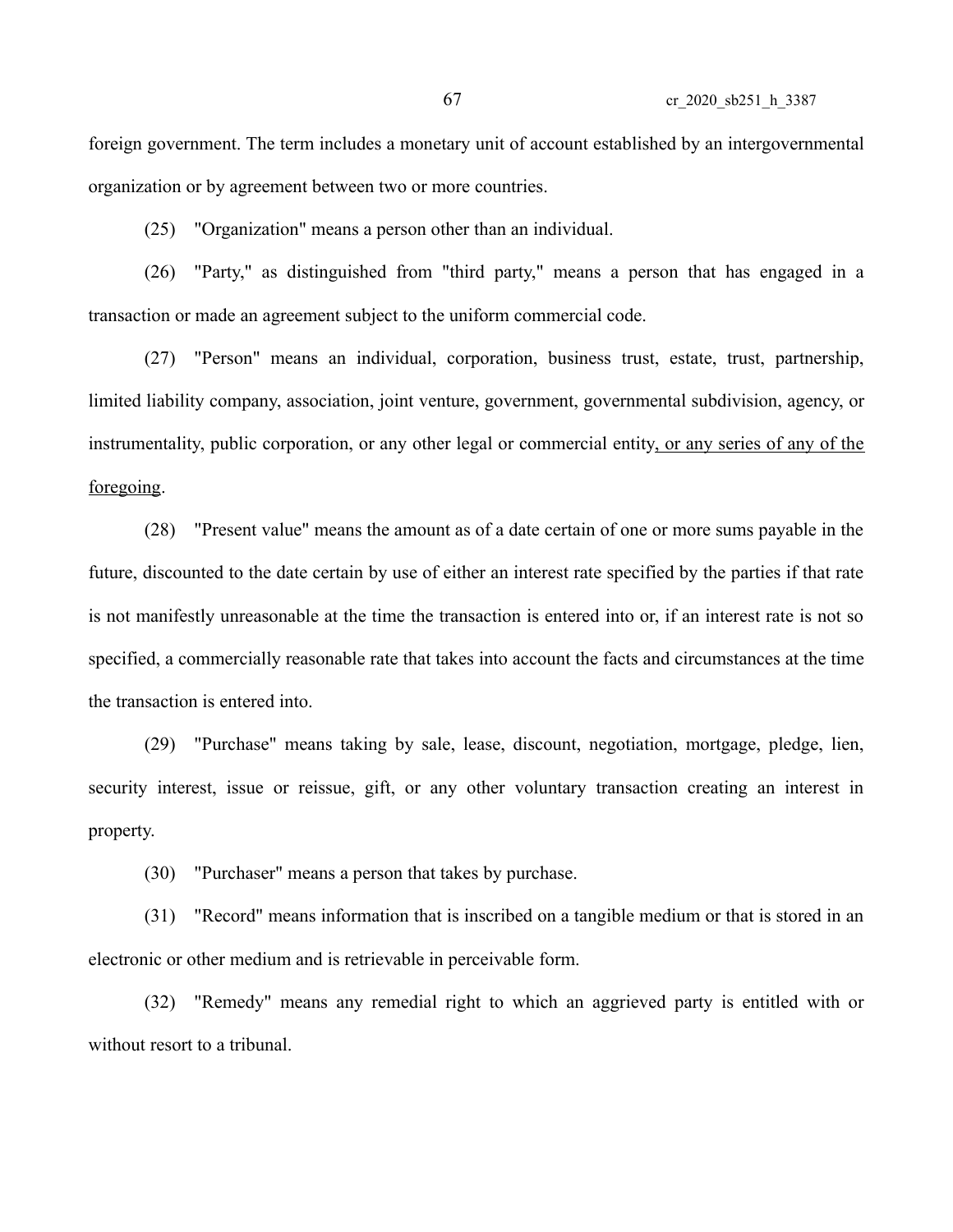foreign government. The term includes a monetary unit of account established by an intergovernmental organization or by agreement between two or more countries.

(25) "Organization" means a person other than an individual.

(26) "Party," as distinguished from "third party," means a person that has engaged in a transaction or made an agreement subject to the uniform commercial code.

(27) "Person" means an individual, corporation, business trust, estate, trust, partnership, limited liability company, association, joint venture, government, governmental subdivision, agency, or instrumentality, public corporation, or any other legal or commercial entity<u>, or any series of any of the foregoing</u>.

(28) "Present value" means the amount as of a date certain of one or more sums payable in the future, discounted to the date certain by use of either an interest rate specified by the parties if that rate is not manifestly unreasonable at the time the transaction is entered into or, if an interest rate is not so specified, a commercially reasonable rate that takes into account the facts and circumstances at the time the transaction is entered into.

(29) "Purchase" means taking by sale, lease, discount, negotiation, mortgage, pledge, lien, security interest, issue or reissue, gift, or any other voluntary transaction creating an interest in property.

(30) "Purchaser" means a person that takes by purchase.

(31) "Record" means information that is inscribed on a tangible medium or that is stored in an electronic or other medium and is retrievable in perceivable form.

(32) "Remedy" means any remedial right to which an aggrieved party is entitled with or without resort to a tribunal.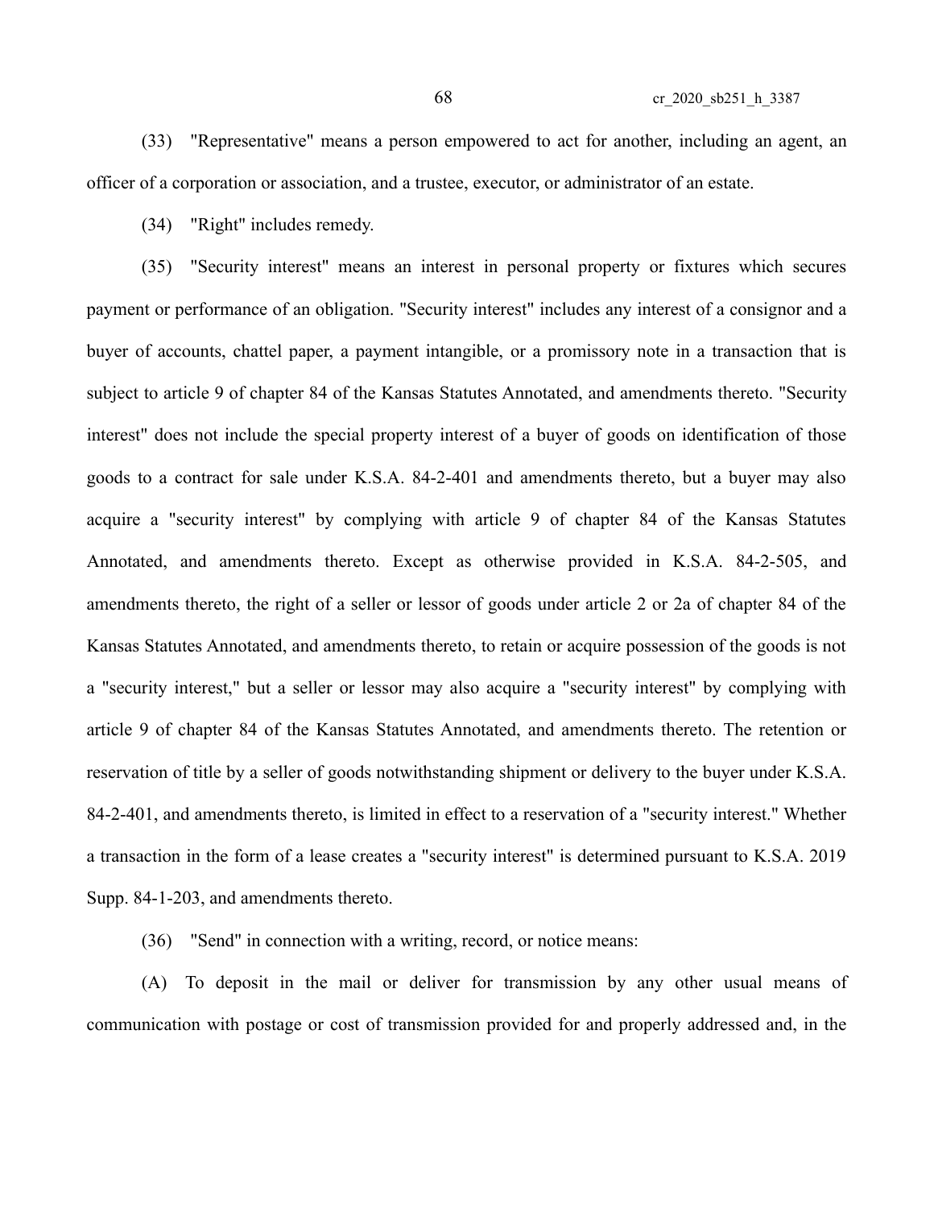(33) "Representative" means a person empowered to act for another, including an agent, an officer of a corporation or association, and a trustee, executor, or administrator of an estate.

(34) "Right" includes remedy.

(35) "Security interest" means an interest in personal property or fixtures which secures payment or performance of an obligation. "Security interest" includes any interest of a consignor and a buyer of accounts, chattel paper, a payment intangible, or a promissory note in a transaction that is subject to article 9 of chapter 84 of the Kansas Statutes Annotated, and amendments thereto. "Security interest" does not include the special property interest of a buyer of goods on identification of those goods to a contract for sale under K.S.A. 84-2-401 and amendments thereto, but a buyer may also acquire a "security interest" by complying with article 9 of chapter 84 of the Kansas Statutes Annotated, and amendments thereto. Except as otherwise provided in K.S.A. 84-2-505, and amendments thereto, the right of a seller or lessor of goods under article 2 or 2a of chapter 84 of the Kansas Statutes Annotated, and amendments thereto, to retain or acquire possession of the goods is not a "security interest," but a seller or lessor may also acquire a "security interest" by complying with article 9 of chapter 84 of the Kansas Statutes Annotated, and amendments thereto. The retention or reservation of title by a seller of goods notwithstanding shipment or delivery to the buyer under K.S.A. 84-2-401, and amendments thereto, is limited in effect to a reservation of a "security interest." Whether a transaction in the form of a lease creates a "security interest" is determined pursuant to K.S.A. 2019 Supp. 84-1-203, and amendments thereto.

(36) "Send" in connection with a writing, record, or notice means:

(A) To deposit in the mail or deliver for transmission by any other usual means of communication with postage or cost of transmission provided for and properly addressed and, in the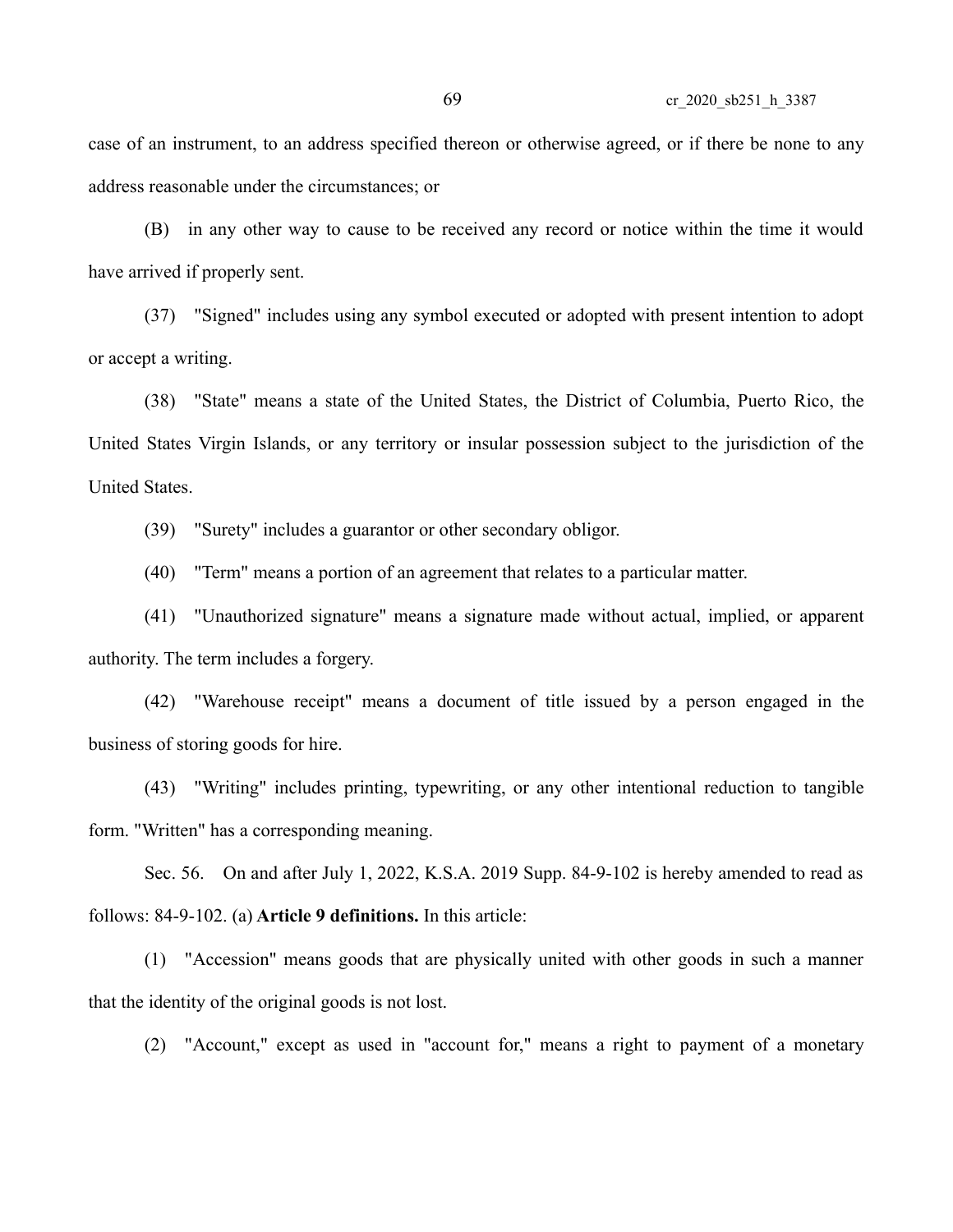case of an instrument, to an address specified thereon or otherwise agreed, or if there be none to any address reasonable under the circumstances; or

(B) in any other way to cause to be received any record or notice within the time it would have arrived if properly sent.

(37) "Signed" includes using any symbol executed or adopted with present intention to adopt or accept a writing.

(38) "State" means a state of the United States, the District of Columbia, Puerto Rico, the United States Virgin Islands, or any territory or insular possession subject to the jurisdiction of the United States.

(39) "Surety" includes a guarantor or other secondary obligor.

(40) "Term" means a portion of an agreement that relates to a particular matter.

(41) "Unauthorized signature" means a signature made without actual, implied, or apparent authority. The term includes a forgery.

(42) "Warehouse receipt" means a document of title issued by a person engaged in the business of storing goods for hire.

(43) "Writing" includes printing, typewriting, or any other intentional reduction to tangible form. "Written" has a corresponding meaning.

Sec. 56. On and after July 1, 2022, K.S.A. 2019 Supp. 84-9-102 is hereby amended to read as follows: 84-9-102. (a) **Article 9 definitions.** In this article:

(1) "Accession" means goods that are physically united with other goods in such a manner that the identity of the original goods is not lost.

(2) "Account," except as used in "account for," means a right to payment of a monetary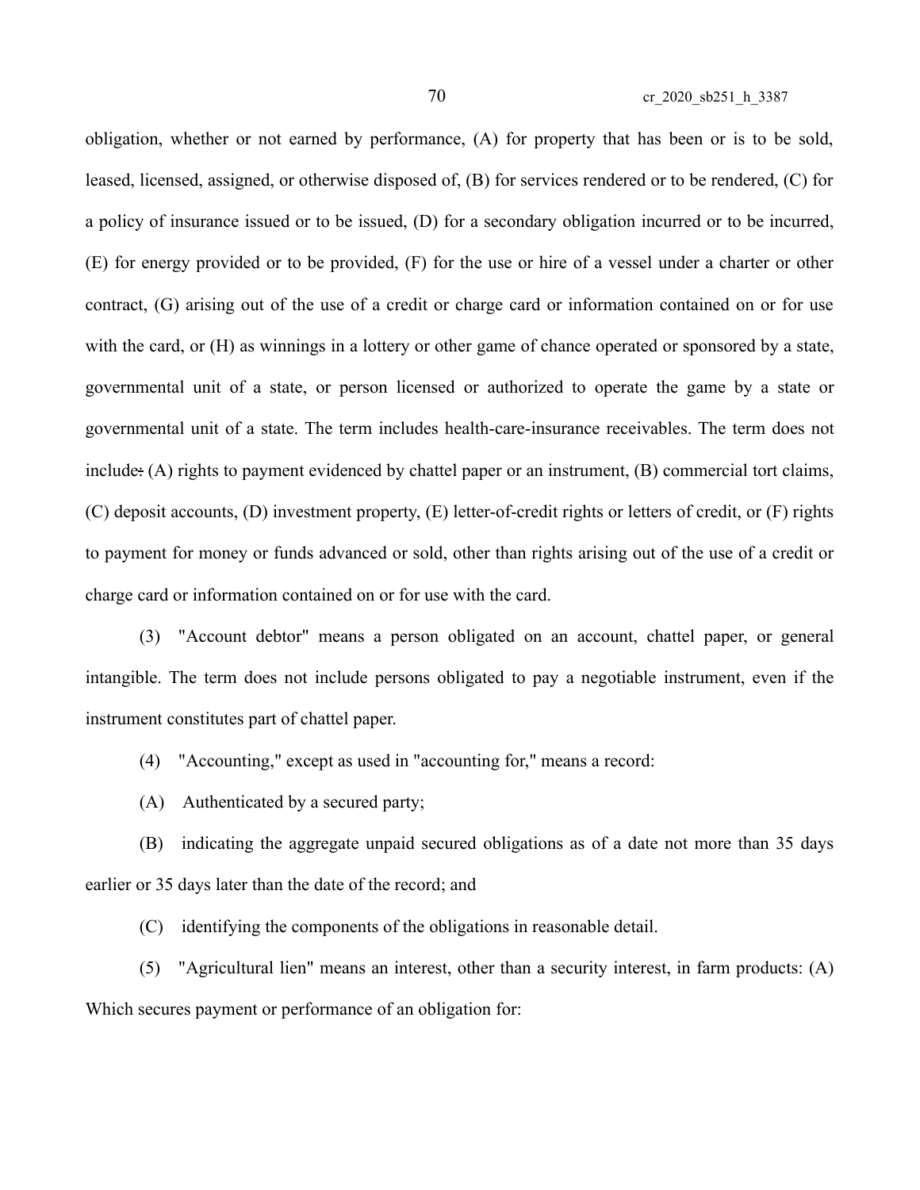obligation, whether or not earned by performance, (A) for property that has been or is to be sold, leased, licensed, assigned, or otherwise disposed of, (B) for services rendered or to be rendered, (C) for a policy of insurance issued or to be issued, (D) for a secondary obligation incurred or to be incurred, (E) for energy provided or to be provided, (F) for the use or hire of a vessel under a charter or other contract, (G) arising out of the use of a credit or charge card or information contained on or for use with the card, or (H) as winnings in a lottery or other game of chance operated or sponsored by a state, governmental unit of a state, or person licensed or authorized to operate the game by a state or governmental unit of a state. The term includes health-care-insurance receivables. The term does not include~~:~~ (A) rights to payment evidenced by chattel paper or an instrument, (B) commercial tort claims, (C) deposit accounts, (D) investment property, (E) letter-of-credit rights or letters of credit, or (F) rights to payment for money or funds advanced or sold, other than rights arising out of the use of a credit or charge card or information contained on or for use with the card.

(3) "Account debtor" means a person obligated on an account, chattel paper, or general intangible. The term does not include persons obligated to pay a negotiable instrument, even if the instrument constitutes part of chattel paper.

(4) "Accounting," except as used in "accounting for," means a record:

(A) Authenticated by a secured party;

(B) indicating the aggregate unpaid secured obligations as of a date not more than 35 days earlier or 35 days later than the date of the record; and

(C) identifying the components of the obligations in reasonable detail.

(5) "Agricultural lien" means an interest, other than a security interest, in farm products: (A) Which secures payment or performance of an obligation for: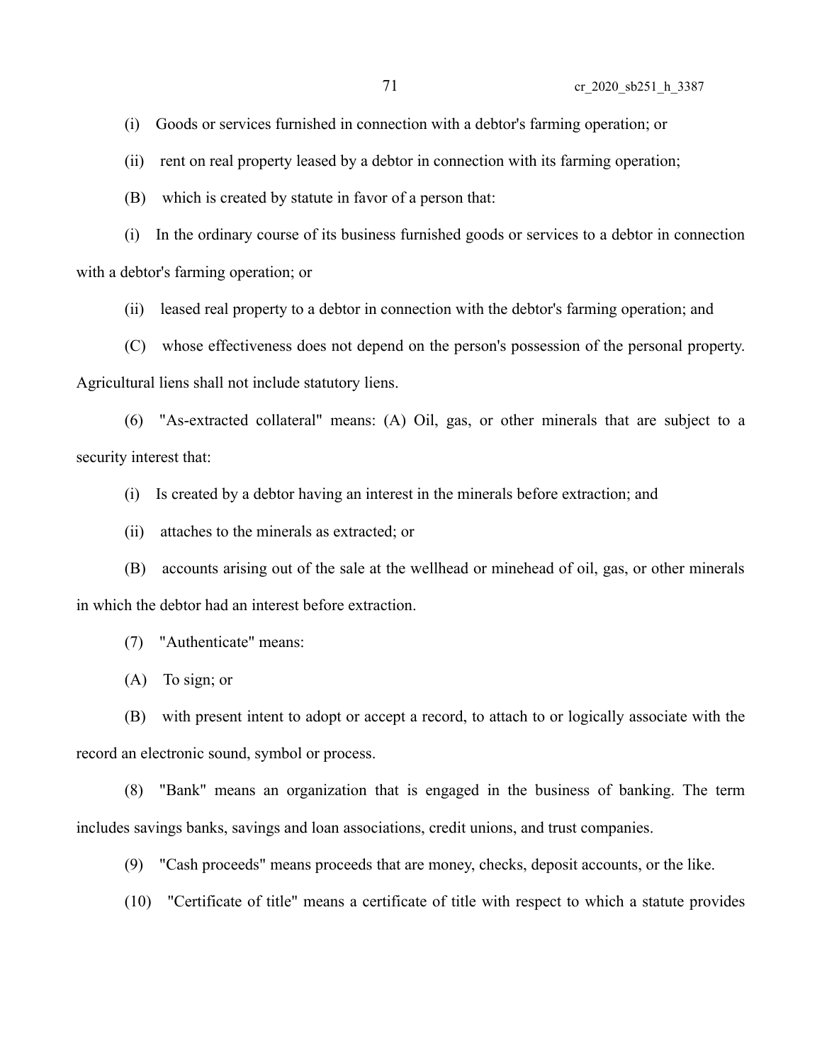(i) Goods or services furnished in connection with a debtor's farming operation; or

(ii) rent on real property leased by a debtor in connection with its farming operation;

(B) which is created by statute in favor of a person that:

(i) In the ordinary course of its business furnished goods or services to a debtor in connection with a debtor's farming operation; or

(ii) leased real property to a debtor in connection with the debtor's farming operation; and

(C) whose effectiveness does not depend on the person's possession of the personal property. Agricultural liens shall not include statutory liens.

(6) "As-extracted collateral" means: (A) Oil, gas, or other minerals that are subject to a security interest that:

(i) Is created by a debtor having an interest in the minerals before extraction; and

(ii) attaches to the minerals as extracted; or

(B) accounts arising out of the sale at the wellhead or minehead of oil, gas, or other minerals in which the debtor had an interest before extraction.

(7) "Authenticate" means:

(A) To sign; or

(B) with present intent to adopt or accept a record, to attach to or logically associate with the record an electronic sound, symbol or process.

(8) "Bank" means an organization that is engaged in the business of banking. The term includes savings banks, savings and loan associations, credit unions, and trust companies.

(9) "Cash proceeds" means proceeds that are money, checks, deposit accounts, or the like.

(10) "Certificate of title" means a certificate of title with respect to which a statute provides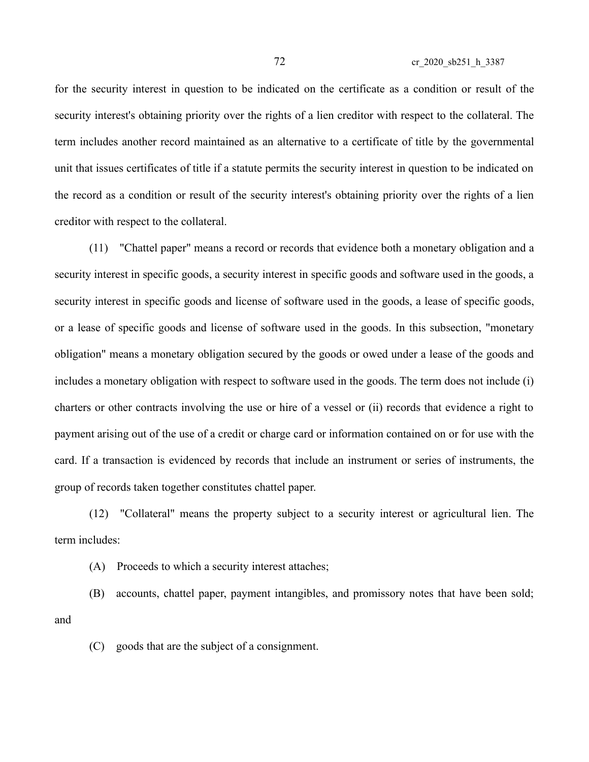for the security interest in question to be indicated on the certificate as a condition or result of the security interest's obtaining priority over the rights of a lien creditor with respect to the collateral. The term includes another record maintained as an alternative to a certificate of title by the governmental unit that issues certificates of title if a statute permits the security interest in question to be indicated on the record as a condition or result of the security interest's obtaining priority over the rights of a lien creditor with respect to the collateral.

(11) "Chattel paper" means a record or records that evidence both a monetary obligation and a security interest in specific goods, a security interest in specific goods and software used in the goods, a security interest in specific goods and license of software used in the goods, a lease of specific goods, or a lease of specific goods and license of software used in the goods. In this subsection, "monetary obligation" means a monetary obligation secured by the goods or owed under a lease of the goods and includes a monetary obligation with respect to software used in the goods. The term does not include (i) charters or other contracts involving the use or hire of a vessel or (ii) records that evidence a right to payment arising out of the use of a credit or charge card or information contained on or for use with the card. If a transaction is evidenced by records that include an instrument or series of instruments, the group of records taken together constitutes chattel paper.

(12) "Collateral" means the property subject to a security interest or agricultural lien. The term includes:

(A) Proceeds to which a security interest attaches;

(B) accounts, chattel paper, payment intangibles, and promissory notes that have been sold; and

(C) goods that are the subject of a consignment.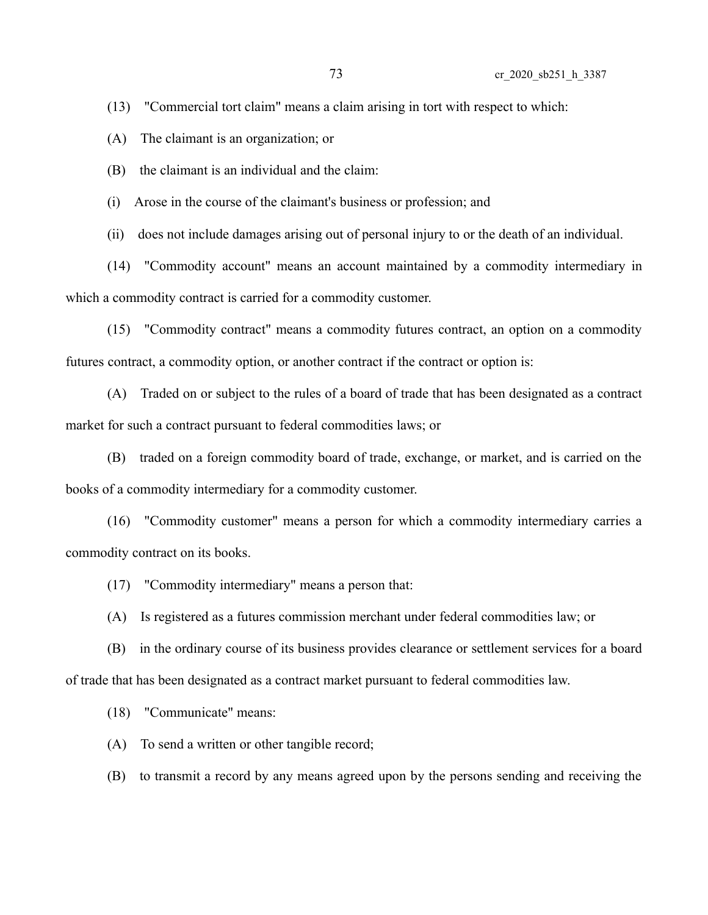(13) "Commercial tort claim" means a claim arising in tort with respect to which:

(A) The claimant is an organization; or

(B) the claimant is an individual and the claim:

(i) Arose in the course of the claimant's business or profession; and

(ii) does not include damages arising out of personal injury to or the death of an individual.

(14) "Commodity account" means an account maintained by a commodity intermediary in which a commodity contract is carried for a commodity customer.

(15) "Commodity contract" means a commodity futures contract, an option on a commodity futures contract, a commodity option, or another contract if the contract or option is:

(A) Traded on or subject to the rules of a board of trade that has been designated as a contract market for such a contract pursuant to federal commodities laws; or

(B) traded on a foreign commodity board of trade, exchange, or market, and is carried on the books of a commodity intermediary for a commodity customer.

(16) "Commodity customer" means a person for which a commodity intermediary carries a commodity contract on its books.

(17) "Commodity intermediary" means a person that:

(A) Is registered as a futures commission merchant under federal commodities law; or

(B) in the ordinary course of its business provides clearance or settlement services for a board of trade that has been designated as a contract market pursuant to federal commodities law.

(18) "Communicate" means:

(A) To send a written or other tangible record;

(B) to transmit a record by any means agreed upon by the persons sending and receiving the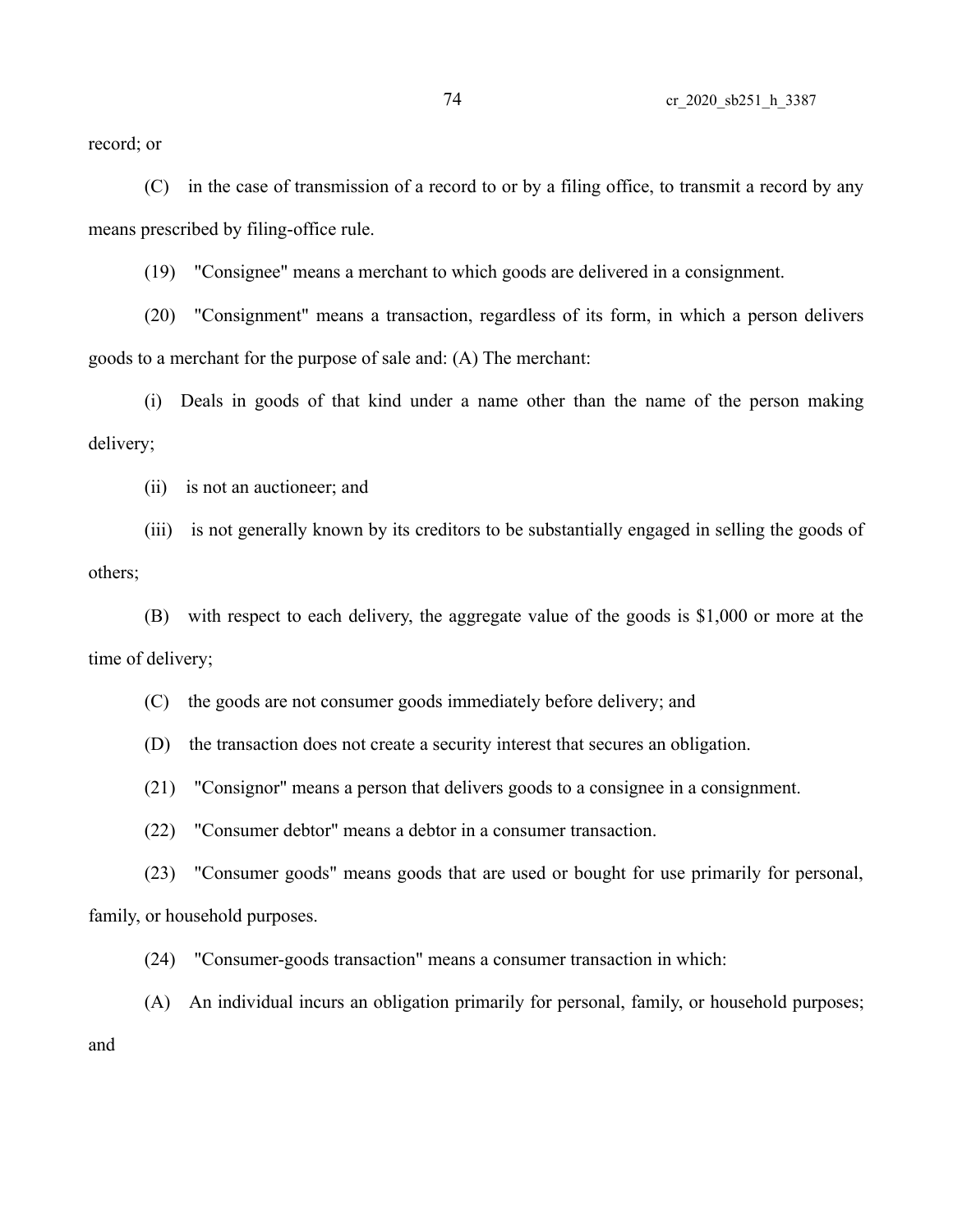record; or

(C) in the case of transmission of a record to or by a filing office, to transmit a record by any means prescribed by filing-office rule.

(19) "Consignee" means a merchant to which goods are delivered in a consignment.

(20) "Consignment" means a transaction, regardless of its form, in which a person delivers goods to a merchant for the purpose of sale and: (A) The merchant:

(i) Deals in goods of that kind under a name other than the name of the person making delivery;

(ii) is not an auctioneer; and

(iii) is not generally known by its creditors to be substantially engaged in selling the goods of others;

(B) with respect to each delivery, the aggregate value of the goods is $1,000 or more at the time of delivery;

(C) the goods are not consumer goods immediately before delivery; and

(D) the transaction does not create a security interest that secures an obligation.

(21) "Consignor" means a person that delivers goods to a consignee in a consignment.

(22) "Consumer debtor" means a debtor in a consumer transaction.

(23) "Consumer goods" means goods that are used or bought for use primarily for personal, family, or household purposes.

(24) "Consumer-goods transaction" means a consumer transaction in which:

(A) An individual incurs an obligation primarily for personal, family, or household purposes; and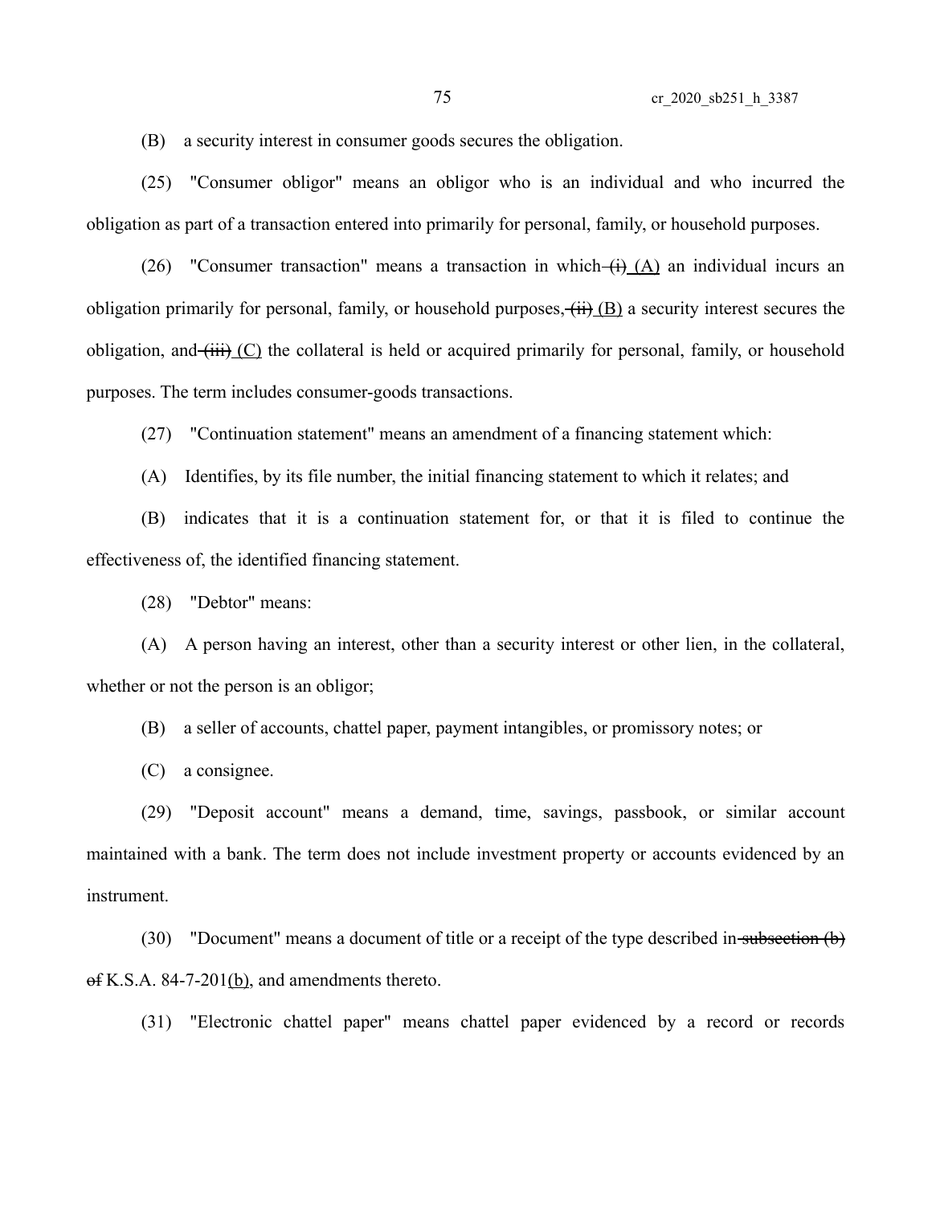(B) a security interest in consumer goods secures the obligation.

(25) "Consumer obligor" means an obligor who is an individual and who incurred the obligation as part of a transaction entered into primarily for personal, family, or household purposes.

(26) "Consumer transaction" means a transaction in which ~~(i)~~ (A) an individual incurs an obligation primarily for personal, family, or household purposes, ~~(ii)~~ (B) a security interest secures the obligation, and ~~(iii)~~ (C) the collateral is held or acquired primarily for personal, family, or household purposes. The term includes consumer-goods transactions.

(27) "Continuation statement" means an amendment of a financing statement which:

(A) Identifies, by its file number, the initial financing statement to which it relates; and

(B) indicates that it is a continuation statement for, or that it is filed to continue the effectiveness of, the identified financing statement.

(28) "Debtor" means:

(A) A person having an interest, other than a security interest or other lien, in the collateral, whether or not the person is an obligor;

(B) a seller of accounts, chattel paper, payment intangibles, or promissory notes; or

(C) a consignee.

(29) "Deposit account" means a demand, time, savings, passbook, or similar account maintained with a bank. The term does not include investment property or accounts evidenced by an instrument.

(30) "Document" means a document of title or a receipt of the type described in ~~subsection (b) of~~ K.S.A. 84-7-201(b), and amendments thereto.

(31) "Electronic chattel paper" means chattel paper evidenced by a record or records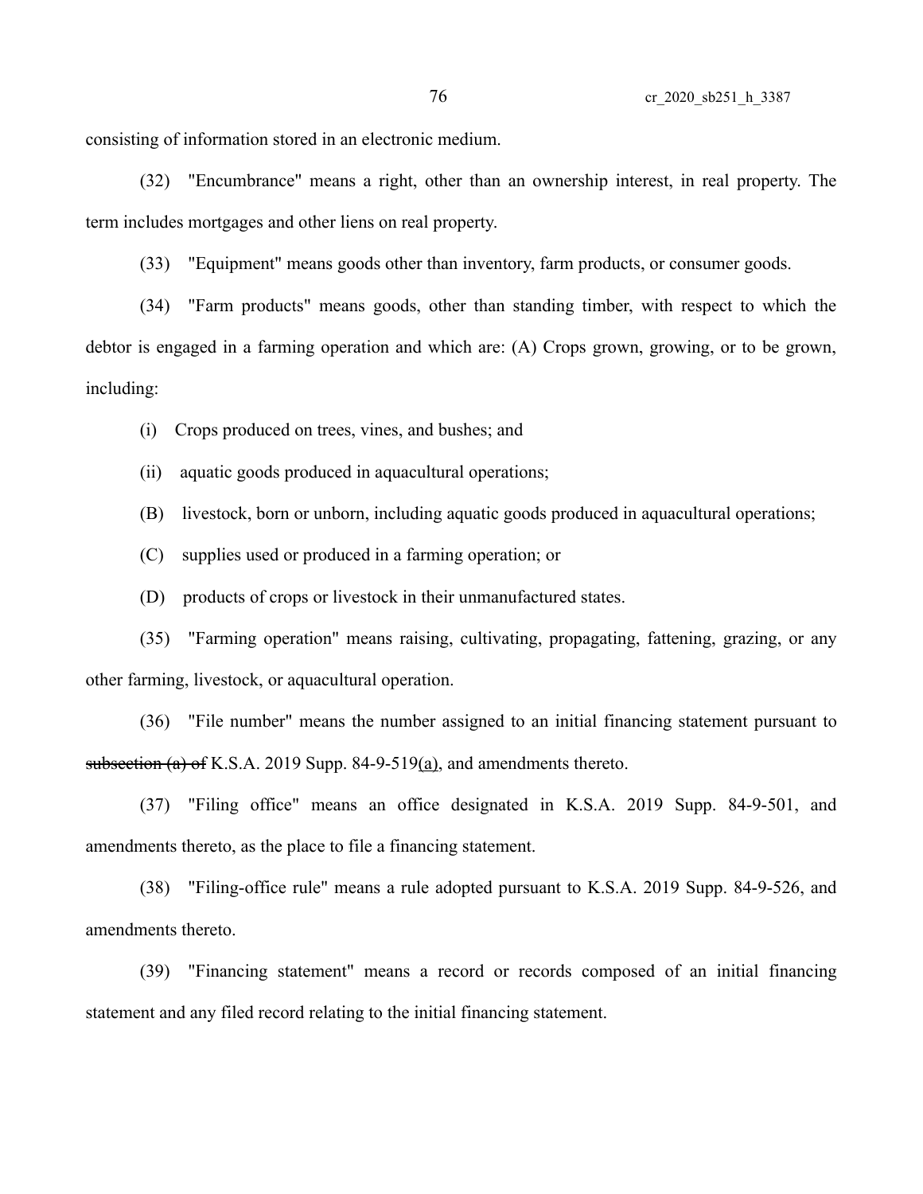consisting of information stored in an electronic medium.

(32) "Encumbrance" means a right, other than an ownership interest, in real property. The term includes mortgages and other liens on real property.

(33) "Equipment" means goods other than inventory, farm products, or consumer goods.

(34) "Farm products" means goods, other than standing timber, with respect to which the debtor is engaged in a farming operation and which are: (A) Crops grown, growing, or to be grown, including:

(i) Crops produced on trees, vines, and bushes; and

(ii) aquatic goods produced in aquacultural operations;

(B) livestock, born or unborn, including aquatic goods produced in aquacultural operations;

(C) supplies used or produced in a farming operation; or

(D) products of crops or livestock in their unmanufactured states.

(35) "Farming operation" means raising, cultivating, propagating, fattening, grazing, or any other farming, livestock, or aquacultural operation.

(36) "File number" means the number assigned to an initial financing statement pursuant to ~~subsection (a) of~~ K.S.A. 2019 Supp. 84-9-519(a), and amendments thereto.

(37) "Filing office" means an office designated in K.S.A. 2019 Supp. 84-9-501, and amendments thereto, as the place to file a financing statement.

(38) "Filing-office rule" means a rule adopted pursuant to K.S.A. 2019 Supp. 84-9-526, and amendments thereto.

(39) "Financing statement" means a record or records composed of an initial financing statement and any filed record relating to the initial financing statement.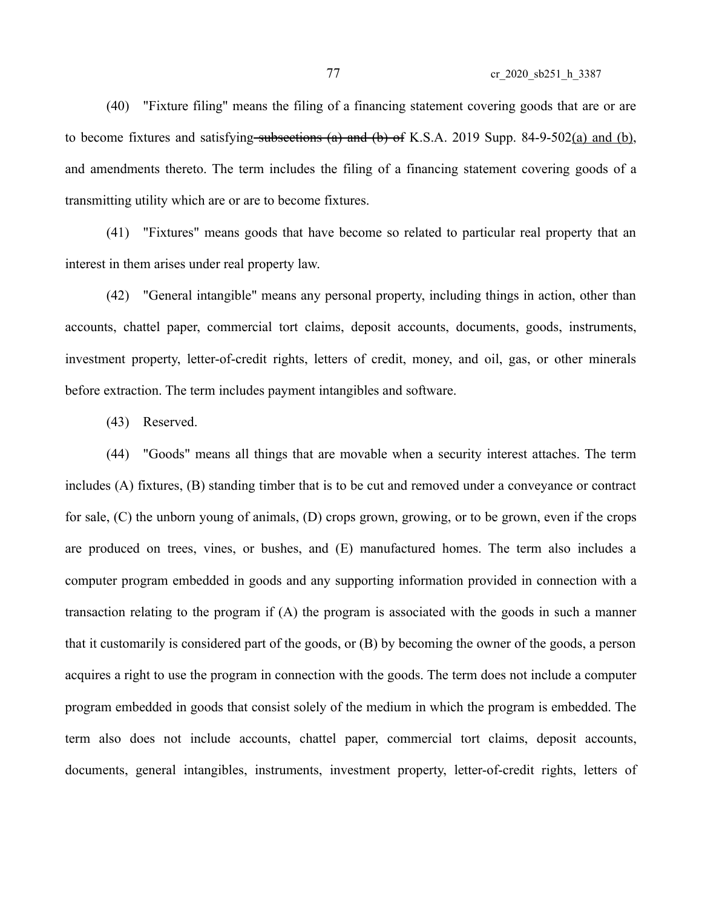(40) "Fixture filing" means the filing of a financing statement covering goods that are or are to become fixtures and satisfying ~~subsections (a) and (b) of~~ K.S.A. 2019 Supp. 84-9-502<u>(a) and (b)</u>, and amendments thereto. The term includes the filing of a financing statement covering goods of a transmitting utility which are or are to become fixtures.

(41) "Fixtures" means goods that have become so related to particular real property that an interest in them arises under real property law.

(42) "General intangible" means any personal property, including things in action, other than accounts, chattel paper, commercial tort claims, deposit accounts, documents, goods, instruments, investment property, letter-of-credit rights, letters of credit, money, and oil, gas, or other minerals before extraction. The term includes payment intangibles and software.

(43) Reserved.

(44) "Goods" means all things that are movable when a security interest attaches. The term includes (A) fixtures, (B) standing timber that is to be cut and removed under a conveyance or contract for sale, (C) the unborn young of animals, (D) crops grown, growing, or to be grown, even if the crops are produced on trees, vines, or bushes, and (E) manufactured homes. The term also includes a computer program embedded in goods and any supporting information provided in connection with a transaction relating to the program if (A) the program is associated with the goods in such a manner that it customarily is considered part of the goods, or (B) by becoming the owner of the goods, a person acquires a right to use the program in connection with the goods. The term does not include a computer program embedded in goods that consist solely of the medium in which the program is embedded. The term also does not include accounts, chattel paper, commercial tort claims, deposit accounts, documents, general intangibles, instruments, investment property, letter-of-credit rights, letters of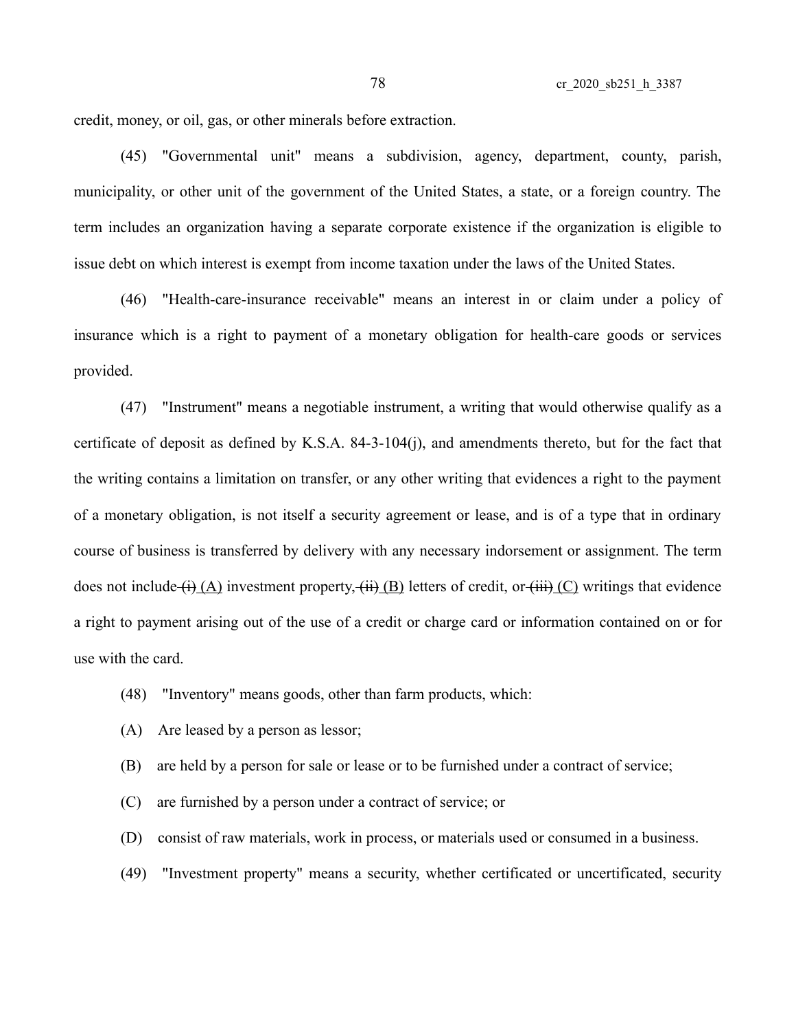credit, money, or oil, gas, or other minerals before extraction.

(45) "Governmental unit" means a subdivision, agency, department, county, parish, municipality, or other unit of the government of the United States, a state, or a foreign country. The term includes an organization having a separate corporate existence if the organization is eligible to issue debt on which interest is exempt from income taxation under the laws of the United States.

(46) "Health-care-insurance receivable" means an interest in or claim under a policy of insurance which is a right to payment of a monetary obligation for health-care goods or services provided.

(47) "Instrument" means a negotiable instrument, a writing that would otherwise qualify as a certificate of deposit as defined by K.S.A. 84-3-104(j), and amendments thereto, but for the fact that the writing contains a limitation on transfer, or any other writing that evidences a right to the payment of a monetary obligation, is not itself a security agreement or lease, and is of a type that in ordinary course of business is transferred by delivery with any necessary indorsement or assignment. The term does not include ~~(i)~~ (A) investment property, ~~(ii)~~ (B) letters of credit, or ~~(iii)~~ (C) writings that evidence a right to payment arising out of the use of a credit or charge card or information contained on or for use with the card.

(48) "Inventory" means goods, other than farm products, which:

(A) Are leased by a person as lessor;

(B) are held by a person for sale or lease or to be furnished under a contract of service;

(C) are furnished by a person under a contract of service; or

(D) consist of raw materials, work in process, or materials used or consumed in a business.

(49) "Investment property" means a security, whether certificated or uncertificated, security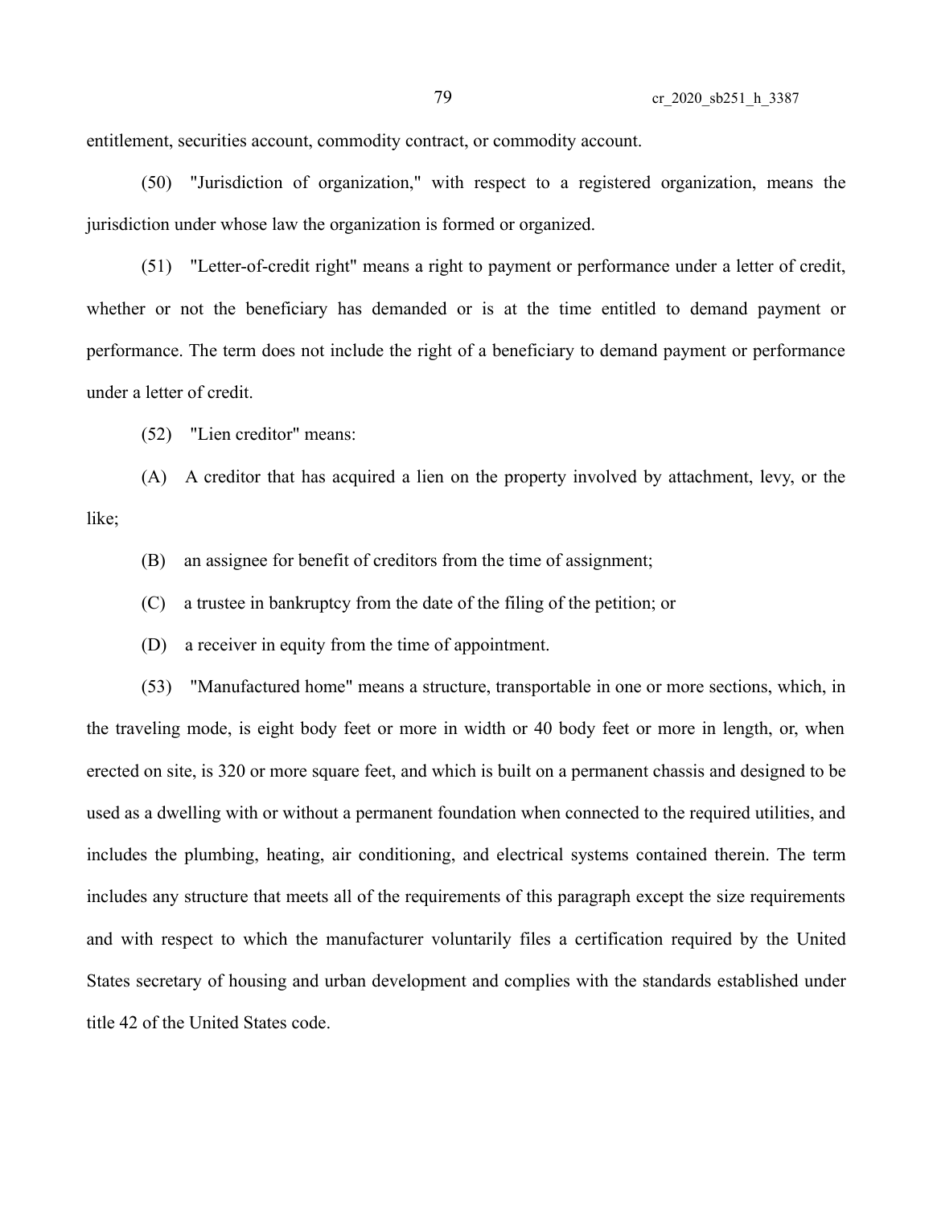entitlement, securities account, commodity contract, or commodity account.

(50) "Jurisdiction of organization," with respect to a registered organization, means the jurisdiction under whose law the organization is formed or organized.

(51) "Letter-of-credit right" means a right to payment or performance under a letter of credit, whether or not the beneficiary has demanded or is at the time entitled to demand payment or performance. The term does not include the right of a beneficiary to demand payment or performance under a letter of credit.

(52) "Lien creditor" means:

(A) A creditor that has acquired a lien on the property involved by attachment, levy, or the like;

(B) an assignee for benefit of creditors from the time of assignment;

(C) a trustee in bankruptcy from the date of the filing of the petition; or

(D) a receiver in equity from the time of appointment.

(53) "Manufactured home" means a structure, transportable in one or more sections, which, in the traveling mode, is eight body feet or more in width or 40 body feet or more in length, or, when erected on site, is 320 or more square feet, and which is built on a permanent chassis and designed to be used as a dwelling with or without a permanent foundation when connected to the required utilities, and includes the plumbing, heating, air conditioning, and electrical systems contained therein. The term includes any structure that meets all of the requirements of this paragraph except the size requirements and with respect to which the manufacturer voluntarily files a certification required by the United States secretary of housing and urban development and complies with the standards established under title 42 of the United States code.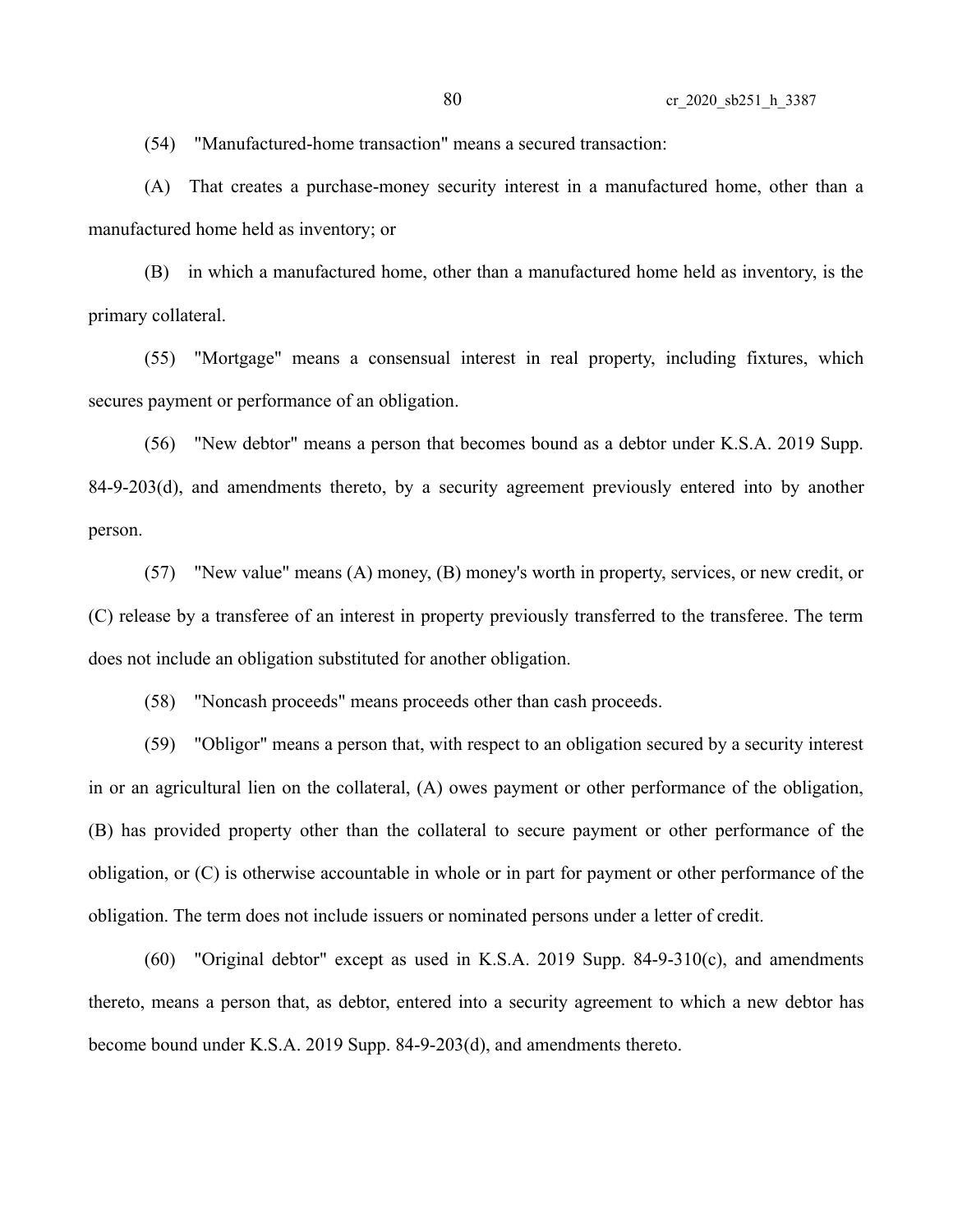(54) "Manufactured-home transaction" means a secured transaction:

(A) That creates a purchase-money security interest in a manufactured home, other than a manufactured home held as inventory; or

(B) in which a manufactured home, other than a manufactured home held as inventory, is the primary collateral.

(55) "Mortgage" means a consensual interest in real property, including fixtures, which secures payment or performance of an obligation.

(56) "New debtor" means a person that becomes bound as a debtor under K.S.A. 2019 Supp. 84-9-203(d), and amendments thereto, by a security agreement previously entered into by another person.

(57) "New value" means (A) money, (B) money's worth in property, services, or new credit, or (C) release by a transferee of an interest in property previously transferred to the transferee. The term does not include an obligation substituted for another obligation.

(58) "Noncash proceeds" means proceeds other than cash proceeds.

(59) "Obligor" means a person that, with respect to an obligation secured by a security interest in or an agricultural lien on the collateral, (A) owes payment or other performance of the obligation, (B) has provided property other than the collateral to secure payment or other performance of the obligation, or (C) is otherwise accountable in whole or in part for payment or other performance of the obligation. The term does not include issuers or nominated persons under a letter of credit.

(60) "Original debtor" except as used in K.S.A. 2019 Supp. 84-9-310(c), and amendments thereto, means a person that, as debtor, entered into a security agreement to which a new debtor has become bound under K.S.A. 2019 Supp. 84-9-203(d), and amendments thereto.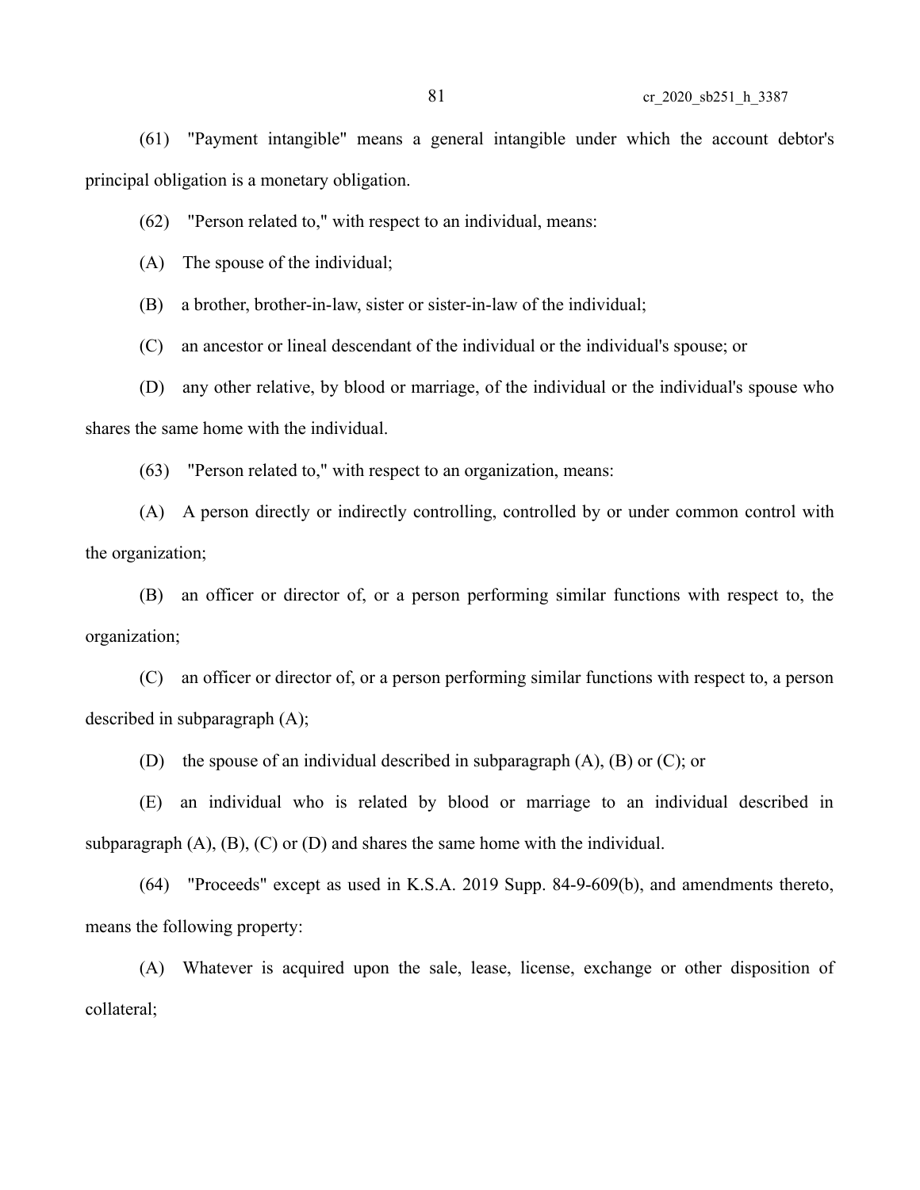(61) "Payment intangible" means a general intangible under which the account debtor's principal obligation is a monetary obligation.

(62) "Person related to," with respect to an individual, means:

(A) The spouse of the individual;

(B) a brother, brother-in-law, sister or sister-in-law of the individual;

(C) an ancestor or lineal descendant of the individual or the individual's spouse; or

(D) any other relative, by blood or marriage, of the individual or the individual's spouse who shares the same home with the individual.

(63) "Person related to," with respect to an organization, means:

(A) A person directly or indirectly controlling, controlled by or under common control with the organization;

(B) an officer or director of, or a person performing similar functions with respect to, the organization;

(C) an officer or director of, or a person performing similar functions with respect to, a person described in subparagraph (A);

(D) the spouse of an individual described in subparagraph (A), (B) or (C); or

(E) an individual who is related by blood or marriage to an individual described in subparagraph (A), (B), (C) or (D) and shares the same home with the individual.

(64) "Proceeds" except as used in K.S.A. 2019 Supp. 84-9-609(b), and amendments thereto, means the following property:

(A) Whatever is acquired upon the sale, lease, license, exchange or other disposition of collateral;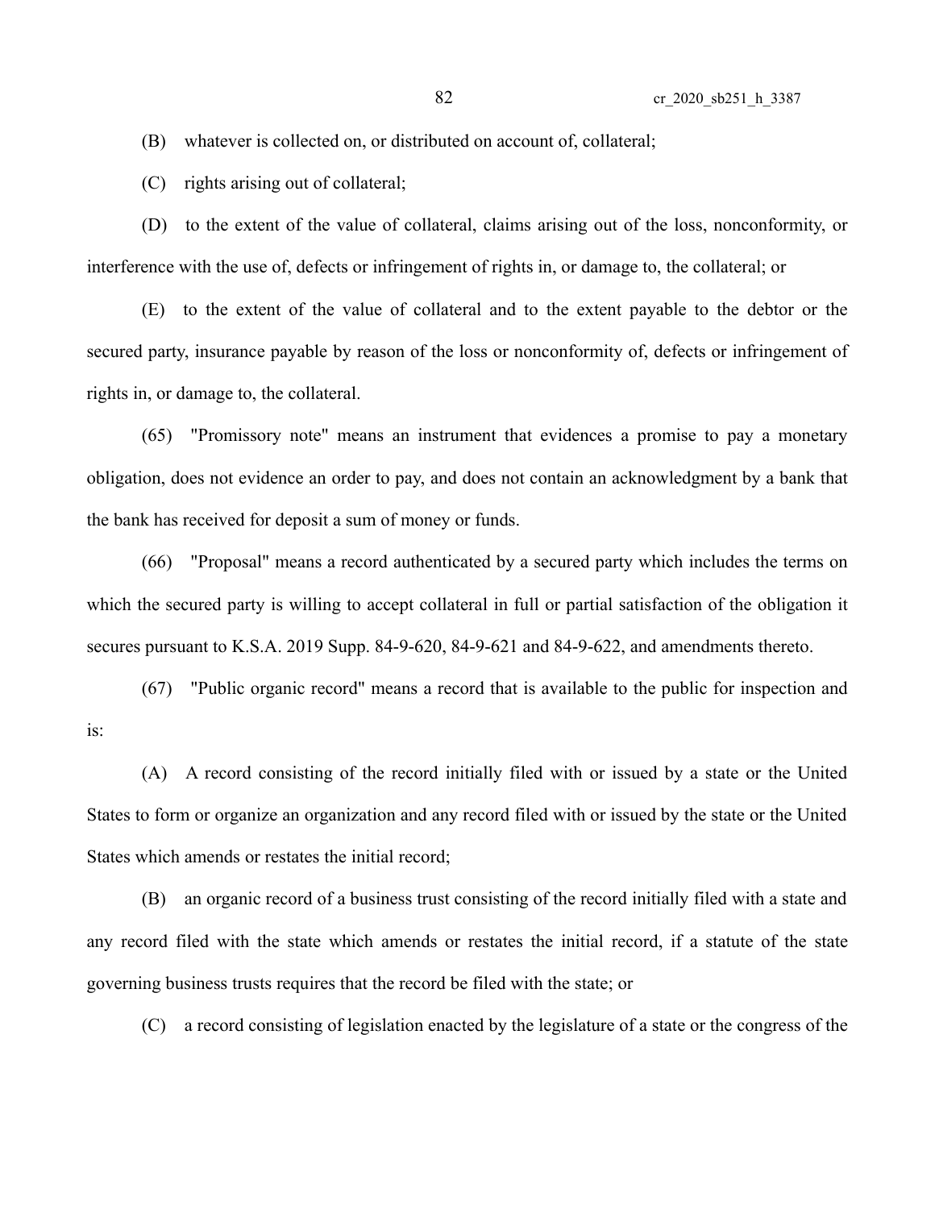(B) whatever is collected on, or distributed on account of, collateral;

(C) rights arising out of collateral;

(D) to the extent of the value of collateral, claims arising out of the loss, nonconformity, or interference with the use of, defects or infringement of rights in, or damage to, the collateral; or

(E) to the extent of the value of collateral and to the extent payable to the debtor or the secured party, insurance payable by reason of the loss or nonconformity of, defects or infringement of rights in, or damage to, the collateral.

(65) "Promissory note" means an instrument that evidences a promise to pay a monetary obligation, does not evidence an order to pay, and does not contain an acknowledgment by a bank that the bank has received for deposit a sum of money or funds.

(66) "Proposal" means a record authenticated by a secured party which includes the terms on which the secured party is willing to accept collateral in full or partial satisfaction of the obligation it secures pursuant to K.S.A. 2019 Supp. 84-9-620, 84-9-621 and 84-9-622, and amendments thereto.

(67) "Public organic record" means a record that is available to the public for inspection and is:

(A) A record consisting of the record initially filed with or issued by a state or the United States to form or organize an organization and any record filed with or issued by the state or the United States which amends or restates the initial record;

(B) an organic record of a business trust consisting of the record initially filed with a state and any record filed with the state which amends or restates the initial record, if a statute of the state governing business trusts requires that the record be filed with the state; or

(C) a record consisting of legislation enacted by the legislature of a state or the congress of the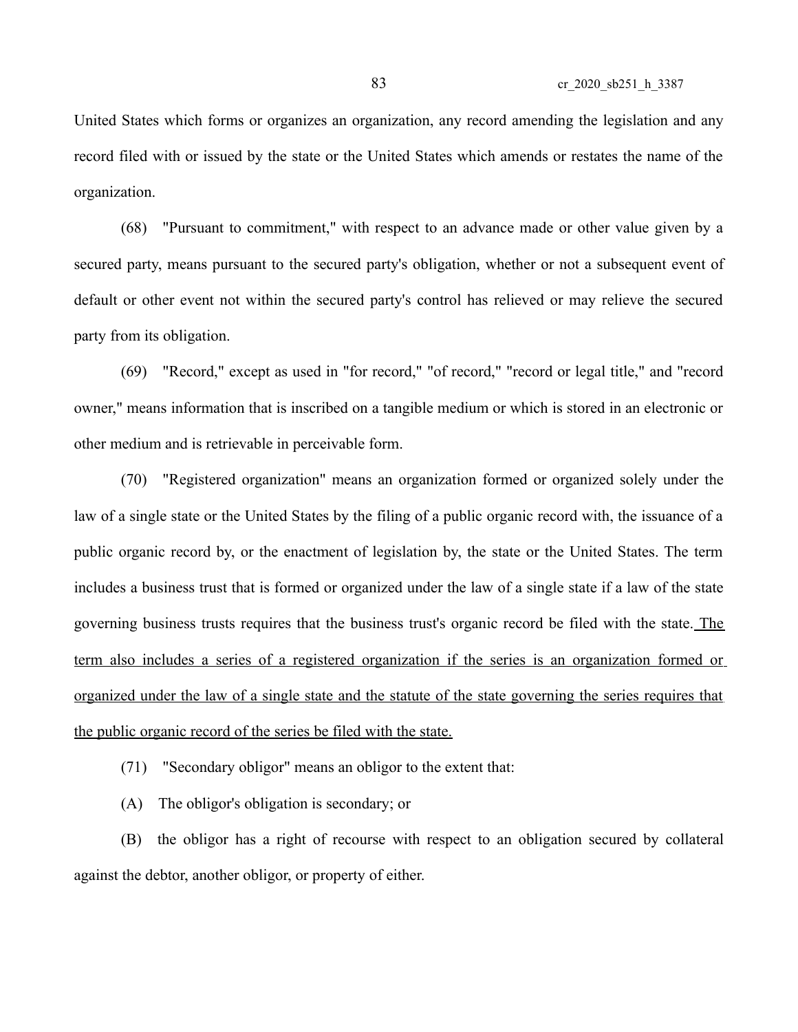United States which forms or organizes an organization, any record amending the legislation and any record filed with or issued by the state or the United States which amends or restates the name of the organization.

(68) "Pursuant to commitment," with respect to an advance made or other value given by a secured party, means pursuant to the secured party's obligation, whether or not a subsequent event of default or other event not within the secured party's control has relieved or may relieve the secured party from its obligation.

(69) "Record," except as used in "for record," "of record," "record or legal title," and "record owner," means information that is inscribed on a tangible medium or which is stored in an electronic or other medium and is retrievable in perceivable form.

(70) "Registered organization" means an organization formed or organized solely under the law of a single state or the United States by the filing of a public organic record with, the issuance of a public organic record by, or the enactment of legislation by, the state or the United States. The term includes a business trust that is formed or organized under the law of a single state if a law of the state governing business trusts requires that the business trust's organic record be filed with the state. <u>The term also includes a series of a registered organization if the series is an organization formed or organized under the law of a single state and the statute of the state governing the series requires that the public organic record of the series be filed with the state.</u>

(71) "Secondary obligor" means an obligor to the extent that:

(A) The obligor's obligation is secondary; or

(B) the obligor has a right of recourse with respect to an obligation secured by collateral against the debtor, another obligor, or property of either.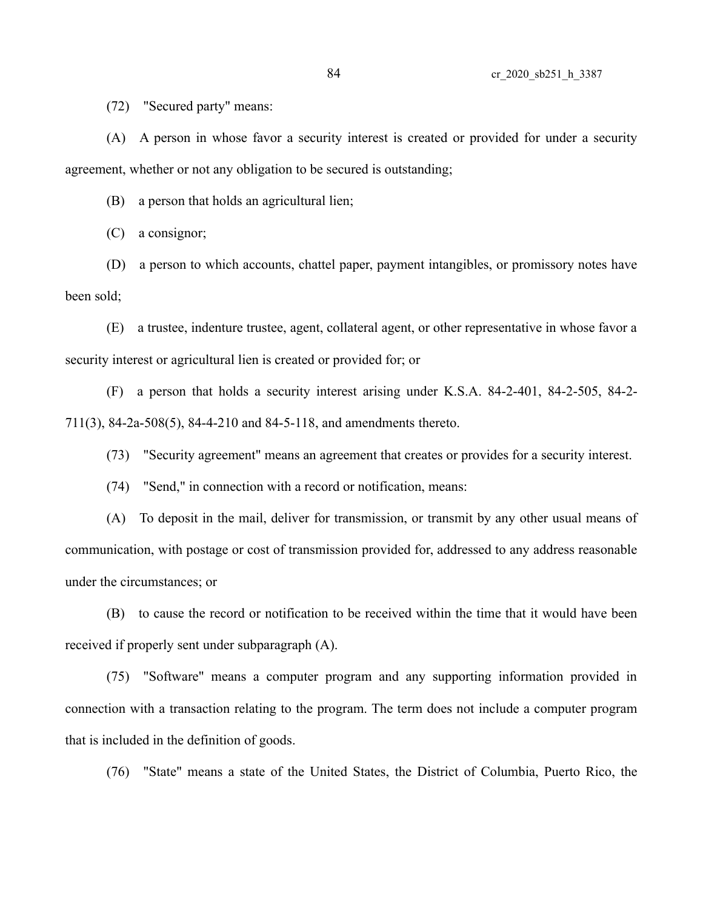(72) "Secured party" means:

(A) A person in whose favor a security interest is created or provided for under a security agreement, whether or not any obligation to be secured is outstanding;

(B) a person that holds an agricultural lien;

(C) a consignor;

(D) a person to which accounts, chattel paper, payment intangibles, or promissory notes have been sold;

(E) a trustee, indenture trustee, agent, collateral agent, or other representative in whose favor a security interest or agricultural lien is created or provided for; or

(F) a person that holds a security interest arising under K.S.A. 84-2-401, 84-2-505, 84-2-711(3), 84-2a-508(5), 84-4-210 and 84-5-118, and amendments thereto.

(73) "Security agreement" means an agreement that creates or provides for a security interest.

(74) "Send," in connection with a record or notification, means:

(A) To deposit in the mail, deliver for transmission, or transmit by any other usual means of communication, with postage or cost of transmission provided for, addressed to any address reasonable under the circumstances; or

(B) to cause the record or notification to be received within the time that it would have been received if properly sent under subparagraph (A).

(75) "Software" means a computer program and any supporting information provided in connection with a transaction relating to the program. The term does not include a computer program that is included in the definition of goods.

(76) "State" means a state of the United States, the District of Columbia, Puerto Rico, the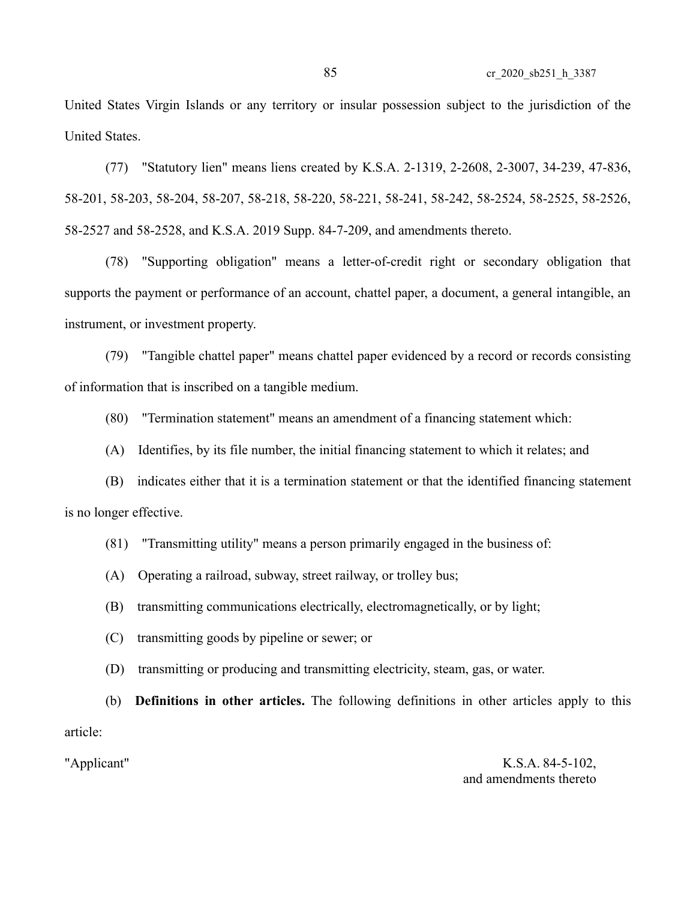United States Virgin Islands or any territory or insular possession subject to the jurisdiction of the United States.

(77) "Statutory lien" means liens created by K.S.A. 2-1319, 2-2608, 2-3007, 34-239, 47-836, 58-201, 58-203, 58-204, 58-207, 58-218, 58-220, 58-221, 58-241, 58-242, 58-2524, 58-2525, 58-2526, 58-2527 and 58-2528, and K.S.A. 2019 Supp. 84-7-209, and amendments thereto.

(78) "Supporting obligation" means a letter-of-credit right or secondary obligation that supports the payment or performance of an account, chattel paper, a document, a general intangible, an instrument, or investment property.

(79) "Tangible chattel paper" means chattel paper evidenced by a record or records consisting of information that is inscribed on a tangible medium.

(80) "Termination statement" means an amendment of a financing statement which:

(A) Identifies, by its file number, the initial financing statement to which it relates; and

(B) indicates either that it is a termination statement or that the identified financing statement is no longer effective.

(81) "Transmitting utility" means a person primarily engaged in the business of:

(A) Operating a railroad, subway, street railway, or trolley bus;

(B) transmitting communications electrically, electromagnetically, or by light;

(C) transmitting goods by pipeline or sewer; or

(D) transmitting or producing and transmitting electricity, steam, gas, or water.

(b) **Definitions in other articles.** The following definitions in other articles apply to this article:

| | |
|---|---|
| "Applicant" | K.S.A. 84-5-102, and amendments thereto |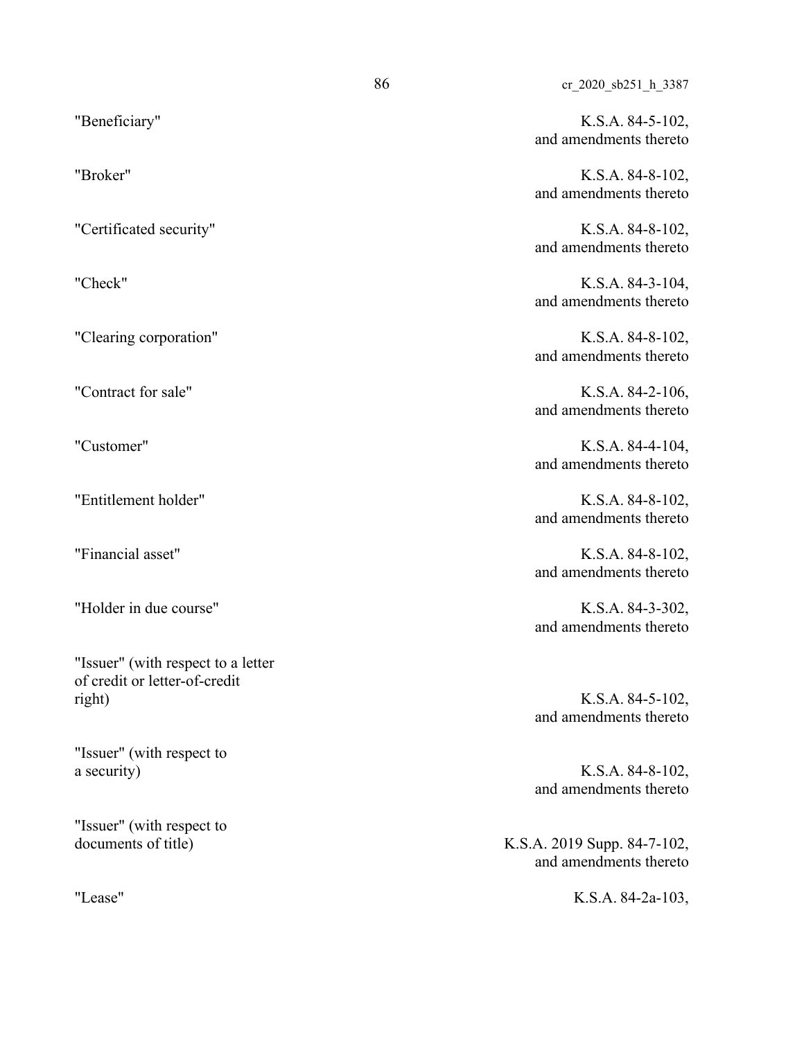| | |
|---|---|
| "Beneficiary" | K.S.A. 84-5-102, and amendments thereto |
| "Broker" | K.S.A. 84-8-102, and amendments thereto |
| "Certificated security" | K.S.A. 84-8-102, and amendments thereto |
| "Check" | K.S.A. 84-3-104, and amendments thereto |
| "Clearing corporation" | K.S.A. 84-8-102, and amendments thereto |
| "Contract for sale" | K.S.A. 84-2-106, and amendments thereto |
| "Customer" | K.S.A. 84-4-104, and amendments thereto |
| "Entitlement holder" | K.S.A. 84-8-102, and amendments thereto |
| "Financial asset" | K.S.A. 84-8-102, and amendments thereto |
| "Holder in due course" | K.S.A. 84-3-302, and amendments thereto |
| "Issuer" (with respect to a letter of credit or letter-of-credit right) | K.S.A. 84-5-102, and amendments thereto |
| "Issuer" (with respect to a security) | K.S.A. 84-8-102, and amendments thereto |
| "Issuer" (with respect to documents of title) | K.S.A. 2019 Supp. 84-7-102, and amendments thereto |
| "Lease" | K.S.A. 84-2a-103, |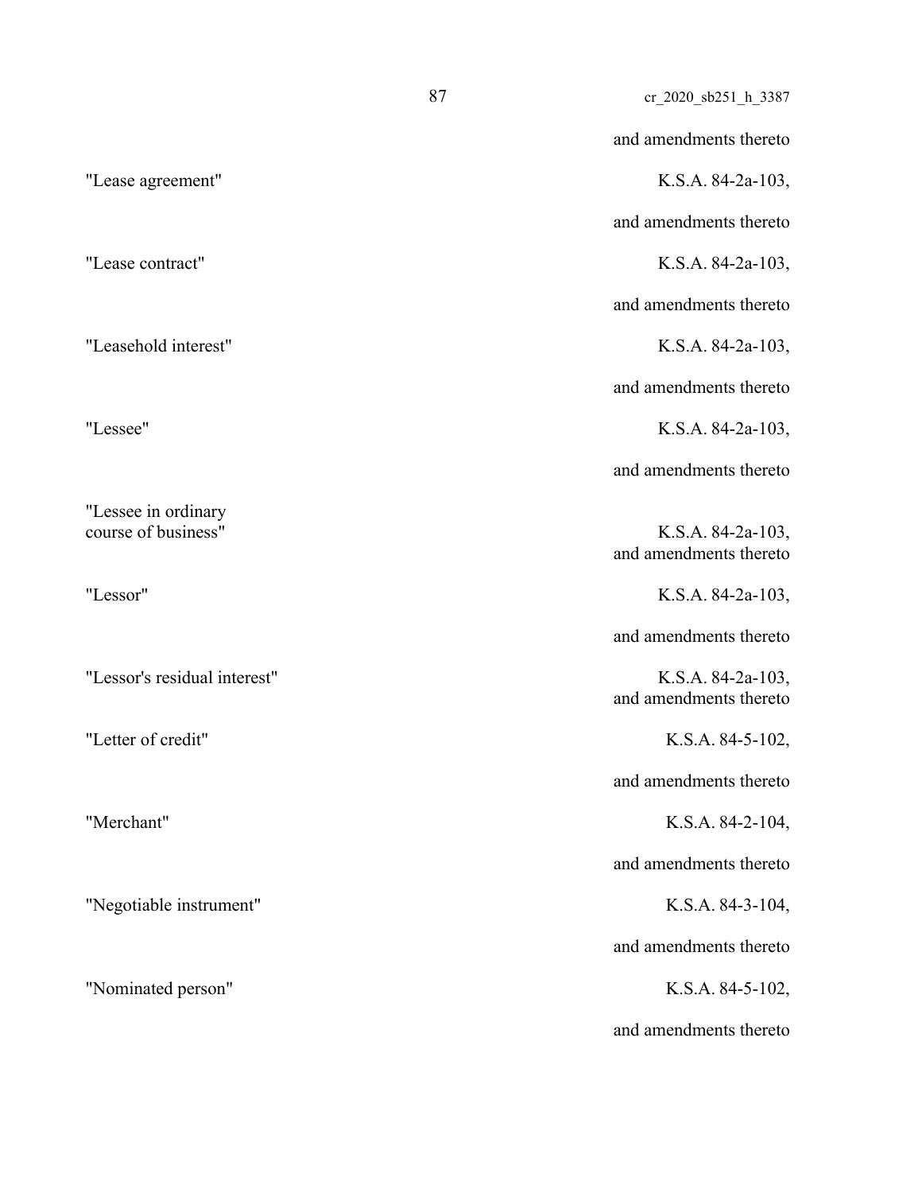and amendments thereto

| | |
|---|---|
| "Lease agreement" | K.S.A. 84-2a-103, and amendments thereto |
| "Lease contract" | K.S.A. 84-2a-103, and amendments thereto |
| "Leasehold interest" | K.S.A. 84-2a-103, and amendments thereto |
| "Lessee" | K.S.A. 84-2a-103, and amendments thereto |
| "Lessee in ordinary course of business" | K.S.A. 84-2a-103, and amendments thereto |
| "Lessor" | K.S.A. 84-2a-103, and amendments thereto |
| "Lessor's residual interest" | K.S.A. 84-2a-103, and amendments thereto |
| "Letter of credit" | K.S.A. 84-5-102, and amendments thereto |
| "Merchant" | K.S.A. 84-2-104, and amendments thereto |
| "Negotiable instrument" | K.S.A. 84-3-104, and amendments thereto |
| "Nominated person" | K.S.A. 84-5-102, and amendments thereto |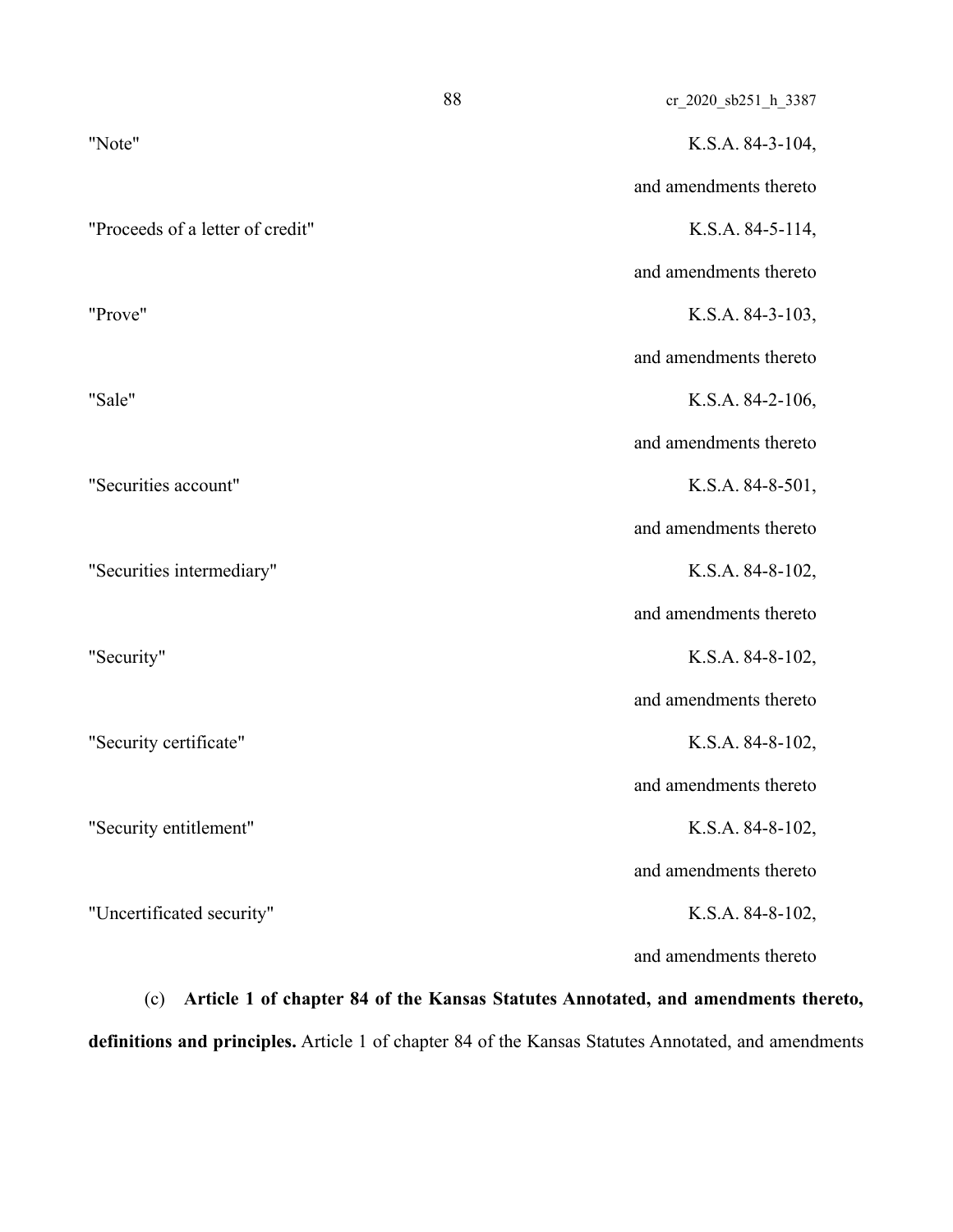| | |
|---|---|
| "Note" | K.S.A. 84-3-104, and amendments thereto |
| "Proceeds of a letter of credit" | K.S.A. 84-5-114, and amendments thereto |
| "Prove" | K.S.A. 84-3-103, and amendments thereto |
| "Sale" | K.S.A. 84-2-106, and amendments thereto |
| "Securities account" | K.S.A. 84-8-501, and amendments thereto |
| "Securities intermediary" | K.S.A. 84-8-102, and amendments thereto |
| "Security" | K.S.A. 84-8-102, and amendments thereto |
| "Security certificate" | K.S.A. 84-8-102, and amendments thereto |
| "Security entitlement" | K.S.A. 84-8-102, and amendments thereto |
| "Uncertificated security" | K.S.A. 84-8-102, and amendments thereto |

(c) **Article 1 of chapter 84 of the Kansas Statutes Annotated, and amendments thereto, definitions and principles.** Article 1 of chapter 84 of the Kansas Statutes Annotated, and amendments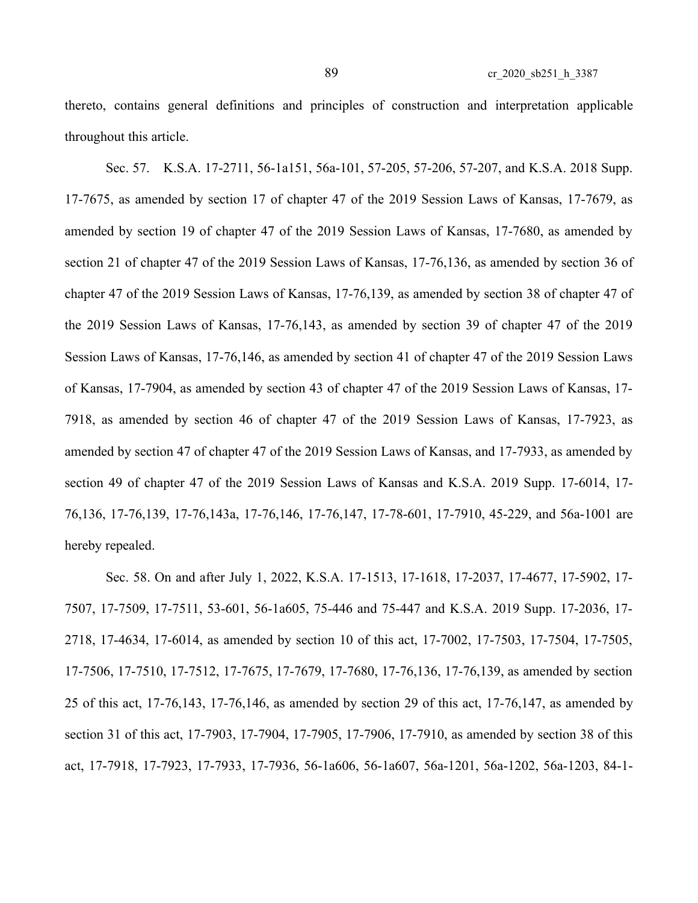thereto, contains general definitions and principles of construction and interpretation applicable throughout this article.

Sec. 57. K.S.A. 17-2711, 56-1a151, 56a-101, 57-205, 57-206, 57-207, and K.S.A. 2018 Supp. 17-7675, as amended by section 17 of chapter 47 of the 2019 Session Laws of Kansas, 17-7679, as amended by section 19 of chapter 47 of the 2019 Session Laws of Kansas, 17-7680, as amended by section 21 of chapter 47 of the 2019 Session Laws of Kansas, 17-76,136, as amended by section 36 of chapter 47 of the 2019 Session Laws of Kansas, 17-76,139, as amended by section 38 of chapter 47 of the 2019 Session Laws of Kansas, 17-76,143, as amended by section 39 of chapter 47 of the 2019 Session Laws of Kansas, 17-76,146, as amended by section 41 of chapter 47 of the 2019 Session Laws of Kansas, 17-7904, as amended by section 43 of chapter 47 of the 2019 Session Laws of Kansas, 17-7918, as amended by section 46 of chapter 47 of the 2019 Session Laws of Kansas, 17-7923, as amended by section 47 of chapter 47 of the 2019 Session Laws of Kansas, and 17-7933, as amended by section 49 of chapter 47 of the 2019 Session Laws of Kansas and K.S.A. 2019 Supp. 17-6014, 17-76,136, 17-76,139, 17-76,143a, 17-76,146, 17-76,147, 17-78-601, 17-7910, 45-229, and 56a-1001 are hereby repealed.

Sec. 58. On and after July 1, 2022, K.S.A. 17-1513, 17-1618, 17-2037, 17-4677, 17-5902, 17-7507, 17-7509, 17-7511, 53-601, 56-1a605, 75-446 and 75-447 and K.S.A. 2019 Supp. 17-2036, 17-2718, 17-4634, 17-6014, as amended by section 10 of this act, 17-7002, 17-7503, 17-7504, 17-7505, 17-7506, 17-7510, 17-7512, 17-7675, 17-7679, 17-7680, 17-76,136, 17-76,139, as amended by section 25 of this act, 17-76,143, 17-76,146, as amended by section 29 of this act, 17-76,147, as amended by section 31 of this act, 17-7903, 17-7904, 17-7905, 17-7906, 17-7910, as amended by section 38 of this act, 17-7918, 17-7923, 17-7933, 17-7936, 56-1a606, 56-1a607, 56a-1201, 56a-1202, 56a-1203, 84-1-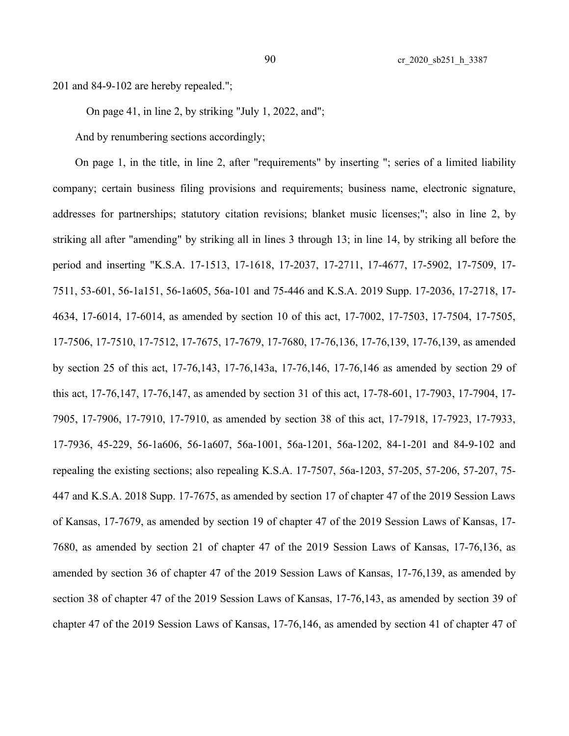201 and 84-9-102 are hereby repealed.";

On page 41, in line 2, by striking "July 1, 2022, and";

And by renumbering sections accordingly;

On page 1, in the title, in line 2, after "requirements" by inserting "; series of a limited liability company; certain business filing provisions and requirements; business name, electronic signature, addresses for partnerships; statutory citation revisions; blanket music licenses;"; also in line 2, by striking all after "amending" by striking all in lines 3 through 13; in line 14, by striking all before the period and inserting "K.S.A. 17-1513, 17-1618, 17-2037, 17-2711, 17-4677, 17-5902, 17-7509, 17-7511, 53-601, 56-1a151, 56-1a605, 56a-101 and 75-446 and K.S.A. 2019 Supp. 17-2036, 17-2718, 17-4634, 17-6014, 17-6014, as amended by section 10 of this act, 17-7002, 17-7503, 17-7504, 17-7505, 17-7506, 17-7510, 17-7512, 17-7675, 17-7679, 17-7680, 17-76,136, 17-76,139, 17-76,139, as amended by section 25 of this act, 17-76,143, 17-76,143a, 17-76,146, 17-76,146 as amended by section 29 of this act, 17-76,147, 17-76,147, as amended by section 31 of this act, 17-78-601, 17-7903, 17-7904, 17-7905, 17-7906, 17-7910, 17-7910, as amended by section 38 of this act, 17-7918, 17-7923, 17-7933, 17-7936, 45-229, 56-1a606, 56-1a607, 56a-1001, 56a-1201, 56a-1202, 84-1-201 and 84-9-102 and repealing the existing sections; also repealing K.S.A. 17-7507, 56a-1203, 57-205, 57-206, 57-207, 75-447 and K.S.A. 2018 Supp. 17-7675, as amended by section 17 of chapter 47 of the 2019 Session Laws of Kansas, 17-7679, as amended by section 19 of chapter 47 of the 2019 Session Laws of Kansas, 17-7680, as amended by section 21 of chapter 47 of the 2019 Session Laws of Kansas, 17-76,136, as amended by section 36 of chapter 47 of the 2019 Session Laws of Kansas, 17-76,139, as amended by section 38 of chapter 47 of the 2019 Session Laws of Kansas, 17-76,143, as amended by section 39 of chapter 47 of the 2019 Session Laws of Kansas, 17-76,146, as amended by section 41 of chapter 47 of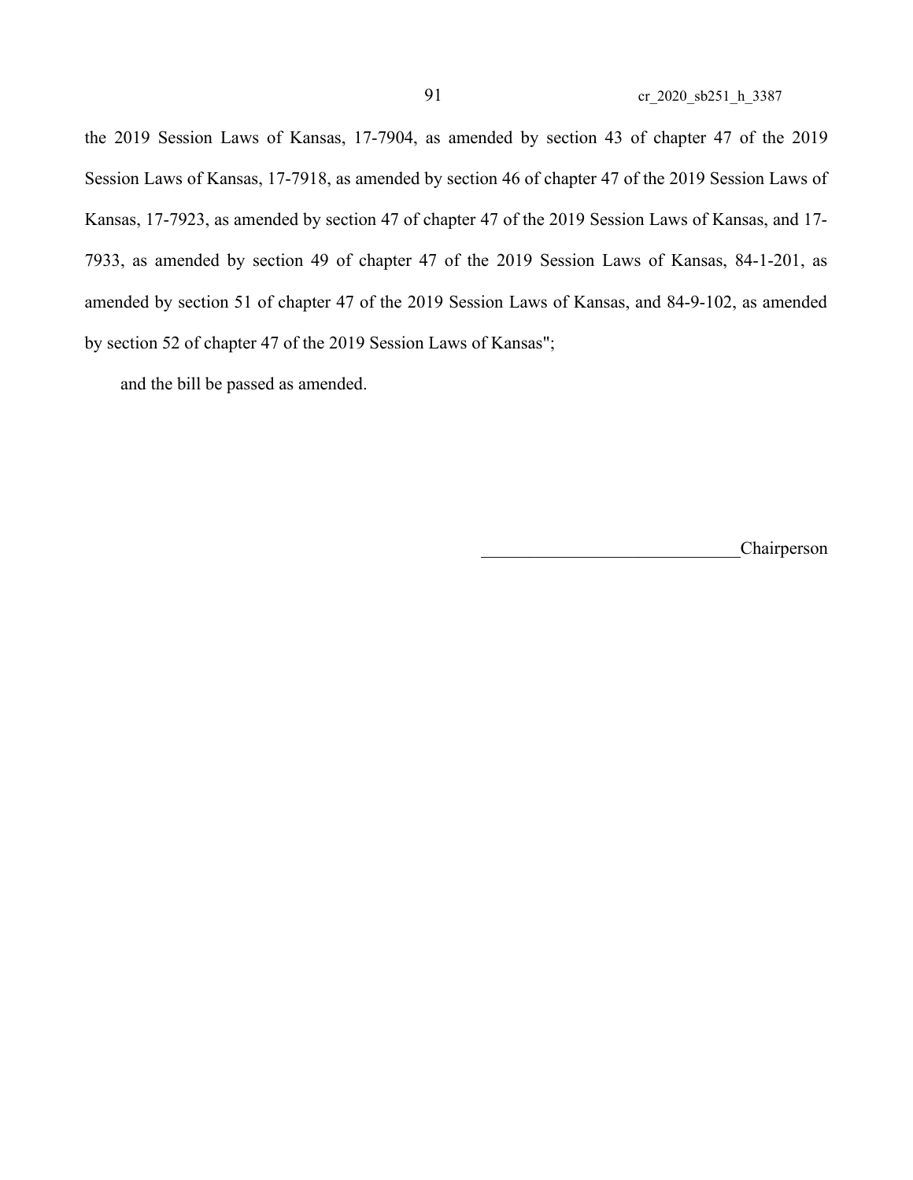the 2019 Session Laws of Kansas, 17-7904, as amended by section 43 of chapter 47 of the 2019 Session Laws of Kansas, 17-7918, as amended by section 46 of chapter 47 of the 2019 Session Laws of Kansas, 17-7923, as amended by section 47 of chapter 47 of the 2019 Session Laws of Kansas, and 17-7933, as amended by section 49 of chapter 47 of the 2019 Session Laws of Kansas, 84-1-201, as amended by section 51 of chapter 47 of the 2019 Session Laws of Kansas, and 84-9-102, as amended by section 52 of chapter 47 of the 2019 Session Laws of Kansas";

and the bill be passed as amended.

\_\_\_\_\_\_\_\_\_\_\_\_\_\_\_\_\_\_\_\_\_\_\_\_\_\_\_\_\_\_Chairperson